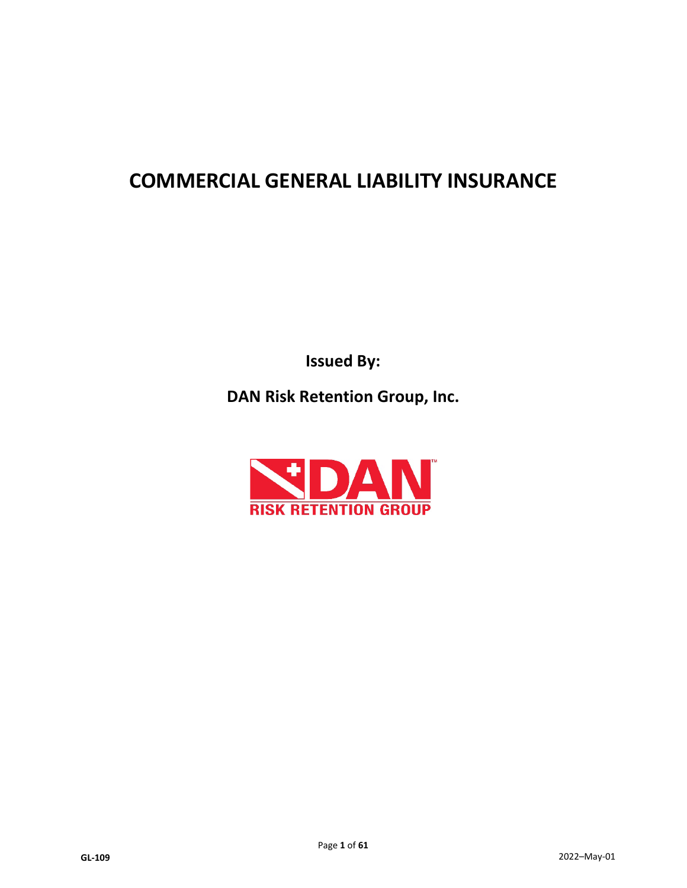# COMMERCIAL GENERAL LIABILITY INSURANCE

**Issued By:**

**DAN Risk Retention Group, Inc.**

DAN
RISK RETENTION GROUP

GL-109

2022–May-01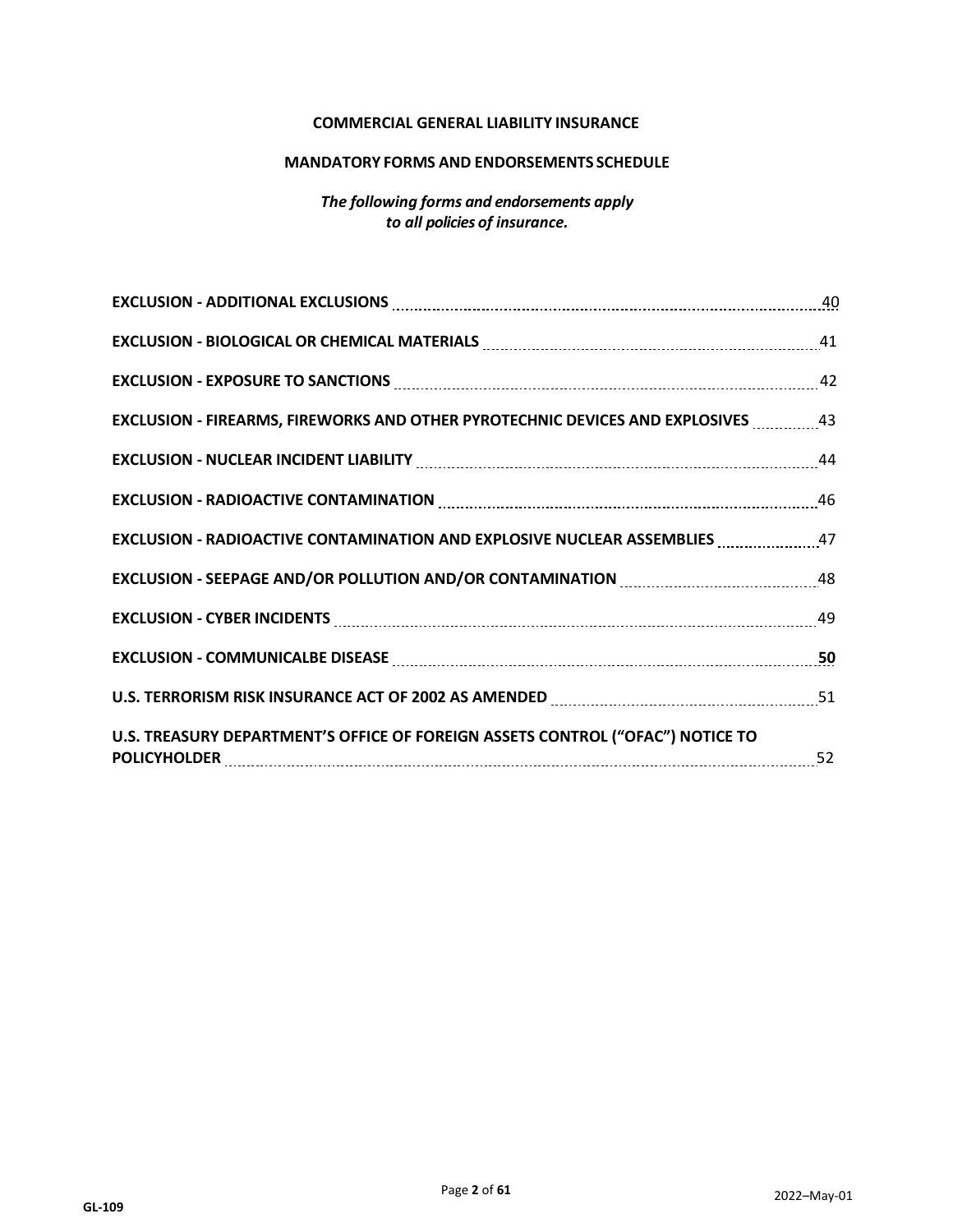**COMMERCIAL GENERAL LIABILITY INSURANCE**

**MANDATORY FORMS AND ENDORSEMENTS SCHEDULE**

***The following forms and endorsements apply to all policies of insurance.***

| | |
|---|---|
| **EXCLUSION - ADDITIONAL EXCLUSIONS** | 40 |
| **EXCLUSION - BIOLOGICAL OR CHEMICAL MATERIALS** | 41 |
| **EXCLUSION - EXPOSURE TO SANCTIONS** | 42 |
| **EXCLUSION - FIREARMS, FIREWORKS AND OTHER PYROTECHNIC DEVICES AND EXPLOSIVES** | 43 |
| **EXCLUSION - NUCLEAR INCIDENT LIABILITY** | 44 |
| **EXCLUSION - RADIOACTIVE CONTAMINATION** | 46 |
| **EXCLUSION - RADIOACTIVE CONTAMINATION AND EXPLOSIVE NUCLEAR ASSEMBLIES** | 47 |
| **EXCLUSION - SEEPAGE AND/OR POLLUTION AND/OR CONTAMINATION** | 48 |
| **EXCLUSION - CYBER INCIDENTS** | 49 |
| **EXCLUSION - COMMUNICALBE DISEASE** | **50** |
| **U.S. TERRORISM RISK INSURANCE ACT OF 2002 AS AMENDED** | 51 |
| **U.S. TREASURY DEPARTMENT'S OFFICE OF FOREIGN ASSETS CONTROL ("OFAC") NOTICE TO POLICYHOLDER** | 52 |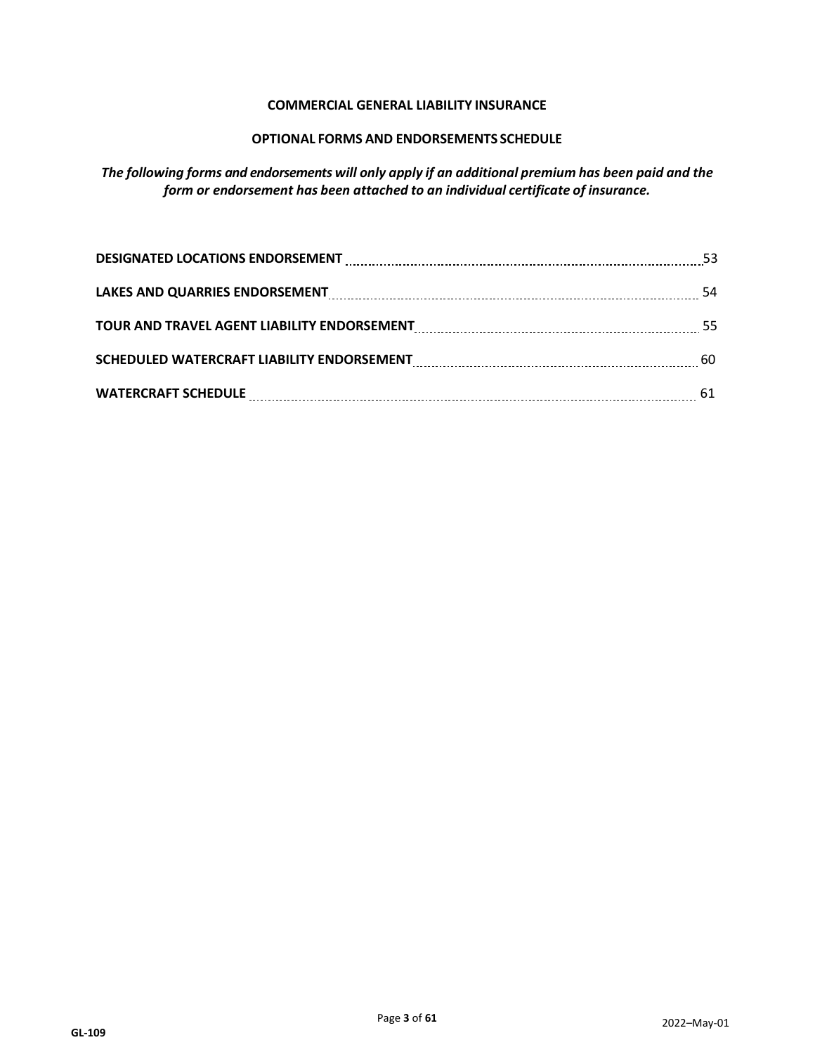**COMMERCIAL GENERAL LIABILITY INSURANCE**

**OPTIONAL FORMS AND ENDORSEMENTS SCHEDULE**

***The following forms and endorsements will only apply if an additional premium has been paid and the form or endorsement has been attached to an individual certificate of insurance.***

| | |
|---|---|
| **DESIGNATED LOCATIONS ENDORSEMENT** | 53 |
| **LAKES AND QUARRIES ENDORSEMENT** | 54 |
| **TOUR AND TRAVEL AGENT LIABILITY ENDORSEMENT** | 55 |
| **SCHEDULED WATERCRAFT LIABILITY ENDORSEMENT** | 60 |
| **WATERCRAFT SCHEDULE** | 61 |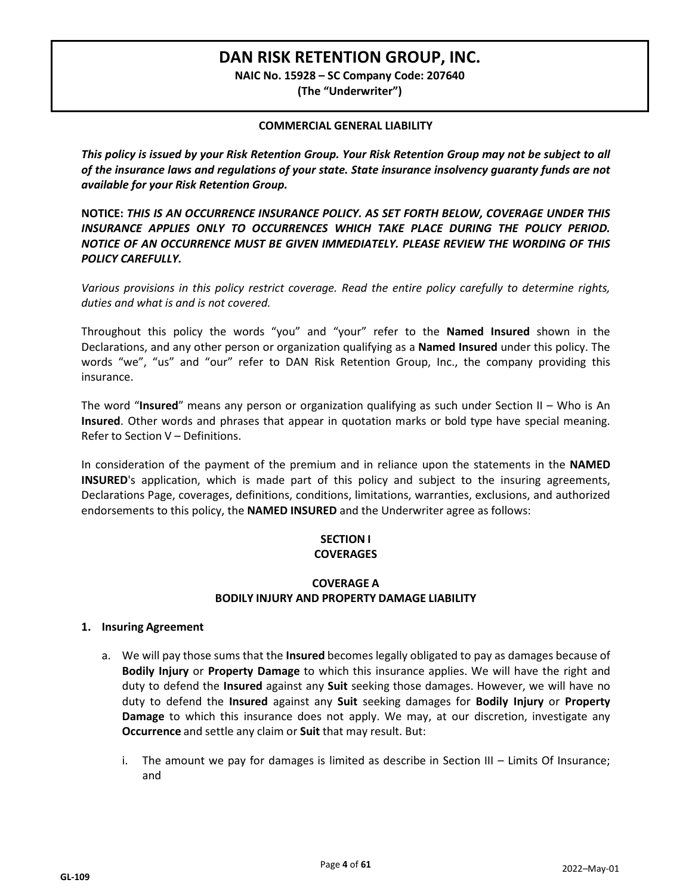# DAN RISK RETENTION GROUP, INC.

**NAIC No. 15928 – SC Company Code: 207640**

**(The "Underwriter")**

**COMMERCIAL GENERAL LIABILITY**

***This policy is issued by your Risk Retention Group. Your Risk Retention Group may not be subject to all of the insurance laws and regulations of your state. State insurance insolvency guaranty funds are not available for your Risk Retention Group.***

**NOTICE:** ***THIS IS AN OCCURRENCE INSURANCE POLICY. AS SET FORTH BELOW, COVERAGE UNDER THIS INSURANCE APPLIES ONLY TO OCCURRENCES WHICH TAKE PLACE DURING THE POLICY PERIOD. NOTICE OF AN OCCURRENCE MUST BE GIVEN IMMEDIATELY. PLEASE REVIEW THE WORDING OF THIS POLICY CAREFULLY.***

*Various provisions in this policy restrict coverage. Read the entire policy carefully to determine rights, duties and what is and is not covered.*

Throughout this policy the words "you" and "your" refer to the **Named Insured** shown in the Declarations, and any other person or organization qualifying as a **Named Insured** under this policy. The words "we", "us" and "our" refer to DAN Risk Retention Group, Inc., the company providing this insurance.

The word "**Insured**" means any person or organization qualifying as such under Section II – Who is An **Insured**. Other words and phrases that appear in quotation marks or bold type have special meaning. Refer to Section V – Definitions.

In consideration of the payment of the premium and in reliance upon the statements in the **NAMED INSURED**'s application, which is made part of this policy and subject to the insuring agreements, Declarations Page, coverages, definitions, conditions, limitations, warranties, exclusions, and authorized endorsements to this policy, the **NAMED INSURED** and the Underwriter agree as follows:

## SECTION I
## COVERAGES

### COVERAGE A
### BODILY INJURY AND PROPERTY DAMAGE LIABILITY

**1. Insuring Agreement**

a. We will pay those sums that the **Insured** becomes legally obligated to pay as damages because of **Bodily Injury** or **Property Damage** to which this insurance applies. We will have the right and duty to defend the **Insured** against any **Suit** seeking those damages. However, we will have no duty to defend the **Insured** against any **Suit** seeking damages for **Bodily Injury** or **Property Damage** to which this insurance does not apply. We may, at our discretion, investigate any **Occurrence** and settle any claim or **Suit** that may result. But:

   i. The amount we pay for damages is limited as describe in Section III – Limits Of Insurance; and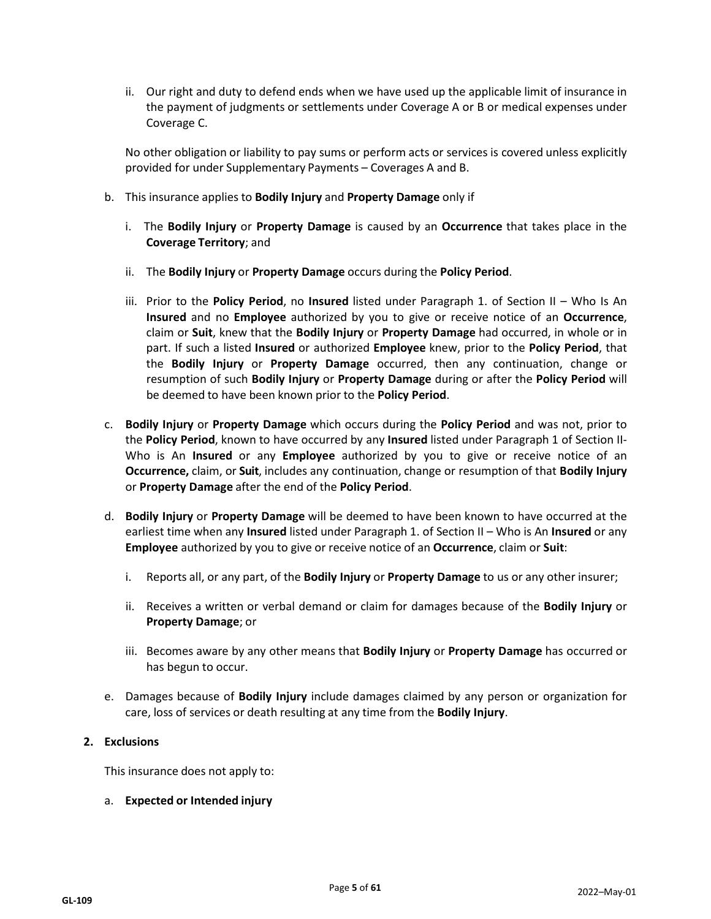ii. Our right and duty to defend ends when we have used up the applicable limit of insurance in the payment of judgments or settlements under Coverage A or B or medical expenses under Coverage C.

No other obligation or liability to pay sums or perform acts or services is covered unless explicitly provided for under Supplementary Payments – Coverages A and B.

b. This insurance applies to **Bodily Injury** and **Property Damage** only if

   i. The **Bodily Injury** or **Property Damage** is caused by an **Occurrence** that takes place in the **Coverage Territory**; and

   ii. The **Bodily Injury** or **Property Damage** occurs during the **Policy Period**.

   iii. Prior to the **Policy Period**, no **Insured** listed under Paragraph 1. of Section II – Who Is An **Insured** and no **Employee** authorized by you to give or receive notice of an **Occurrence**, claim or **Suit**, knew that the **Bodily Injury** or **Property Damage** had occurred, in whole or in part. If such a listed **Insured** or authorized **Employee** knew, prior to the **Policy Period**, that the **Bodily Injury** or **Property Damage** occurred, then any continuation, change or resumption of such **Bodily Injury** or **Property Damage** during or after the **Policy Period** will be deemed to have been known prior to the **Policy Period**.

c. **Bodily Injury** or **Property Damage** which occurs during the **Policy Period** and was not, prior to the **Policy Period**, known to have occurred by any **Insured** listed under Paragraph 1 of Section II- Who is An **Insured** or any **Employee** authorized by you to give or receive notice of an **Occurrence,** claim, or **Suit**, includes any continuation, change or resumption of that **Bodily Injury** or **Property Damage** after the end of the **Policy Period**.

d. **Bodily Injury** or **Property Damage** will be deemed to have been known to have occurred at the earliest time when any **Insured** listed under Paragraph 1. of Section II – Who is An **Insured** or any **Employee** authorized by you to give or receive notice of an **Occurrence**, claim or **Suit**:

   i. Reports all, or any part, of the **Bodily Injury** or **Property Damage** to us or any other insurer;

   ii. Receives a written or verbal demand or claim for damages because of the **Bodily Injury** or **Property Damage**; or

   iii. Becomes aware by any other means that **Bodily Injury** or **Property Damage** has occurred or has begun to occur.

e. Damages because of **Bodily Injury** include damages claimed by any person or organization for care, loss of services or death resulting at any time from the **Bodily Injury**.

**2. Exclusions**

This insurance does not apply to:

a. **Expected or Intended injury**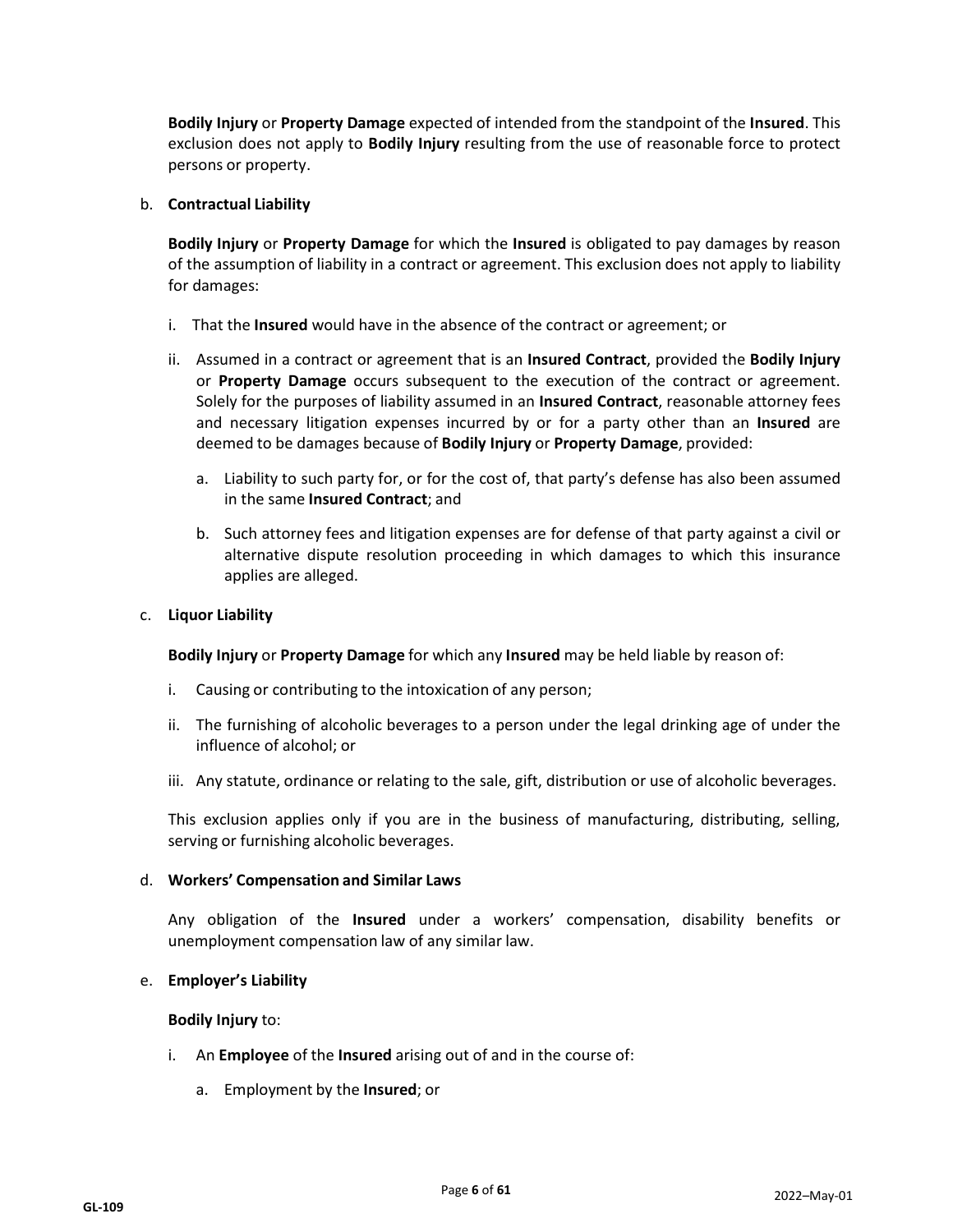**Bodily Injury** or **Property Damage** expected of intended from the standpoint of the **Insured**. This exclusion does not apply to **Bodily Injury** resulting from the use of reasonable force to protect persons or property.

b. **Contractual Liability**

**Bodily Injury** or **Property Damage** for which the **Insured** is obligated to pay damages by reason of the assumption of liability in a contract or agreement. This exclusion does not apply to liability for damages:

i. That the **Insured** would have in the absence of the contract or agreement; or

ii. Assumed in a contract or agreement that is an **Insured Contract**, provided the **Bodily Injury** or **Property Damage** occurs subsequent to the execution of the contract or agreement. Solely for the purposes of liability assumed in an **Insured Contract**, reasonable attorney fees and necessary litigation expenses incurred by or for a party other than an **Insured** are deemed to be damages because of **Bodily Injury** or **Property Damage**, provided:

   a. Liability to such party for, or for the cost of, that party's defense has also been assumed in the same **Insured Contract**; and

   b. Such attorney fees and litigation expenses are for defense of that party against a civil or alternative dispute resolution proceeding in which damages to which this insurance applies are alleged.

c. **Liquor Liability**

**Bodily Injury** or **Property Damage** for which any **Insured** may be held liable by reason of:

i. Causing or contributing to the intoxication of any person;

ii. The furnishing of alcoholic beverages to a person under the legal drinking age of under the influence of alcohol; or

iii. Any statute, ordinance or relating to the sale, gift, distribution or use of alcoholic beverages.

This exclusion applies only if you are in the business of manufacturing, distributing, selling, serving or furnishing alcoholic beverages.

d. **Workers' Compensation and Similar Laws**

Any obligation of the **Insured** under a workers' compensation, disability benefits or unemployment compensation law of any similar law.

e. **Employer's Liability**

**Bodily Injury** to:

i. An **Employee** of the **Insured** arising out of and in the course of:

   a. Employment by the **Insured**; or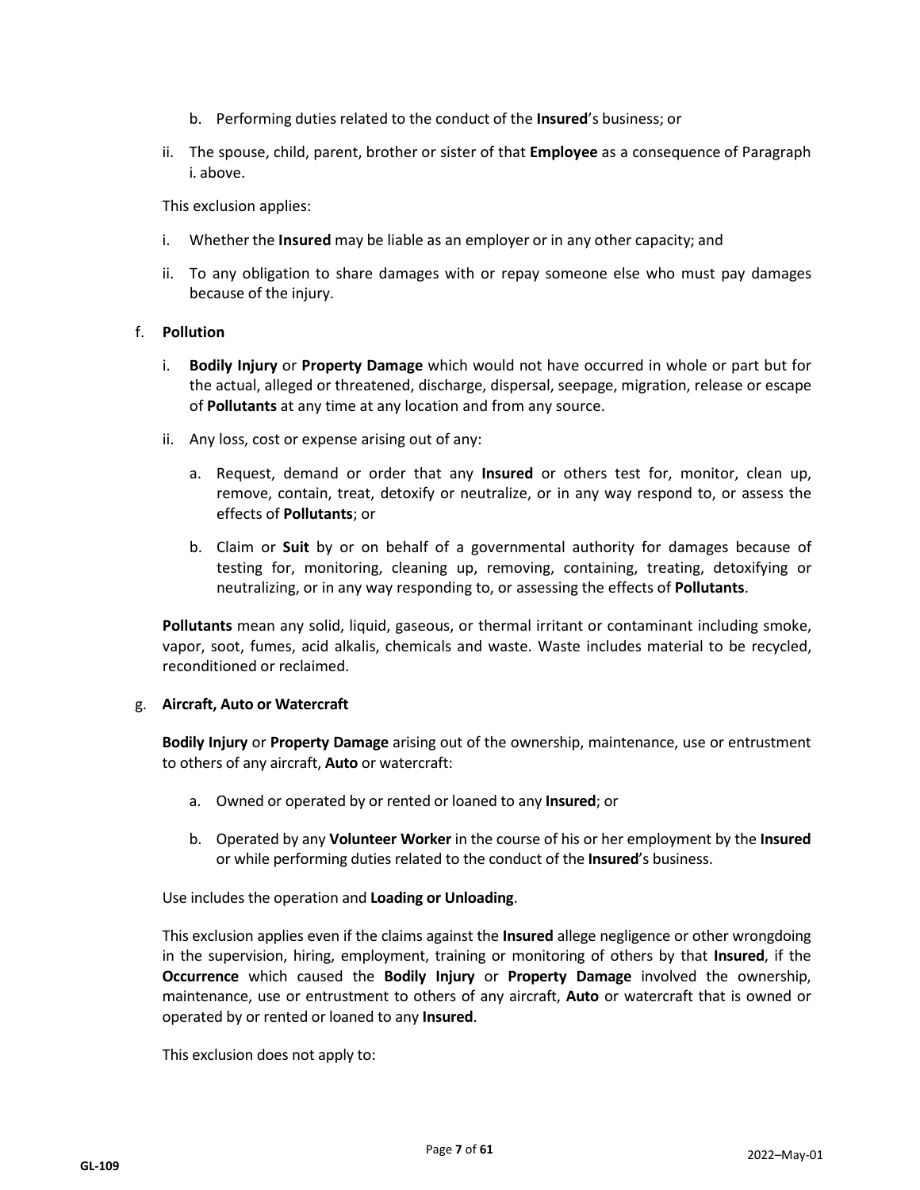b. Performing duties related to the conduct of the **Insured**'s business; or

ii. The spouse, child, parent, brother or sister of that **Employee** as a consequence of Paragraph i. above.

This exclusion applies:

i. Whether the **Insured** may be liable as an employer or in any other capacity; and

ii. To any obligation to share damages with or repay someone else who must pay damages because of the injury.

f. **Pollution**

i. **Bodily Injury** or **Property Damage** which would not have occurred in whole or part but for the actual, alleged or threatened, discharge, dispersal, seepage, migration, release or escape of **Pollutants** at any time at any location and from any source.

ii. Any loss, cost or expense arising out of any:

a. Request, demand or order that any **Insured** or others test for, monitor, clean up, remove, contain, treat, detoxify or neutralize, or in any way respond to, or assess the effects of **Pollutants**; or

b. Claim or **Suit** by or on behalf of a governmental authority for damages because of testing for, monitoring, cleaning up, removing, containing, treating, detoxifying or neutralizing, or in any way responding to, or assessing the effects of **Pollutants**.

**Pollutants** mean any solid, liquid, gaseous, or thermal irritant or contaminant including smoke, vapor, soot, fumes, acid alkalis, chemicals and waste. Waste includes material to be recycled, reconditioned or reclaimed.

g. **Aircraft, Auto or Watercraft**

**Bodily Injury** or **Property Damage** arising out of the ownership, maintenance, use or entrustment to others of any aircraft, **Auto** or watercraft:

a. Owned or operated by or rented or loaned to any **Insured**; or

b. Operated by any **Volunteer Worker** in the course of his or her employment by the **Insured** or while performing duties related to the conduct of the **Insured**'s business.

Use includes the operation and **Loading or Unloading**.

This exclusion applies even if the claims against the **Insured** allege negligence or other wrongdoing in the supervision, hiring, employment, training or monitoring of others by that **Insured**, if the **Occurrence** which caused the **Bodily Injury** or **Property Damage** involved the ownership, maintenance, use or entrustment to others of any aircraft, **Auto** or watercraft that is owned or operated by or rented or loaned to any **Insured**.

This exclusion does not apply to: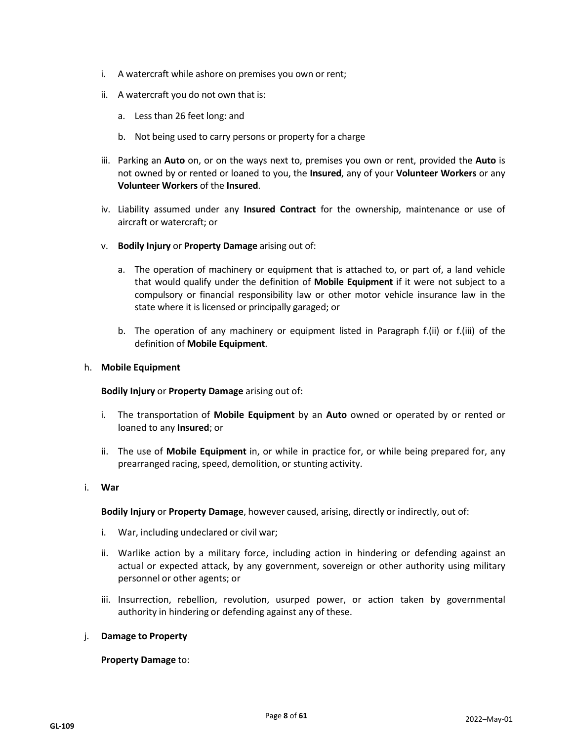i. A watercraft while ashore on premises you own or rent;

ii. A watercraft you do not own that is:

   a. Less than 26 feet long: and

   b. Not being used to carry persons or property for a charge

iii. Parking an **Auto** on, or on the ways next to, premises you own or rent, provided the **Auto** is not owned by or rented or loaned to you, the **Insured**, any of your **Volunteer Workers** or any **Volunteer Workers** of the **Insured**.

iv. Liability assumed under any **Insured Contract** for the ownership, maintenance or use of aircraft or watercraft; or

v. **Bodily Injury** or **Property Damage** arising out of:

   a. The operation of machinery or equipment that is attached to, or part of, a land vehicle that would qualify under the definition of **Mobile Equipment** if it were not subject to a compulsory or financial responsibility law or other motor vehicle insurance law in the state where it is licensed or principally garaged; or

   b. The operation of any machinery or equipment listed in Paragraph f.(ii) or f.(iii) of the definition of **Mobile Equipment**.

h. **Mobile Equipment**

**Bodily Injury** or **Property Damage** arising out of:

i. The transportation of **Mobile Equipment** by an **Auto** owned or operated by or rented or loaned to any **Insured**; or

ii. The use of **Mobile Equipment** in, or while in practice for, or while being prepared for, any prearranged racing, speed, demolition, or stunting activity.

i. **War**

**Bodily Injury** or **Property Damage**, however caused, arising, directly or indirectly, out of:

i. War, including undeclared or civil war;

ii. Warlike action by a military force, including action in hindering or defending against an actual or expected attack, by any government, sovereign or other authority using military personnel or other agents; or

iii. Insurrection, rebellion, revolution, usurped power, or action taken by governmental authority in hindering or defending against any of these.

j. **Damage to Property**

**Property Damage** to: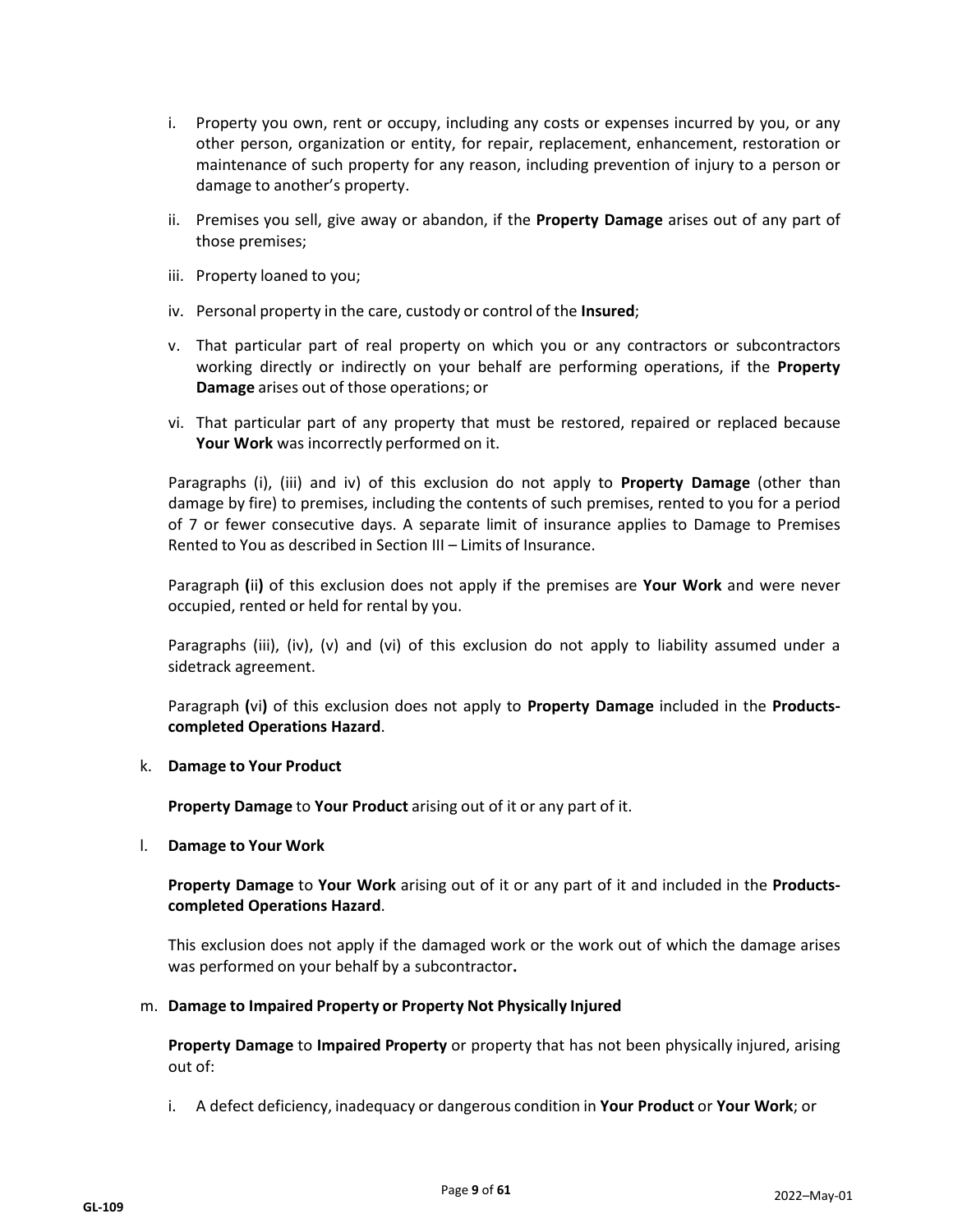i. Property you own, rent or occupy, including any costs or expenses incurred by you, or any other person, organization or entity, for repair, replacement, enhancement, restoration or maintenance of such property for any reason, including prevention of injury to a person or damage to another's property.

ii. Premises you sell, give away or abandon, if the **Property Damage** arises out of any part of those premises;

iii. Property loaned to you;

iv. Personal property in the care, custody or control of the **Insured**;

v. That particular part of real property on which you or any contractors or subcontractors working directly or indirectly on your behalf are performing operations, if the **Property Damage** arises out of those operations; or

vi. That particular part of any property that must be restored, repaired or replaced because **Your Work** was incorrectly performed on it.

Paragraphs (i), (iii) and iv) of this exclusion do not apply to **Property Damage** (other than damage by fire) to premises, including the contents of such premises, rented to you for a period of 7 or fewer consecutive days. A separate limit of insurance applies to Damage to Premises Rented to You as described in Section III – Limits of Insurance.

Paragraph **(**ii**)** of this exclusion does not apply if the premises are **Your Work** and were never occupied, rented or held for rental by you.

Paragraphs (iii), (iv), (v) and (vi) of this exclusion do not apply to liability assumed under a sidetrack agreement.

Paragraph **(**vi**)** of this exclusion does not apply to **Property Damage** included in the **Products-completed Operations Hazard**.

k. **Damage to Your Product**

**Property Damage** to **Your Product** arising out of it or any part of it.

l. **Damage to Your Work**

**Property Damage** to **Your Work** arising out of it or any part of it and included in the **Products-completed Operations Hazard**.

This exclusion does not apply if the damaged work or the work out of which the damage arises was performed on your behalf by a subcontractor**.**

m. **Damage to Impaired Property or Property Not Physically Injured**

**Property Damage** to **Impaired Property** or property that has not been physically injured, arising out of:

i. A defect deficiency, inadequacy or dangerous condition in **Your Product** or **Your Work**; or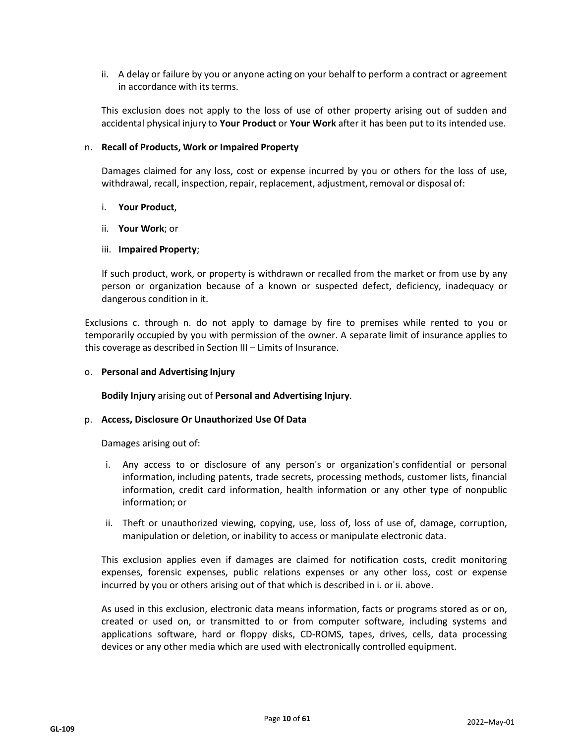ii. A delay or failure by you or anyone acting on your behalf to perform a contract or agreement in accordance with its terms.

This exclusion does not apply to the loss of use of other property arising out of sudden and accidental physical injury to **Your Product** or **Your Work** after it has been put to its intended use.

n. **Recall of Products, Work or Impaired Property**

Damages claimed for any loss, cost or expense incurred by you or others for the loss of use, withdrawal, recall, inspection, repair, replacement, adjustment, removal or disposal of:

i. **Your Product**,

ii. **Your Work**; or

iii. **Impaired Property**;

If such product, work, or property is withdrawn or recalled from the market or from use by any person or organization because of a known or suspected defect, deficiency, inadequacy or dangerous condition in it.

Exclusions c. through n. do not apply to damage by fire to premises while rented to you or temporarily occupied by you with permission of the owner. A separate limit of insurance applies to this coverage as described in Section III – Limits of Insurance.

o. **Personal and Advertising Injury**

**Bodily Injury** arising out of **Personal and Advertising Injury**.

p. **Access, Disclosure Or Unauthorized Use Of Data**

Damages arising out of:

i. Any access to or disclosure of any person's or organization's confidential or personal information, including patents, trade secrets, processing methods, customer lists, financial information, credit card information, health information or any other type of nonpublic information; or

ii. Theft or unauthorized viewing, copying, use, loss of, loss of use of, damage, corruption, manipulation or deletion, or inability to access or manipulate electronic data.

This exclusion applies even if damages are claimed for notification costs, credit monitoring expenses, forensic expenses, public relations expenses or any other loss, cost or expense incurred by you or others arising out of that which is described in i. or ii. above.

As used in this exclusion, electronic data means information, facts or programs stored as or on, created or used on, or transmitted to or from computer software, including systems and applications software, hard or floppy disks, CD-ROMS, tapes, drives, cells, data processing devices or any other media which are used with electronically controlled equipment.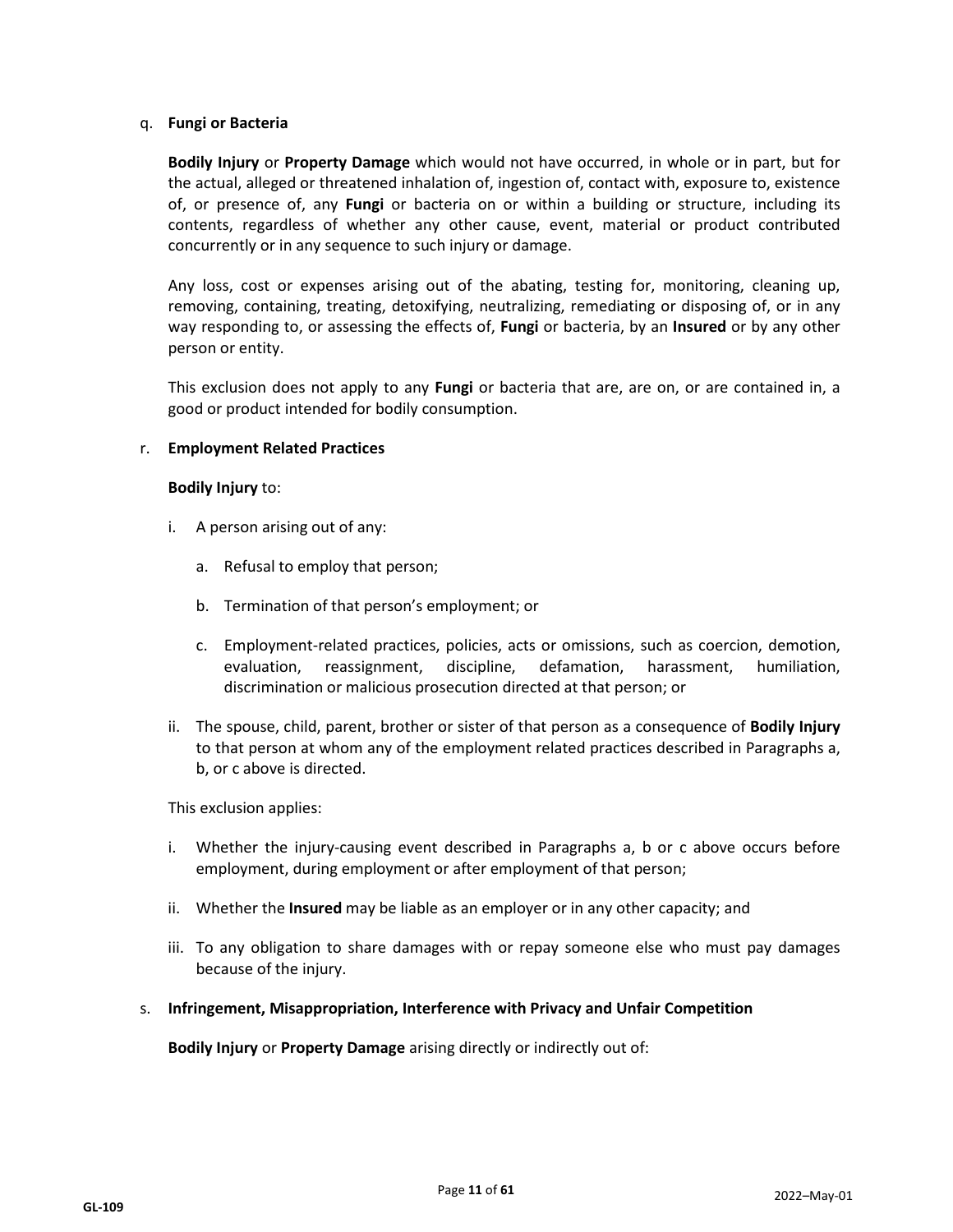q. **Fungi or Bacteria**

**Bodily Injury** or **Property Damage** which would not have occurred, in whole or in part, but for the actual, alleged or threatened inhalation of, ingestion of, contact with, exposure to, existence of, or presence of, any **Fungi** or bacteria on or within a building or structure, including its contents, regardless of whether any other cause, event, material or product contributed concurrently or in any sequence to such injury or damage.

Any loss, cost or expenses arising out of the abating, testing for, monitoring, cleaning up, removing, containing, treating, detoxifying, neutralizing, remediating or disposing of, or in any way responding to, or assessing the effects of, **Fungi** or bacteria, by an **Insured** or by any other person or entity.

This exclusion does not apply to any **Fungi** or bacteria that are, are on, or are contained in, a good or product intended for bodily consumption.

r. **Employment Related Practices**

**Bodily Injury** to:

i. A person arising out of any:

   a. Refusal to employ that person;

   b. Termination of that person's employment; or

   c. Employment-related practices, policies, acts or omissions, such as coercion, demotion, evaluation, reassignment, discipline, defamation, harassment, humiliation, discrimination or malicious prosecution directed at that person; or

ii. The spouse, child, parent, brother or sister of that person as a consequence of **Bodily Injury** to that person at whom any of the employment related practices described in Paragraphs a, b, or c above is directed.

This exclusion applies:

i. Whether the injury-causing event described in Paragraphs a, b or c above occurs before employment, during employment or after employment of that person;

ii. Whether the **Insured** may be liable as an employer or in any other capacity; and

iii. To any obligation to share damages with or repay someone else who must pay damages because of the injury.

s. **Infringement, Misappropriation, Interference with Privacy and Unfair Competition**

**Bodily Injury** or **Property Damage** arising directly or indirectly out of: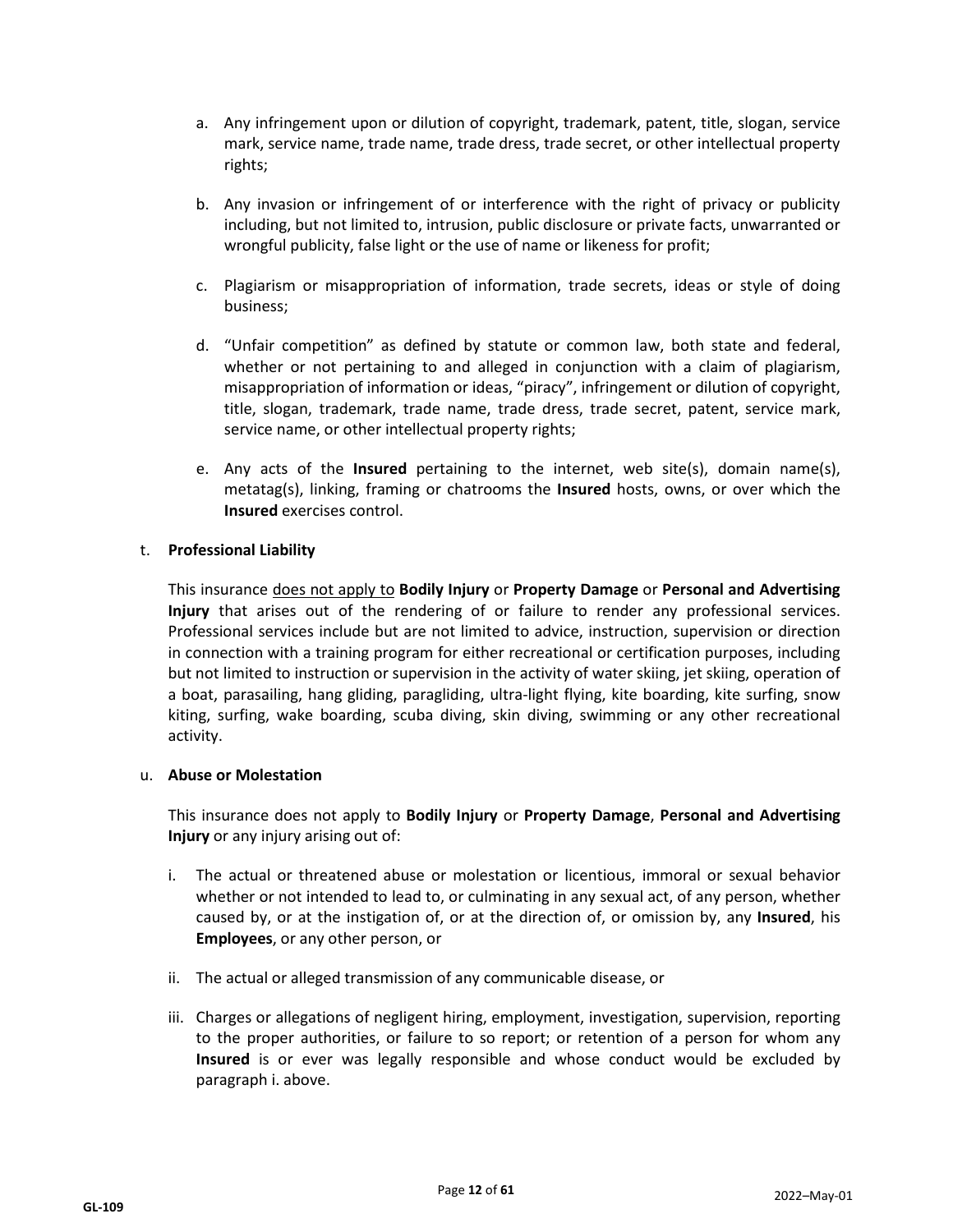a. Any infringement upon or dilution of copyright, trademark, patent, title, slogan, service mark, service name, trade name, trade dress, trade secret, or other intellectual property rights;

b. Any invasion or infringement of or interference with the right of privacy or publicity including, but not limited to, intrusion, public disclosure or private facts, unwarranted or wrongful publicity, false light or the use of name or likeness for profit;

c. Plagiarism or misappropriation of information, trade secrets, ideas or style of doing business;

d. “Unfair competition” as defined by statute or common law, both state and federal, whether or not pertaining to and alleged in conjunction with a claim of plagiarism, misappropriation of information or ideas, “piracy”, infringement or dilution of copyright, title, slogan, trademark, trade name, trade dress, trade secret, patent, service mark, service name, or other intellectual property rights;

e. Any acts of the **Insured** pertaining to the internet, web site(s), domain name(s), metatag(s), linking, framing or chatrooms the **Insured** hosts, owns, or over which the **Insured** exercises control.

t. **Professional Liability**

This insurance <u>does not apply to</u> **Bodily Injury** or **Property Damage** or **Personal and Advertising Injury** that arises out of the rendering of or failure to render any professional services. Professional services include but are not limited to advice, instruction, supervision or direction in connection with a training program for either recreational or certification purposes, including but not limited to instruction or supervision in the activity of water skiing, jet skiing, operation of a boat, parasailing, hang gliding, paragliding, ultra-light flying, kite boarding, kite surfing, snow kiting, surfing, wake boarding, scuba diving, skin diving, swimming or any other recreational activity.

u. **Abuse or Molestation**

This insurance does not apply to **Bodily Injury** or **Property Damage**, **Personal and Advertising Injury** or any injury arising out of:

i. The actual or threatened abuse or molestation or licentious, immoral or sexual behavior whether or not intended to lead to, or culminating in any sexual act, of any person, whether caused by, or at the instigation of, or at the direction of, or omission by, any **Insured**, his **Employees**, or any other person, or

ii. The actual or alleged transmission of any communicable disease, or

iii. Charges or allegations of negligent hiring, employment, investigation, supervision, reporting to the proper authorities, or failure to so report; or retention of a person for whom any **Insured** is or ever was legally responsible and whose conduct would be excluded by paragraph i. above.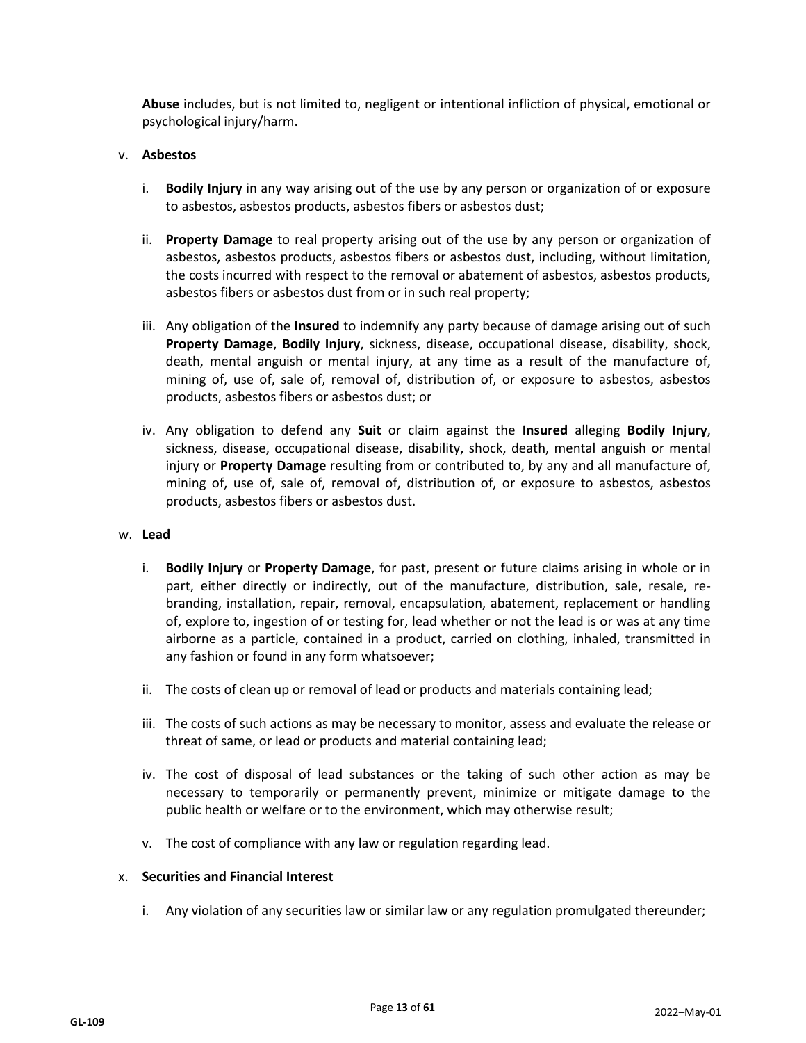**Abuse** includes, but is not limited to, negligent or intentional infliction of physical, emotional or psychological injury/harm.

v. **Asbestos**

   i. **Bodily Injury** in any way arising out of the use by any person or organization of or exposure to asbestos, asbestos products, asbestos fibers or asbestos dust;

   ii. **Property Damage** to real property arising out of the use by any person or organization of asbestos, asbestos products, asbestos fibers or asbestos dust, including, without limitation, the costs incurred with respect to the removal or abatement of asbestos, asbestos products, asbestos fibers or asbestos dust from or in such real property;

   iii. Any obligation of the **Insured** to indemnify any party because of damage arising out of such **Property Damage**, **Bodily Injury**, sickness, disease, occupational disease, disability, shock, death, mental anguish or mental injury, at any time as a result of the manufacture of, mining of, use of, sale of, removal of, distribution of, or exposure to asbestos, asbestos products, asbestos fibers or asbestos dust; or

   iv. Any obligation to defend any **Suit** or claim against the **Insured** alleging **Bodily Injury**, sickness, disease, occupational disease, disability, shock, death, mental anguish or mental injury or **Property Damage** resulting from or contributed to, by any and all manufacture of, mining of, use of, sale of, removal of, distribution of, or exposure to asbestos, asbestos products, asbestos fibers or asbestos dust.

w. **Lead**

   i. **Bodily Injury** or **Property Damage**, for past, present or future claims arising in whole or in part, either directly or indirectly, out of the manufacture, distribution, sale, resale, re-branding, installation, repair, removal, encapsulation, abatement, replacement or handling of, explore to, ingestion of or testing for, lead whether or not the lead is or was at any time airborne as a particle, contained in a product, carried on clothing, inhaled, transmitted in any fashion or found in any form whatsoever;

   ii. The costs of clean up or removal of lead or products and materials containing lead;

   iii. The costs of such actions as may be necessary to monitor, assess and evaluate the release or threat of same, or lead or products and material containing lead;

   iv. The cost of disposal of lead substances or the taking of such other action as may be necessary to temporarily or permanently prevent, minimize or mitigate damage to the public health or welfare or to the environment, which may otherwise result;

   v. The cost of compliance with any law or regulation regarding lead.

x. **Securities and Financial Interest**

   i. Any violation of any securities law or similar law or any regulation promulgated thereunder;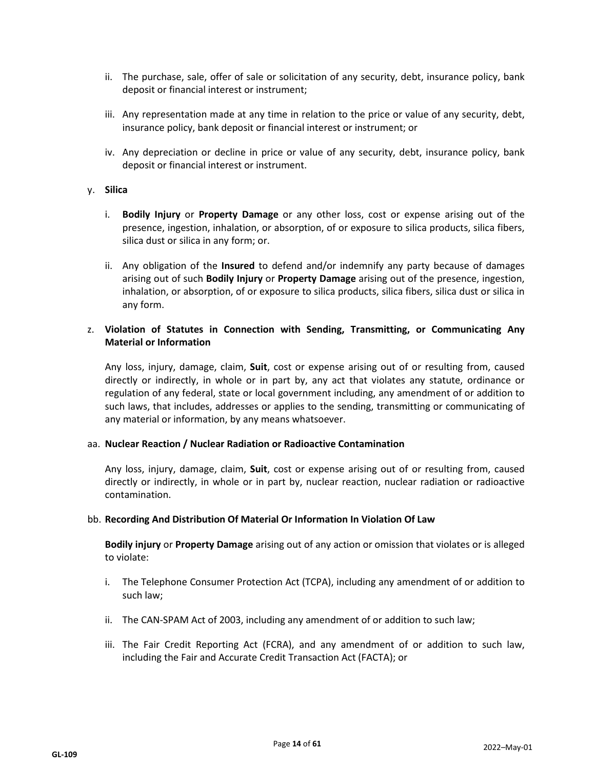ii. The purchase, sale, offer of sale or solicitation of any security, debt, insurance policy, bank deposit or financial interest or instrument;

iii. Any representation made at any time in relation to the price or value of any security, debt, insurance policy, bank deposit or financial interest or instrument; or

iv. Any depreciation or decline in price or value of any security, debt, insurance policy, bank deposit or financial interest or instrument.

y. **Silica**

i. **Bodily Injury** or **Property Damage** or any other loss, cost or expense arising out of the presence, ingestion, inhalation, or absorption, of or exposure to silica products, silica fibers, silica dust or silica in any form; or.

ii. Any obligation of the **Insured** to defend and/or indemnify any party because of damages arising out of such **Bodily Injury** or **Property Damage** arising out of the presence, ingestion, inhalation, or absorption, of or exposure to silica products, silica fibers, silica dust or silica in any form.

z. **Violation of Statutes in Connection with Sending, Transmitting, or Communicating Any Material or Information**

Any loss, injury, damage, claim, **Suit**, cost or expense arising out of or resulting from, caused directly or indirectly, in whole or in part by, any act that violates any statute, ordinance or regulation of any federal, state or local government including, any amendment of or addition to such laws, that includes, addresses or applies to the sending, transmitting or communicating of any material or information, by any means whatsoever.

aa. **Nuclear Reaction / Nuclear Radiation or Radioactive Contamination**

Any loss, injury, damage, claim, **Suit**, cost or expense arising out of or resulting from, caused directly or indirectly, in whole or in part by, nuclear reaction, nuclear radiation or radioactive contamination.

bb. **Recording And Distribution Of Material Or Information In Violation Of Law**

**Bodily injury** or **Property Damage** arising out of any action or omission that violates or is alleged to violate:

i. The Telephone Consumer Protection Act (TCPA), including any amendment of or addition to such law;

ii. The CAN-SPAM Act of 2003, including any amendment of or addition to such law;

iii. The Fair Credit Reporting Act (FCRA), and any amendment of or addition to such law, including the Fair and Accurate Credit Transaction Act (FACTA); or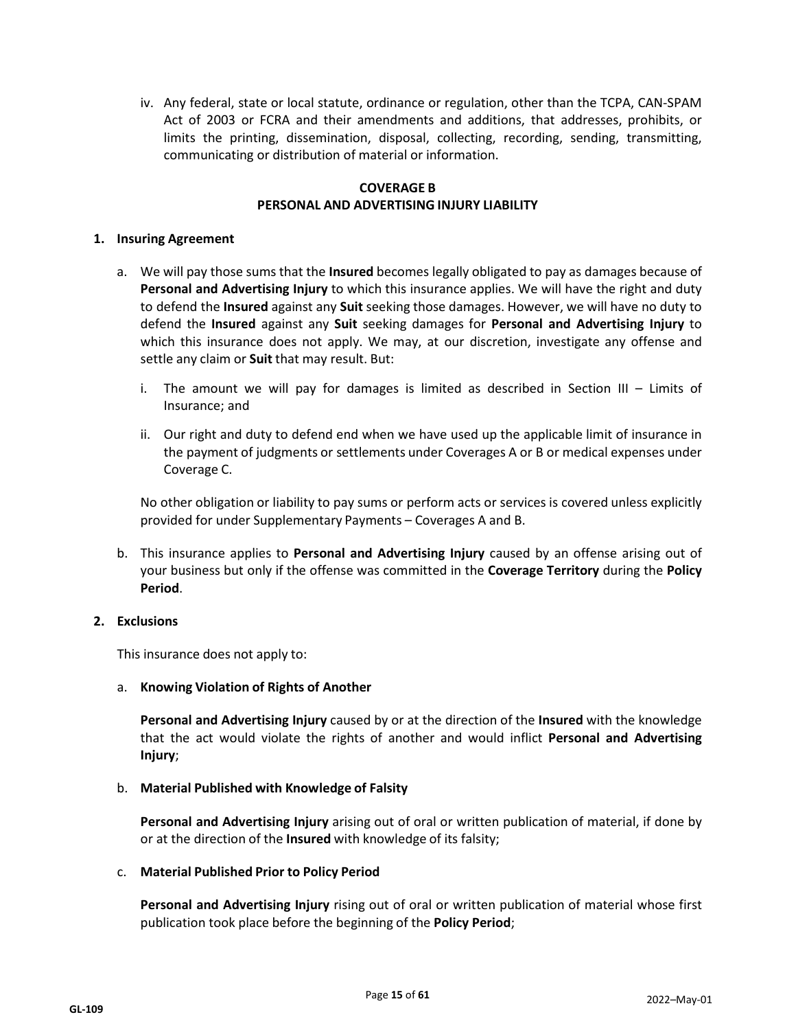iv. Any federal, state or local statute, ordinance or regulation, other than the TCPA, CAN-SPAM Act of 2003 or FCRA and their amendments and additions, that addresses, prohibits, or limits the printing, dissemination, disposal, collecting, recording, sending, transmitting, communicating or distribution of material or information.

## COVERAGE B
## PERSONAL AND ADVERTISING INJURY LIABILITY

### 1. Insuring Agreement

a. We will pay those sums that the **Insured** becomes legally obligated to pay as damages because of **Personal and Advertising Injury** to which this insurance applies. We will have the right and duty to defend the **Insured** against any **Suit** seeking those damages. However, we will have no duty to defend the **Insured** against any **Suit** seeking damages for **Personal and Advertising Injury** to which this insurance does not apply. We may, at our discretion, investigate any offense and settle any claim or **Suit** that may result. But:

   i. The amount we will pay for damages is limited as described in Section III – Limits of Insurance; and

   ii. Our right and duty to defend end when we have used up the applicable limit of insurance in the payment of judgments or settlements under Coverages A or B or medical expenses under Coverage C.

   No other obligation or liability to pay sums or perform acts or services is covered unless explicitly provided for under Supplementary Payments – Coverages A and B.

b. This insurance applies to **Personal and Advertising Injury** caused by an offense arising out of your business but only if the offense was committed in the **Coverage Territory** during the **Policy Period**.

### 2. Exclusions

This insurance does not apply to:

a. **Knowing Violation of Rights of Another**

   **Personal and Advertising Injury** caused by or at the direction of the **Insured** with the knowledge that the act would violate the rights of another and would inflict **Personal and Advertising Injury**;

b. **Material Published with Knowledge of Falsity**

   **Personal and Advertising Injury** arising out of oral or written publication of material, if done by or at the direction of the **Insured** with knowledge of its falsity;

c. **Material Published Prior to Policy Period**

   **Personal and Advertising Injury** rising out of oral or written publication of material whose first publication took place before the beginning of the **Policy Period**;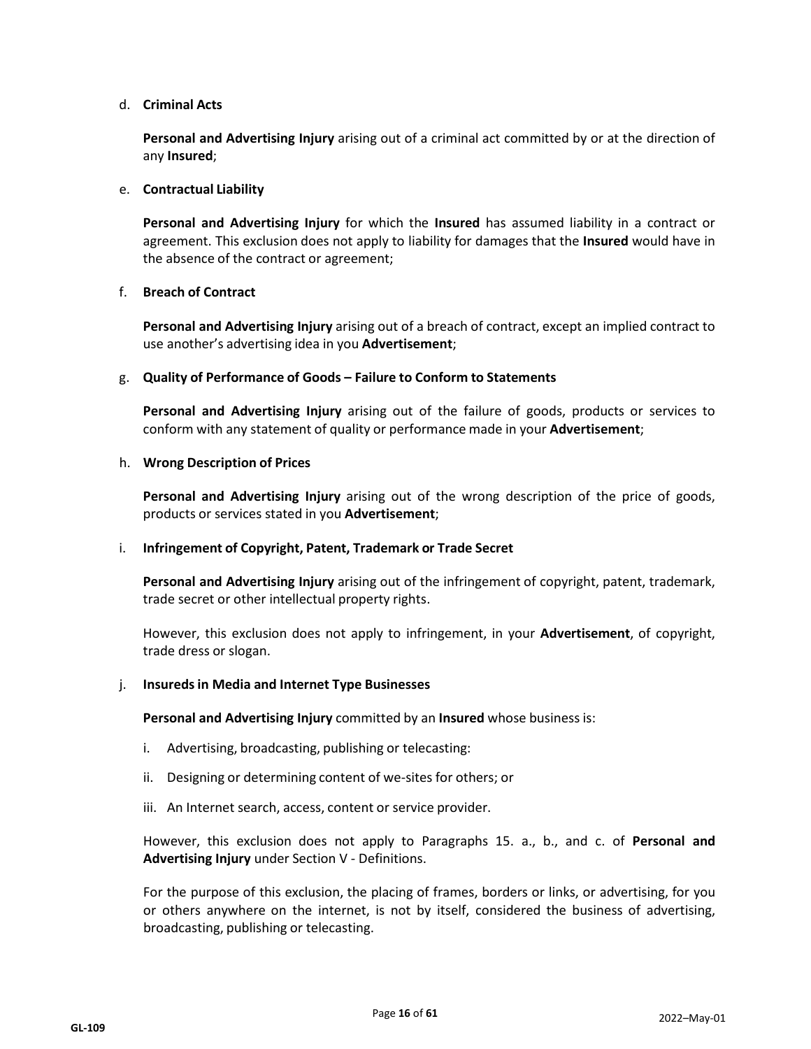d. **Criminal Acts**

**Personal and Advertising Injury** arising out of a criminal act committed by or at the direction of any **Insured**;

e. **Contractual Liability**

**Personal and Advertising Injury** for which the **Insured** has assumed liability in a contract or agreement. This exclusion does not apply to liability for damages that the **Insured** would have in the absence of the contract or agreement;

f. **Breach of Contract**

**Personal and Advertising Injury** arising out of a breach of contract, except an implied contract to use another's advertising idea in you **Advertisement**;

g. **Quality of Performance of Goods – Failure to Conform to Statements**

**Personal and Advertising Injury** arising out of the failure of goods, products or services to conform with any statement of quality or performance made in your **Advertisement**;

h. **Wrong Description of Prices**

**Personal and Advertising Injury** arising out of the wrong description of the price of goods, products or services stated in you **Advertisement**;

i. **Infringement of Copyright, Patent, Trademark or Trade Secret**

**Personal and Advertising Injury** arising out of the infringement of copyright, patent, trademark, trade secret or other intellectual property rights.

However, this exclusion does not apply to infringement, in your **Advertisement**, of copyright, trade dress or slogan.

j. **Insureds in Media and Internet Type Businesses**

**Personal and Advertising Injury** committed by an **Insured** whose business is:

i. Advertising, broadcasting, publishing or telecasting:

ii. Designing or determining content of we-sites for others; or

iii. An Internet search, access, content or service provider.

However, this exclusion does not apply to Paragraphs 15. a., b., and c. of **Personal and Advertising Injury** under Section V - Definitions.

For the purpose of this exclusion, the placing of frames, borders or links, or advertising, for you or others anywhere on the internet, is not by itself, considered the business of advertising, broadcasting, publishing or telecasting.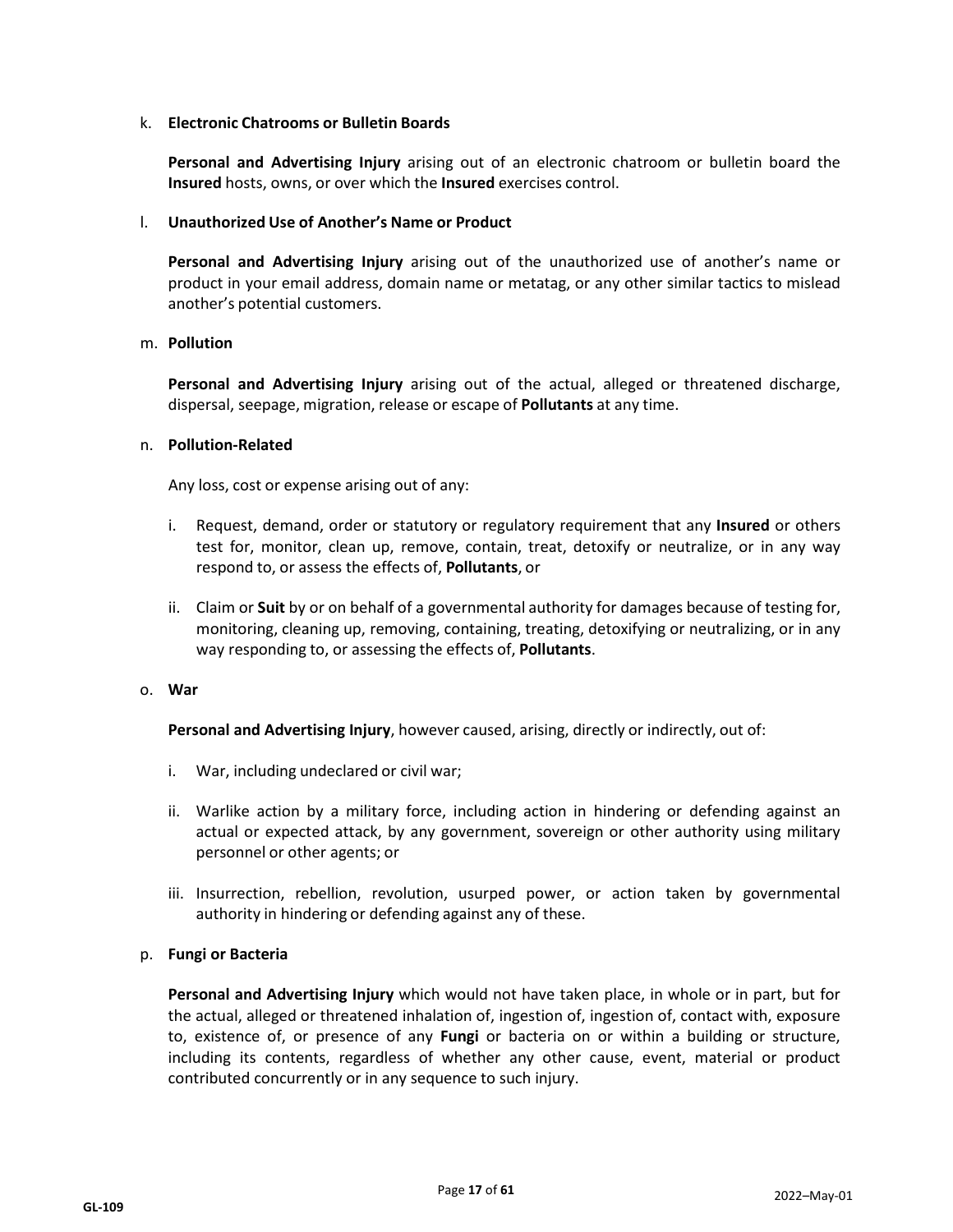k. **Electronic Chatrooms or Bulletin Boards**

   **Personal and Advertising Injury** arising out of an electronic chatroom or bulletin board the **Insured** hosts, owns, or over which the **Insured** exercises control.

l. **Unauthorized Use of Another's Name or Product**

   **Personal and Advertising Injury** arising out of the unauthorized use of another's name or product in your email address, domain name or metatag, or any other similar tactics to mislead another's potential customers.

m. **Pollution**

   **Personal and Advertising Injury** arising out of the actual, alleged or threatened discharge, dispersal, seepage, migration, release or escape of **Pollutants** at any time.

n. **Pollution-Related**

   Any loss, cost or expense arising out of any:

   i. Request, demand, order or statutory or regulatory requirement that any **Insured** or others test for, monitor, clean up, remove, contain, treat, detoxify or neutralize, or in any way respond to, or assess the effects of, **Pollutants**, or

   ii. Claim or **Suit** by or on behalf of a governmental authority for damages because of testing for, monitoring, cleaning up, removing, containing, treating, detoxifying or neutralizing, or in any way responding to, or assessing the effects of, **Pollutants**.

o. **War**

   **Personal and Advertising Injury**, however caused, arising, directly or indirectly, out of:

   i. War, including undeclared or civil war;

   ii. Warlike action by a military force, including action in hindering or defending against an actual or expected attack, by any government, sovereign or other authority using military personnel or other agents; or

   iii. Insurrection, rebellion, revolution, usurped power, or action taken by governmental authority in hindering or defending against any of these.

p. **Fungi or Bacteria**

   **Personal and Advertising Injury** which would not have taken place, in whole or in part, but for the actual, alleged or threatened inhalation of, ingestion of, ingestion of, contact with, exposure to, existence of, or presence of any **Fungi** or bacteria on or within a building or structure, including its contents, regardless of whether any other cause, event, material or product contributed concurrently or in any sequence to such injury.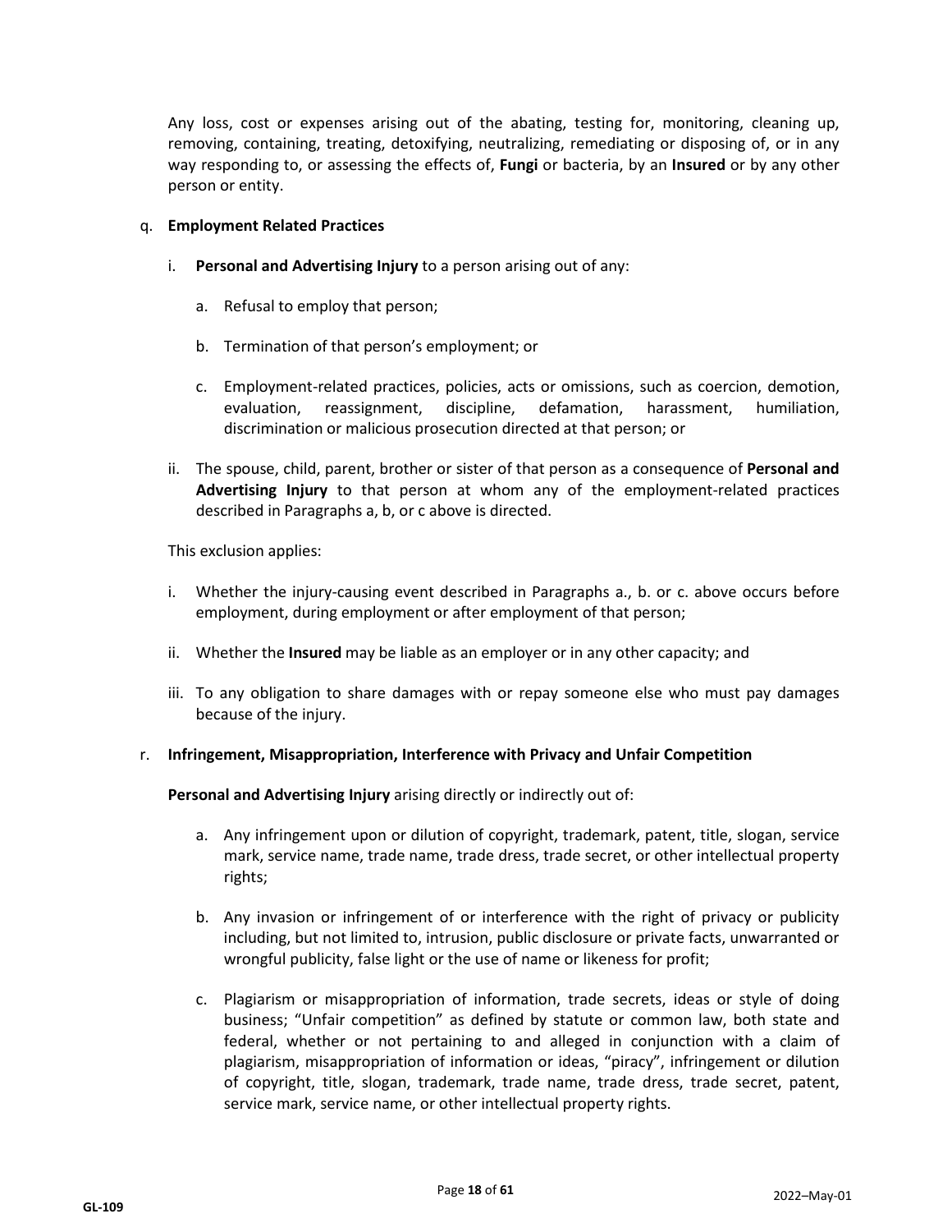Any loss, cost or expenses arising out of the abating, testing for, monitoring, cleaning up, removing, containing, treating, detoxifying, neutralizing, remediating or disposing of, or in any way responding to, or assessing the effects of, **Fungi** or bacteria, by an **Insured** or by any other person or entity.

q. **Employment Related Practices**

   i. **Personal and Advertising Injury** to a person arising out of any:

      a. Refusal to employ that person;

      b. Termination of that person's employment; or

      c. Employment-related practices, policies, acts or omissions, such as coercion, demotion, evaluation, reassignment, discipline, defamation, harassment, humiliation, discrimination or malicious prosecution directed at that person; or

   ii. The spouse, child, parent, brother or sister of that person as a consequence of **Personal and Advertising Injury** to that person at whom any of the employment-related practices described in Paragraphs a, b, or c above is directed.

   This exclusion applies:

   i. Whether the injury-causing event described in Paragraphs a., b. or c. above occurs before employment, during employment or after employment of that person;

   ii. Whether the **Insured** may be liable as an employer or in any other capacity; and

   iii. To any obligation to share damages with or repay someone else who must pay damages because of the injury.

r. **Infringement, Misappropriation, Interference with Privacy and Unfair Competition**

   **Personal and Advertising Injury** arising directly or indirectly out of:

      a. Any infringement upon or dilution of copyright, trademark, patent, title, slogan, service mark, service name, trade name, trade dress, trade secret, or other intellectual property rights;

      b. Any invasion or infringement of or interference with the right of privacy or publicity including, but not limited to, intrusion, public disclosure or private facts, unwarranted or wrongful publicity, false light or the use of name or likeness for profit;

      c. Plagiarism or misappropriation of information, trade secrets, ideas or style of doing business; "Unfair competition" as defined by statute or common law, both state and federal, whether or not pertaining to and alleged in conjunction with a claim of plagiarism, misappropriation of information or ideas, "piracy", infringement or dilution of copyright, title, slogan, trademark, trade name, trade dress, trade secret, patent, service mark, service name, or other intellectual property rights.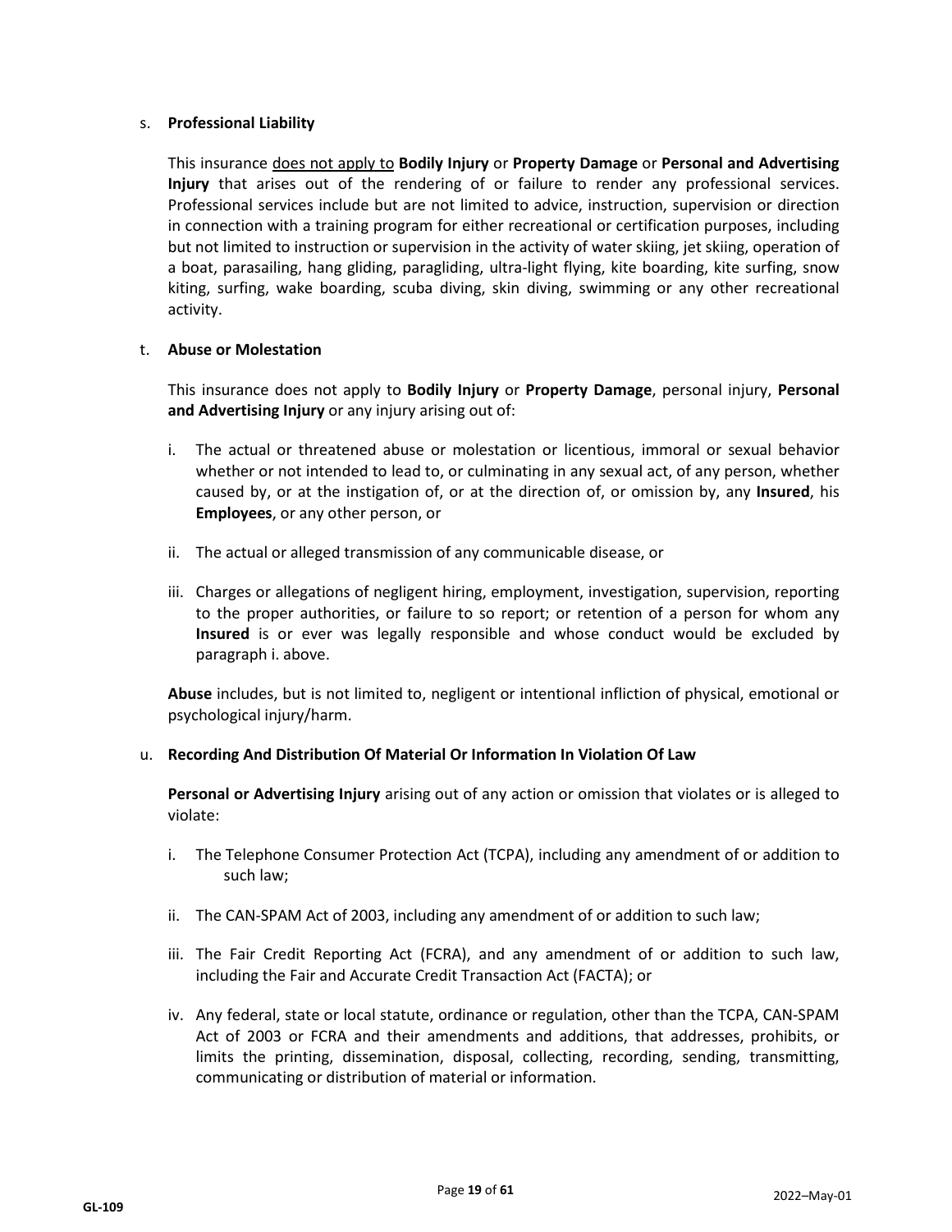s. **Professional Liability**

This insurance <u>does not apply to</u> **Bodily Injury** or **Property Damage** or **Personal and Advertising Injury** that arises out of the rendering of or failure to render any professional services. Professional services include but are not limited to advice, instruction, supervision or direction in connection with a training program for either recreational or certification purposes, including but not limited to instruction or supervision in the activity of water skiing, jet skiing, operation of a boat, parasailing, hang gliding, paragliding, ultra-light flying, kite boarding, kite surfing, snow kiting, surfing, wake boarding, scuba diving, skin diving, swimming or any other recreational activity.

t. **Abuse or Molestation**

This insurance does not apply to **Bodily Injury** or **Property Damage**, personal injury, **Personal and Advertising Injury** or any injury arising out of:

i. The actual or threatened abuse or molestation or licentious, immoral or sexual behavior whether or not intended to lead to, or culminating in any sexual act, of any person, whether caused by, or at the instigation of, or at the direction of, or omission by, any **Insured**, his **Employees**, or any other person, or

ii. The actual or alleged transmission of any communicable disease, or

iii. Charges or allegations of negligent hiring, employment, investigation, supervision, reporting to the proper authorities, or failure to so report; or retention of a person for whom any **Insured** is or ever was legally responsible and whose conduct would be excluded by paragraph i. above.

**Abuse** includes, but is not limited to, negligent or intentional infliction of physical, emotional or psychological injury/harm.

u. **Recording And Distribution Of Material Or Information In Violation Of Law**

**Personal or Advertising Injury** arising out of any action or omission that violates or is alleged to violate:

i. The Telephone Consumer Protection Act (TCPA), including any amendment of or addition to such law;

ii. The CAN-SPAM Act of 2003, including any amendment of or addition to such law;

iii. The Fair Credit Reporting Act (FCRA), and any amendment of or addition to such law, including the Fair and Accurate Credit Transaction Act (FACTA); or

iv. Any federal, state or local statute, ordinance or regulation, other than the TCPA, CAN-SPAM Act of 2003 or FCRA and their amendments and additions, that addresses, prohibits, or limits the printing, dissemination, disposal, collecting, recording, sending, transmitting, communicating or distribution of material or information.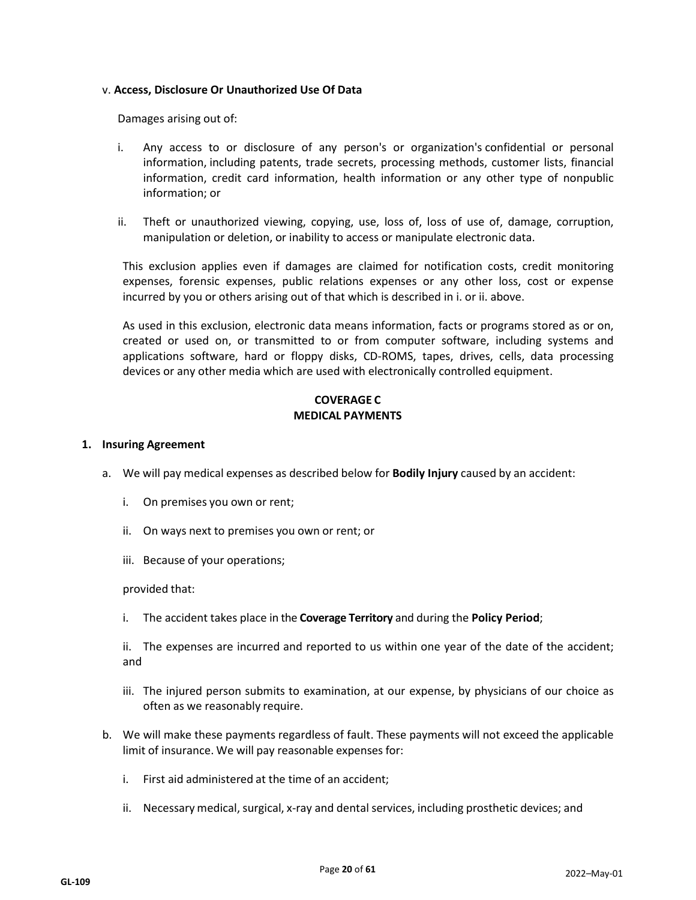v. **Access, Disclosure Or Unauthorized Use Of Data**

Damages arising out of:

i. Any access to or disclosure of any person's or organization's confidential or personal information, including patents, trade secrets, processing methods, customer lists, financial information, credit card information, health information or any other type of nonpublic information; or

ii. Theft or unauthorized viewing, copying, use, loss of, loss of use of, damage, corruption, manipulation or deletion, or inability to access or manipulate electronic data.

This exclusion applies even if damages are claimed for notification costs, credit monitoring expenses, forensic expenses, public relations expenses or any other loss, cost or expense incurred by you or others arising out of that which is described in i. or ii. above.

As used in this exclusion, electronic data means information, facts or programs stored as or on, created or used on, or transmitted to or from computer software, including systems and applications software, hard or floppy disks, CD-ROMS, tapes, drives, cells, data processing devices or any other media which are used with electronically controlled equipment.

## COVERAGE C
## MEDICAL PAYMENTS

**1. Insuring Agreement**

a. We will pay medical expenses as described below for **Bodily Injury** caused by an accident:

   i. On premises you own or rent;

   ii. On ways next to premises you own or rent; or

   iii. Because of your operations;

   provided that:

   i. The accident takes place in the **Coverage Territory** and during the **Policy Period**;

   ii. The expenses are incurred and reported to us within one year of the date of the accident; and

   iii. The injured person submits to examination, at our expense, by physicians of our choice as often as we reasonably require.

b. We will make these payments regardless of fault. These payments will not exceed the applicable limit of insurance. We will pay reasonable expenses for:

   i. First aid administered at the time of an accident;

   ii. Necessary medical, surgical, x-ray and dental services, including prosthetic devices; and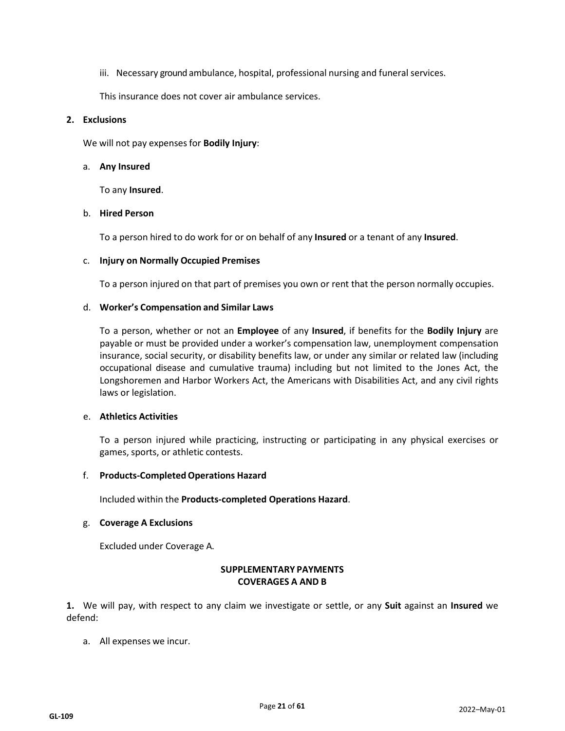iii. Necessary ground ambulance, hospital, professional nursing and funeral services.

This insurance does not cover air ambulance services.

**2. Exclusions**

We will not pay expenses for **Bodily Injury**:

a. **Any Insured**

To any **Insured**.

b. **Hired Person**

To a person hired to do work for or on behalf of any **Insured** or a tenant of any **Insured**.

c. **Injury on Normally Occupied Premises**

To a person injured on that part of premises you own or rent that the person normally occupies.

d. **Worker's Compensation and Similar Laws**

To a person, whether or not an **Employee** of any **Insured**, if benefits for the **Bodily Injury** are payable or must be provided under a worker's compensation law, unemployment compensation insurance, social security, or disability benefits law, or under any similar or related law (including occupational disease and cumulative trauma) including but not limited to the Jones Act, the Longshoremen and Harbor Workers Act, the Americans with Disabilities Act, and any civil rights laws or legislation.

e. **Athletics Activities**

To a person injured while practicing, instructing or participating in any physical exercises or games, sports, or athletic contests.

f. **Products-Completed Operations Hazard**

Included within the **Products-completed Operations Hazard**.

g. **Coverage A Exclusions**

Excluded under Coverage A.

**SUPPLEMENTARY PAYMENTS**
**COVERAGES A AND B**

**1.** We will pay, with respect to any claim we investigate or settle, or any **Suit** against an **Insured** we defend:

a. All expenses we incur.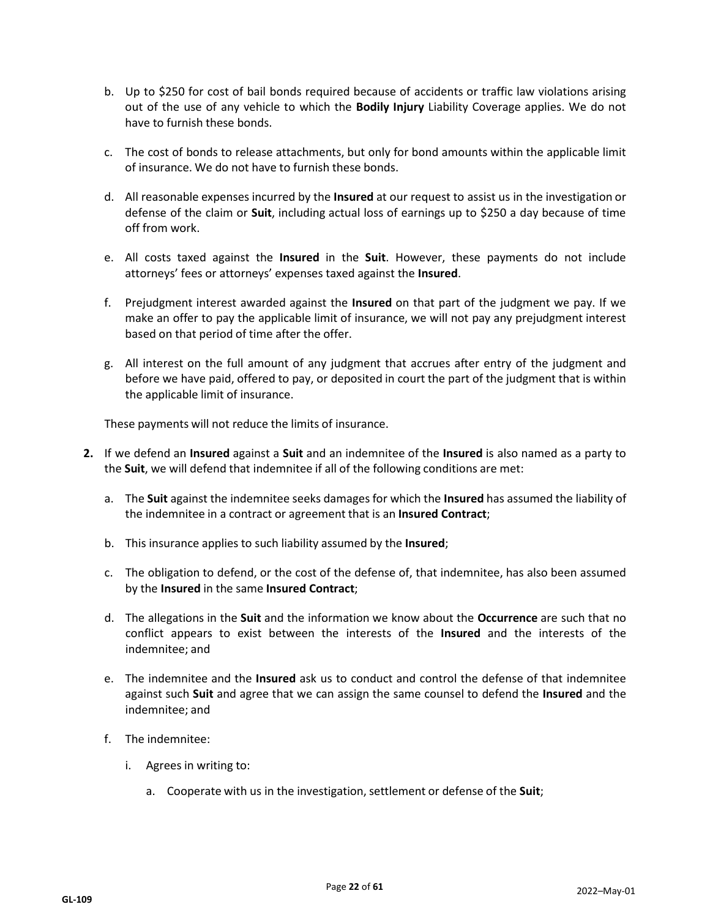b. Up to $250 for cost of bail bonds required because of accidents or traffic law violations arising out of the use of any vehicle to which the **Bodily Injury** Liability Coverage applies. We do not have to furnish these bonds.

c. The cost of bonds to release attachments, but only for bond amounts within the applicable limit of insurance. We do not have to furnish these bonds.

d. All reasonable expenses incurred by the **Insured** at our request to assist us in the investigation or defense of the claim or **Suit**, including actual loss of earnings up to $250 a day because of time off from work.

e. All costs taxed against the **Insured** in the **Suit**. However, these payments do not include attorneys' fees or attorneys' expenses taxed against the **Insured**.

f. Prejudgment interest awarded against the **Insured** on that part of the judgment we pay. If we make an offer to pay the applicable limit of insurance, we will not pay any prejudgment interest based on that period of time after the offer.

g. All interest on the full amount of any judgment that accrues after entry of the judgment and before we have paid, offered to pay, or deposited in court the part of the judgment that is within the applicable limit of insurance.

These payments will not reduce the limits of insurance.

**2.** If we defend an **Insured** against a **Suit** and an indemnitee of the **Insured** is also named as a party to the **Suit**, we will defend that indemnitee if all of the following conditions are met:

a. The **Suit** against the indemnitee seeks damages for which the **Insured** has assumed the liability of the indemnitee in a contract or agreement that is an **Insured Contract**;

b. This insurance applies to such liability assumed by the **Insured**;

c. The obligation to defend, or the cost of the defense of, that indemnitee, has also been assumed by the **Insured** in the same **Insured Contract**;

d. The allegations in the **Suit** and the information we know about the **Occurrence** are such that no conflict appears to exist between the interests of the **Insured** and the interests of the indemnitee; and

e. The indemnitee and the **Insured** ask us to conduct and control the defense of that indemnitee against such **Suit** and agree that we can assign the same counsel to defend the **Insured** and the indemnitee; and

f. The indemnitee:

   i. Agrees in writing to:

      a. Cooperate with us in the investigation, settlement or defense of the **Suit**;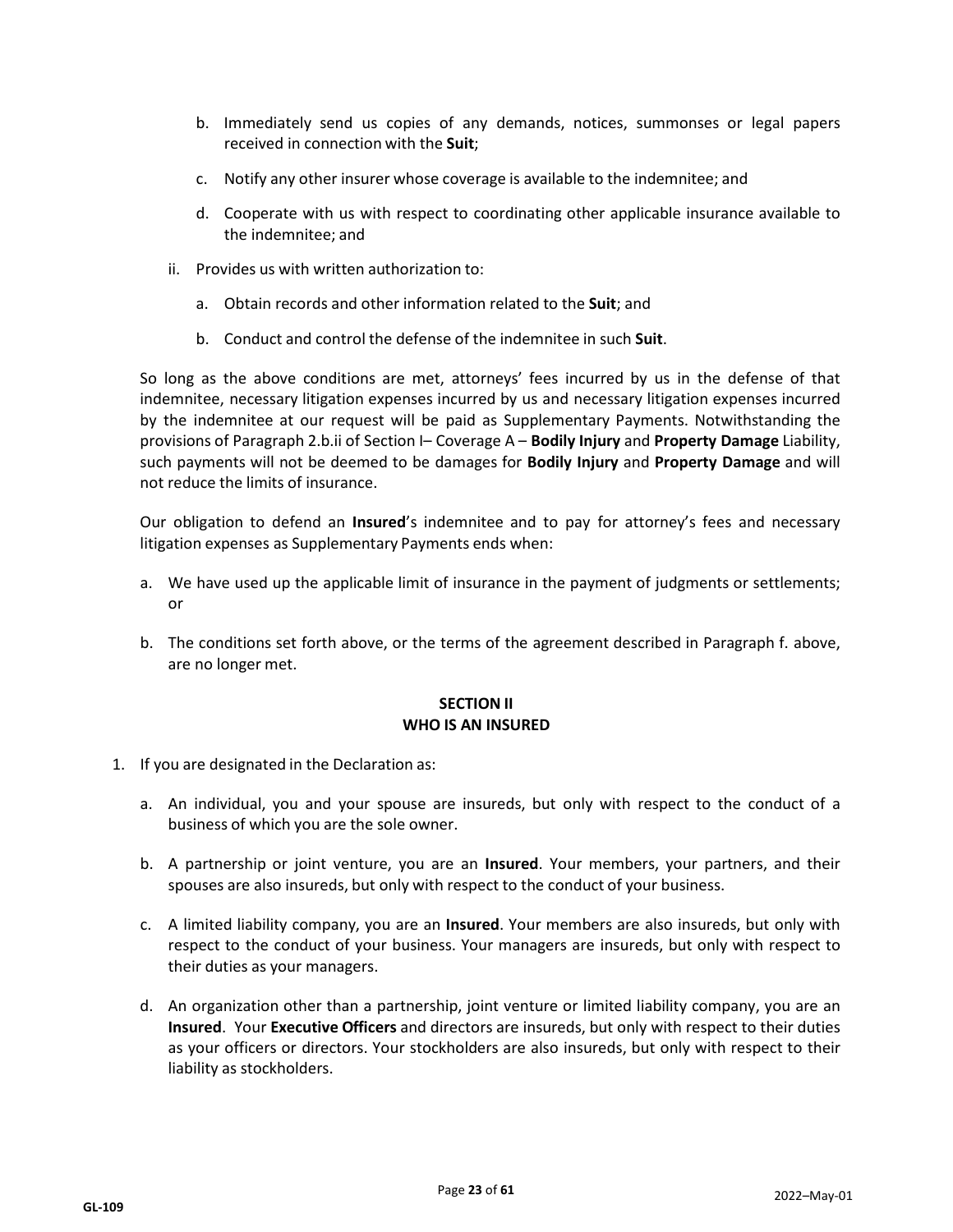b. Immediately send us copies of any demands, notices, summonses or legal papers received in connection with the **Suit**;

   c. Notify any other insurer whose coverage is available to the indemnitee; and

   d. Cooperate with us with respect to coordinating other applicable insurance available to the indemnitee; and

ii. Provides us with written authorization to:

   a. Obtain records and other information related to the **Suit**; and

   b. Conduct and control the defense of the indemnitee in such **Suit**.

So long as the above conditions are met, attorneys' fees incurred by us in the defense of that indemnitee, necessary litigation expenses incurred by us and necessary litigation expenses incurred by the indemnitee at our request will be paid as Supplementary Payments. Notwithstanding the provisions of Paragraph 2.b.ii of Section I– Coverage A – **Bodily Injury** and **Property Damage** Liability, such payments will not be deemed to be damages for **Bodily Injury** and **Property Damage** and will not reduce the limits of insurance.

Our obligation to defend an **Insured**'s indemnitee and to pay for attorney's fees and necessary litigation expenses as Supplementary Payments ends when:

a. We have used up the applicable limit of insurance in the payment of judgments or settlements; or

b. The conditions set forth above, or the terms of the agreement described in Paragraph f. above, are no longer met.

## SECTION II
## WHO IS AN INSURED

1. If you are designated in the Declaration as:

   a. An individual, you and your spouse are insureds, but only with respect to the conduct of a business of which you are the sole owner.

   b. A partnership or joint venture, you are an **Insured**. Your members, your partners, and their spouses are also insureds, but only with respect to the conduct of your business.

   c. A limited liability company, you are an **Insured**. Your members are also insureds, but only with respect to the conduct of your business. Your managers are insureds, but only with respect to their duties as your managers.

   d. An organization other than a partnership, joint venture or limited liability company, you are an **Insured**. Your **Executive Officers** and directors are insureds, but only with respect to their duties as your officers or directors. Your stockholders are also insureds, but only with respect to their liability as stockholders.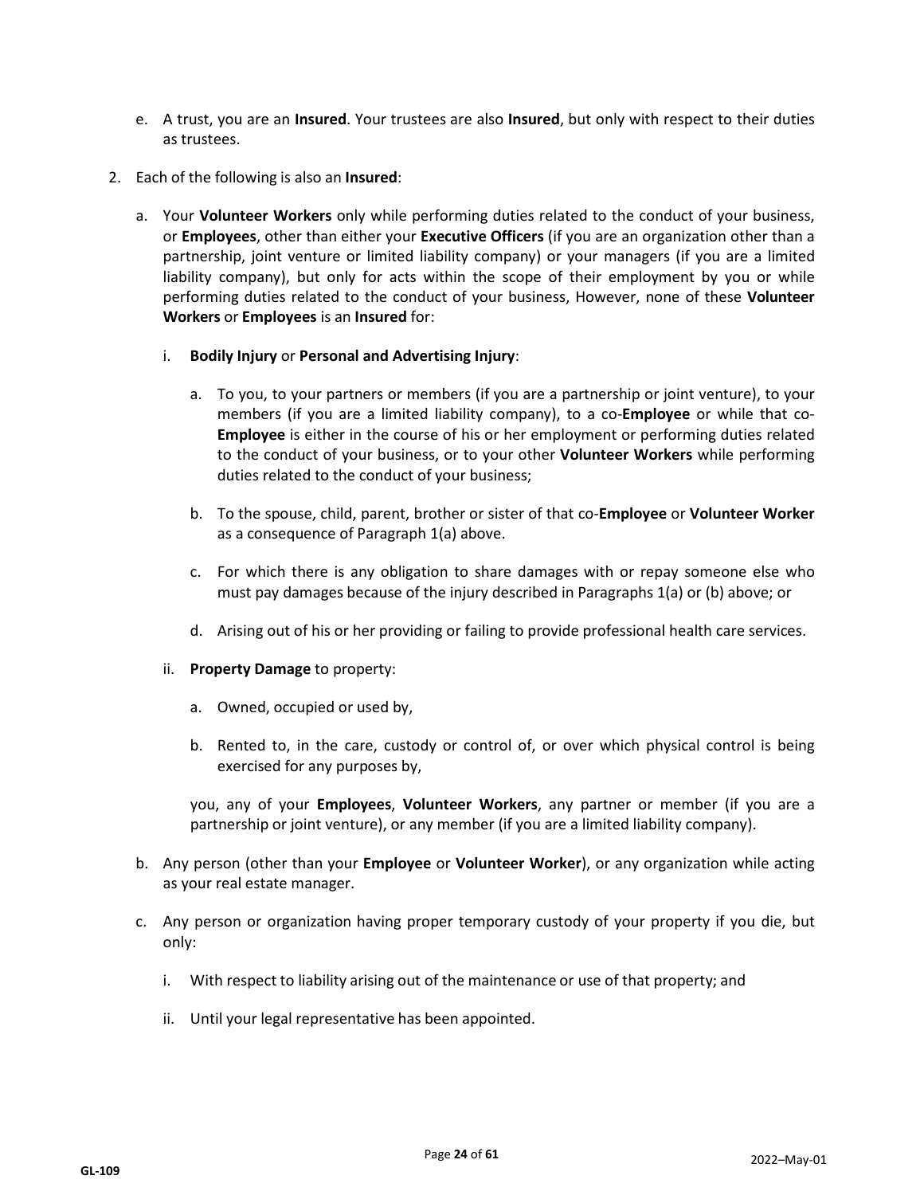e. A trust, you are an **Insured**. Your trustees are also **Insured**, but only with respect to their duties as trustees.

2. Each of the following is also an **Insured**:

   a. Your **Volunteer Workers** only while performing duties related to the conduct of your business, or **Employees**, other than either your **Executive Officers** (if you are an organization other than a partnership, joint venture or limited liability company) or your managers (if you are a limited liability company), but only for acts within the scope of their employment by you or while performing duties related to the conduct of your business, However, none of these **Volunteer Workers** or **Employees** is an **Insured** for:

      i. **Bodily Injury** or **Personal and Advertising Injury**:

         a. To you, to your partners or members (if you are a partnership or joint venture), to your members (if you are a limited liability company), to a co-**Employee** or while that co-**Employee** is either in the course of his or her employment or performing duties related to the conduct of your business, or to your other **Volunteer Workers** while performing duties related to the conduct of your business;

         b. To the spouse, child, parent, brother or sister of that co-**Employee** or **Volunteer Worker** as a consequence of Paragraph 1(a) above.

         c. For which there is any obligation to share damages with or repay someone else who must pay damages because of the injury described in Paragraphs 1(a) or (b) above; or

         d. Arising out of his or her providing or failing to provide professional health care services.

      ii. **Property Damage** to property:

         a. Owned, occupied or used by,

         b. Rented to, in the care, custody or control of, or over which physical control is being exercised for any purposes by,

         you, any of your **Employees**, **Volunteer Workers**, any partner or member (if you are a partnership or joint venture), or any member (if you are a limited liability company).

   b. Any person (other than your **Employee** or **Volunteer Worker**), or any organization while acting as your real estate manager.

   c. Any person or organization having proper temporary custody of your property if you die, but only:

      i. With respect to liability arising out of the maintenance or use of that property; and

      ii. Until your legal representative has been appointed.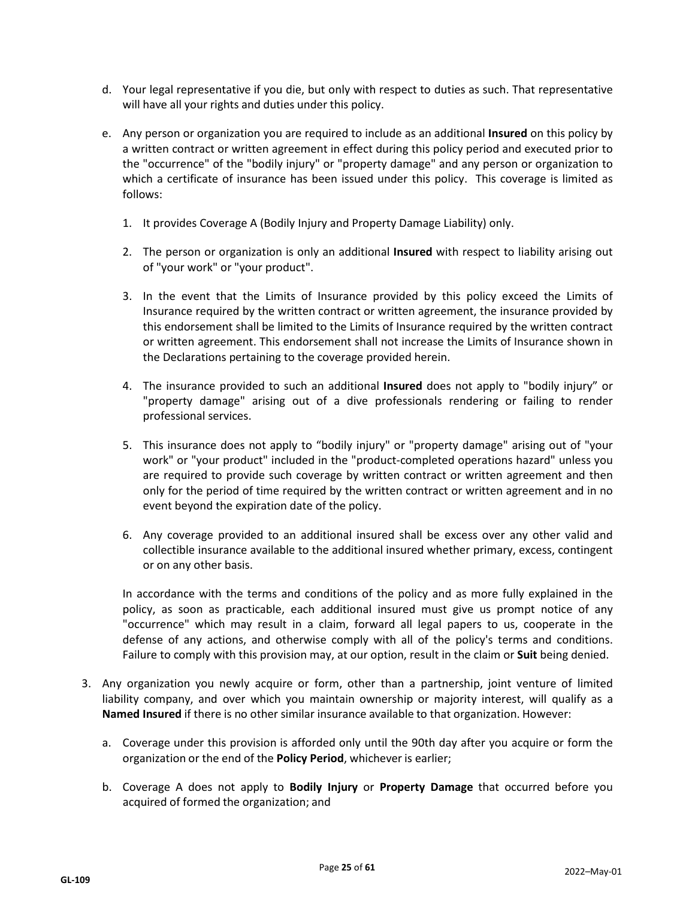d. Your legal representative if you die, but only with respect to duties as such. That representative will have all your rights and duties under this policy.

e. Any person or organization you are required to include as an additional **Insured** on this policy by a written contract or written agreement in effect during this policy period and executed prior to the "occurrence" of the "bodily injury" or "property damage" and any person or organization to which a certificate of insurance has been issued under this policy. This coverage is limited as follows:

   1. It provides Coverage A (Bodily Injury and Property Damage Liability) only.

   2. The person or organization is only an additional **Insured** with respect to liability arising out of "your work" or "your product".

   3. In the event that the Limits of Insurance provided by this policy exceed the Limits of Insurance required by the written contract or written agreement, the insurance provided by this endorsement shall be limited to the Limits of Insurance required by the written contract or written agreement. This endorsement shall not increase the Limits of Insurance shown in the Declarations pertaining to the coverage provided herein.

   4. The insurance provided to such an additional **Insured** does not apply to "bodily injury" or "property damage" arising out of a dive professionals rendering or failing to render professional services.

   5. This insurance does not apply to "bodily injury" or "property damage" arising out of "your work" or "your product" included in the "product-completed operations hazard" unless you are required to provide such coverage by written contract or written agreement and then only for the period of time required by the written contract or written agreement and in no event beyond the expiration date of the policy.

   6. Any coverage provided to an additional insured shall be excess over any other valid and collectible insurance available to the additional insured whether primary, excess, contingent or on any other basis.

   In accordance with the terms and conditions of the policy and as more fully explained in the policy, as soon as practicable, each additional insured must give us prompt notice of any "occurrence" which may result in a claim, forward all legal papers to us, cooperate in the defense of any actions, and otherwise comply with all of the policy's terms and conditions. Failure to comply with this provision may, at our option, result in the claim or **Suit** being denied.

3. Any organization you newly acquire or form, other than a partnership, joint venture of limited liability company, and over which you maintain ownership or majority interest, will qualify as a **Named Insured** if there is no other similar insurance available to that organization. However:

   a. Coverage under this provision is afforded only until the 90th day after you acquire or form the organization or the end of the **Policy Period**, whichever is earlier;

   b. Coverage A does not apply to **Bodily Injury** or **Property Damage** that occurred before you acquired of formed the organization; and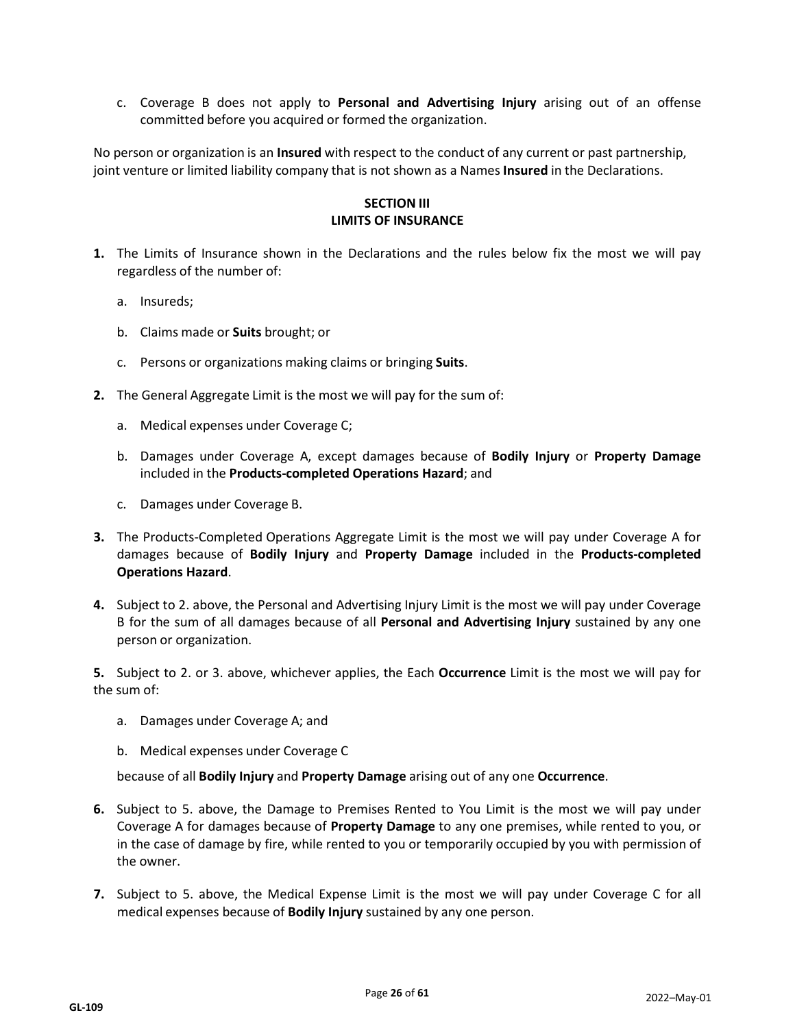c. Coverage B does not apply to **Personal and Advertising Injury** arising out of an offense committed before you acquired or formed the organization.

No person or organization is an **Insured** with respect to the conduct of any current or past partnership, joint venture or limited liability company that is not shown as a Names **Insured** in the Declarations.

## SECTION III
## LIMITS OF INSURANCE

**1.** The Limits of Insurance shown in the Declarations and the rules below fix the most we will pay regardless of the number of:

   a. Insureds;

   b. Claims made or **Suits** brought; or

   c. Persons or organizations making claims or bringing **Suits**.

**2.** The General Aggregate Limit is the most we will pay for the sum of:

   a. Medical expenses under Coverage C;

   b. Damages under Coverage A, except damages because of **Bodily Injury** or **Property Damage** included in the **Products-completed Operations Hazard**; and

   c. Damages under Coverage B.

**3.** The Products-Completed Operations Aggregate Limit is the most we will pay under Coverage A for damages because of **Bodily Injury** and **Property Damage** included in the **Products-completed Operations Hazard**.

**4.** Subject to 2. above, the Personal and Advertising Injury Limit is the most we will pay under Coverage B for the sum of all damages because of all **Personal and Advertising Injury** sustained by any one person or organization.

**5.** Subject to 2. or 3. above, whichever applies, the Each **Occurrence** Limit is the most we will pay for the sum of:

   a. Damages under Coverage A; and

   b. Medical expenses under Coverage C

   because of all **Bodily Injury** and **Property Damage** arising out of any one **Occurrence**.

**6.** Subject to 5. above, the Damage to Premises Rented to You Limit is the most we will pay under Coverage A for damages because of **Property Damage** to any one premises, while rented to you, or in the case of damage by fire, while rented to you or temporarily occupied by you with permission of the owner.

**7.** Subject to 5. above, the Medical Expense Limit is the most we will pay under Coverage C for all medical expenses because of **Bodily Injury** sustained by any one person.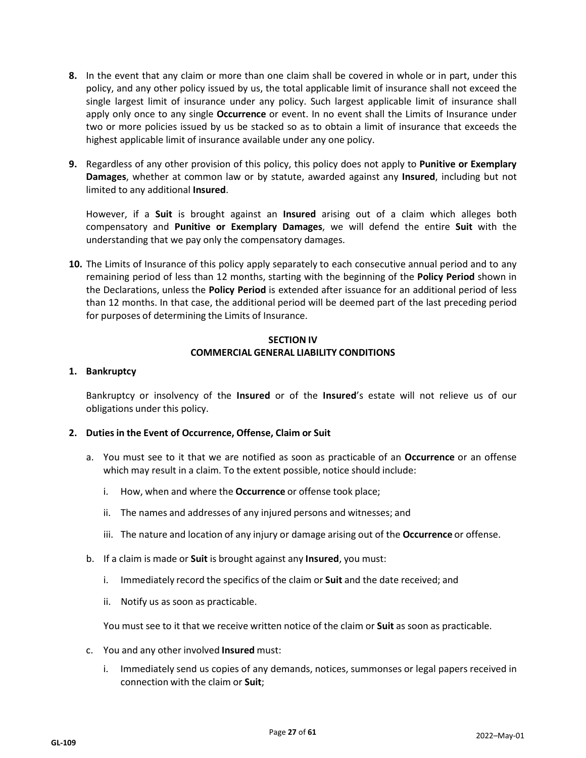**8.** In the event that any claim or more than one claim shall be covered in whole or in part, under this policy, and any other policy issued by us, the total applicable limit of insurance shall not exceed the single largest limit of insurance under any policy. Such largest applicable limit of insurance shall apply only once to any single **Occurrence** or event. In no event shall the Limits of Insurance under two or more policies issued by us be stacked so as to obtain a limit of insurance that exceeds the highest applicable limit of insurance available under any one policy.

**9.** Regardless of any other provision of this policy, this policy does not apply to **Punitive or Exemplary Damages**, whether at common law or by statute, awarded against any **Insured**, including but not limited to any additional **Insured**.

However, if a **Suit** is brought against an **Insured** arising out of a claim which alleges both compensatory and **Punitive or Exemplary Damages**, we will defend the entire **Suit** with the understanding that we pay only the compensatory damages.

**10.** The Limits of Insurance of this policy apply separately to each consecutive annual period and to any remaining period of less than 12 months, starting with the beginning of the **Policy Period** shown in the Declarations, unless the **Policy Period** is extended after issuance for an additional period of less than 12 months. In that case, the additional period will be deemed part of the last preceding period for purposes of determining the Limits of Insurance.

## SECTION IV
## COMMERCIAL GENERAL LIABILITY CONDITIONS

### 1. Bankruptcy

Bankruptcy or insolvency of the **Insured** or of the **Insured**'s estate will not relieve us of our obligations under this policy.

### 2. Duties in the Event of Occurrence, Offense, Claim or Suit

a. You must see to it that we are notified as soon as practicable of an **Occurrence** or an offense which may result in a claim. To the extent possible, notice should include:

   i. How, when and where the **Occurrence** or offense took place;

   ii. The names and addresses of any injured persons and witnesses; and

   iii. The nature and location of any injury or damage arising out of the **Occurrence** or offense.

b. If a claim is made or **Suit** is brought against any **Insured**, you must:

   i. Immediately record the specifics of the claim or **Suit** and the date received; and

   ii. Notify us as soon as practicable.

   You must see to it that we receive written notice of the claim or **Suit** as soon as practicable.

c. You and any other involved **Insured** must:

   i. Immediately send us copies of any demands, notices, summonses or legal papers received in connection with the claim or **Suit**;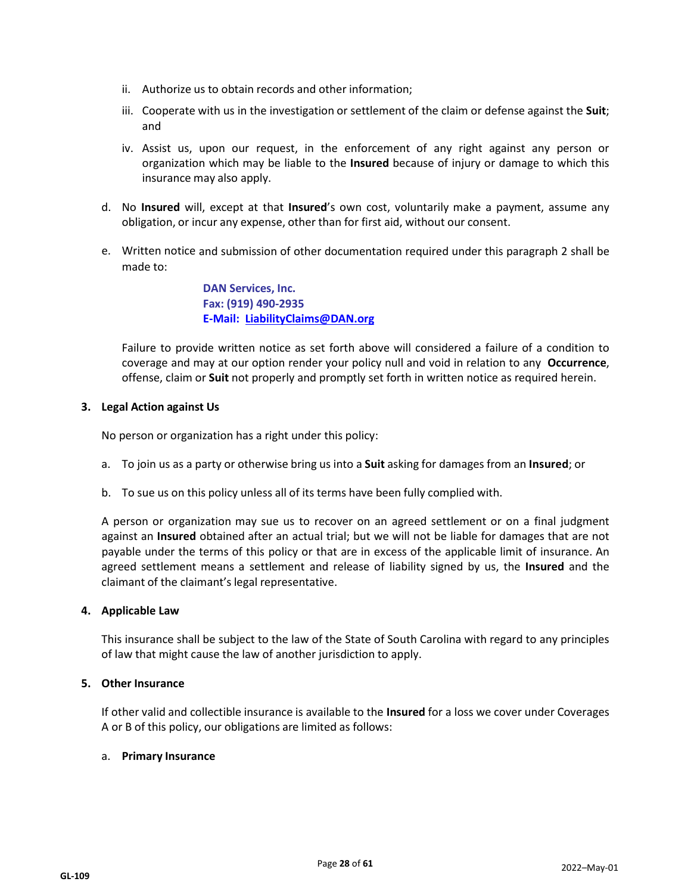ii. Authorize us to obtain records and other information;

iii. Cooperate with us in the investigation or settlement of the claim or defense against the **Suit**; and

iv. Assist us, upon our request, in the enforcement of any right against any person or organization which may be liable to the **Insured** because of injury or damage to which this insurance may also apply.

d. No **Insured** will, except at that **Insured**'s own cost, voluntarily make a payment, assume any obligation, or incur any expense, other than for first aid, without our consent.

e. Written notice and submission of other documentation required under this paragraph 2 shall be made to:

> **DAN Services, Inc.**
> **Fax: (919) 490-2935**
> **E-Mail: LiabilityClaims@DAN.org**

Failure to provide written notice as set forth above will considered a failure of a condition to coverage and may at our option render your policy null and void in relation to any **Occurrence**, offense, claim or **Suit** not properly and promptly set forth in written notice as required herein.

**3. Legal Action against Us**

No person or organization has a right under this policy:

a. To join us as a party or otherwise bring us into a **Suit** asking for damages from an **Insured**; or

b. To sue us on this policy unless all of its terms have been fully complied with.

A person or organization may sue us to recover on an agreed settlement or on a final judgment against an **Insured** obtained after an actual trial; but we will not be liable for damages that are not payable under the terms of this policy or that are in excess of the applicable limit of insurance. An agreed settlement means a settlement and release of liability signed by us, the **Insured** and the claimant of the claimant's legal representative.

**4. Applicable Law**

This insurance shall be subject to the law of the State of South Carolina with regard to any principles of law that might cause the law of another jurisdiction to apply.

**5. Other Insurance**

If other valid and collectible insurance is available to the **Insured** for a loss we cover under Coverages A or B of this policy, our obligations are limited as follows:

a. **Primary Insurance**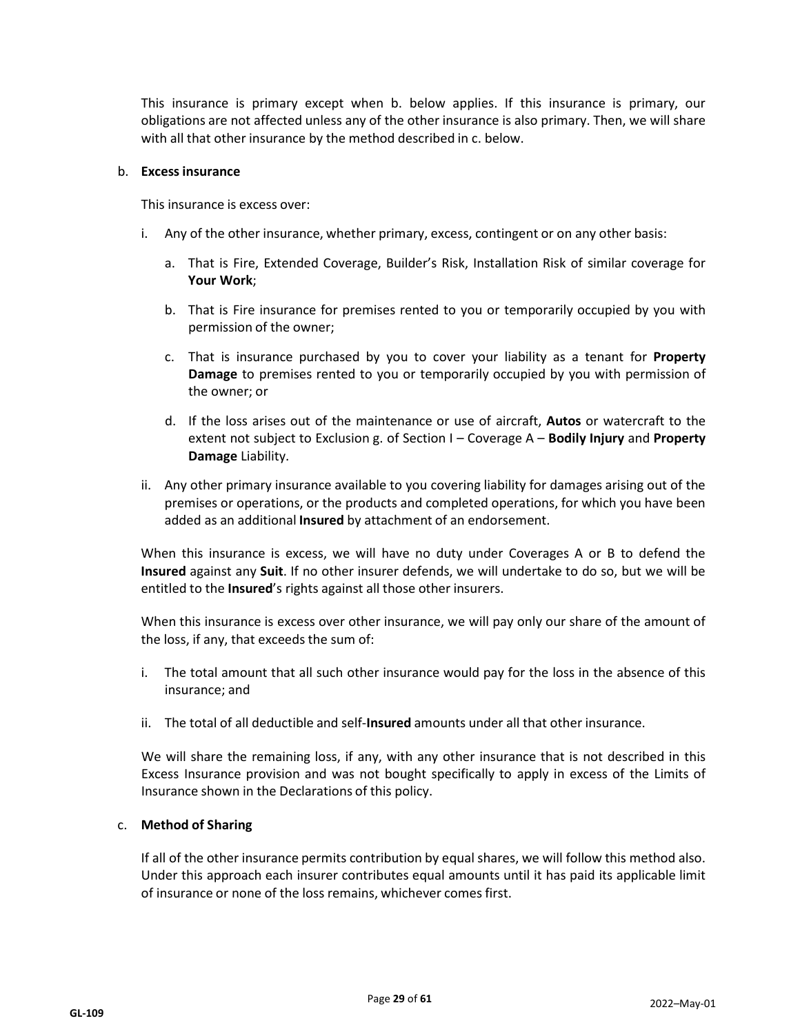This insurance is primary except when b. below applies. If this insurance is primary, our obligations are not affected unless any of the other insurance is also primary. Then, we will share with all that other insurance by the method described in c. below.

b. **Excess insurance**

This insurance is excess over:

i. Any of the other insurance, whether primary, excess, contingent or on any other basis:

  a. That is Fire, Extended Coverage, Builder's Risk, Installation Risk of similar coverage for **Your Work**;

  b. That is Fire insurance for premises rented to you or temporarily occupied by you with permission of the owner;

  c. That is insurance purchased by you to cover your liability as a tenant for **Property Damage** to premises rented to you or temporarily occupied by you with permission of the owner; or

  d. If the loss arises out of the maintenance or use of aircraft, **Autos** or watercraft to the extent not subject to Exclusion g. of Section I – Coverage A – **Bodily Injury** and **Property Damage** Liability.

ii. Any other primary insurance available to you covering liability for damages arising out of the premises or operations, or the products and completed operations, for which you have been added as an additional **Insured** by attachment of an endorsement.

When this insurance is excess, we will have no duty under Coverages A or B to defend the **Insured** against any **Suit**. If no other insurer defends, we will undertake to do so, but we will be entitled to the **Insured**'s rights against all those other insurers.

When this insurance is excess over other insurance, we will pay only our share of the amount of the loss, if any, that exceeds the sum of:

i. The total amount that all such other insurance would pay for the loss in the absence of this insurance; and

ii. The total of all deductible and self-**Insured** amounts under all that other insurance.

We will share the remaining loss, if any, with any other insurance that is not described in this Excess Insurance provision and was not bought specifically to apply in excess of the Limits of Insurance shown in the Declarations of this policy.

c. **Method of Sharing**

If all of the other insurance permits contribution by equal shares, we will follow this method also. Under this approach each insurer contributes equal amounts until it has paid its applicable limit of insurance or none of the loss remains, whichever comes first.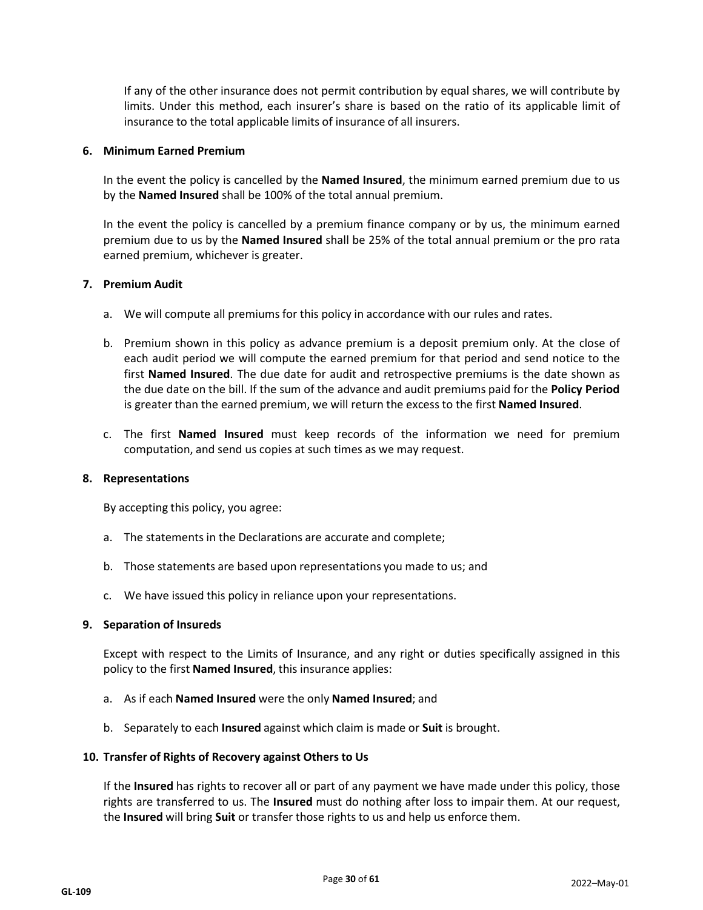If any of the other insurance does not permit contribution by equal shares, we will contribute by limits. Under this method, each insurer's share is based on the ratio of its applicable limit of insurance to the total applicable limits of insurance of all insurers.

**6. Minimum Earned Premium**

In the event the policy is cancelled by the **Named Insured**, the minimum earned premium due to us by the **Named Insured** shall be 100% of the total annual premium.

In the event the policy is cancelled by a premium finance company or by us, the minimum earned premium due to us by the **Named Insured** shall be 25% of the total annual premium or the pro rata earned premium, whichever is greater.

**7. Premium Audit**

a. We will compute all premiums for this policy in accordance with our rules and rates.

b. Premium shown in this policy as advance premium is a deposit premium only. At the close of each audit period we will compute the earned premium for that period and send notice to the first **Named Insured**. The due date for audit and retrospective premiums is the date shown as the due date on the bill. If the sum of the advance and audit premiums paid for the **Policy Period** is greater than the earned premium, we will return the excess to the first **Named Insured**.

c. The first **Named Insured** must keep records of the information we need for premium computation, and send us copies at such times as we may request.

**8. Representations**

By accepting this policy, you agree:

a. The statements in the Declarations are accurate and complete;

b. Those statements are based upon representations you made to us; and

c. We have issued this policy in reliance upon your representations.

**9. Separation of Insureds**

Except with respect to the Limits of Insurance, and any right or duties specifically assigned in this policy to the first **Named Insured**, this insurance applies:

a. As if each **Named Insured** were the only **Named Insured**; and

b. Separately to each **Insured** against which claim is made or **Suit** is brought.

**10. Transfer of Rights of Recovery against Others to Us**

If the **Insured** has rights to recover all or part of any payment we have made under this policy, those rights are transferred to us. The **Insured** must do nothing after loss to impair them. At our request, the **Insured** will bring **Suit** or transfer those rights to us and help us enforce them.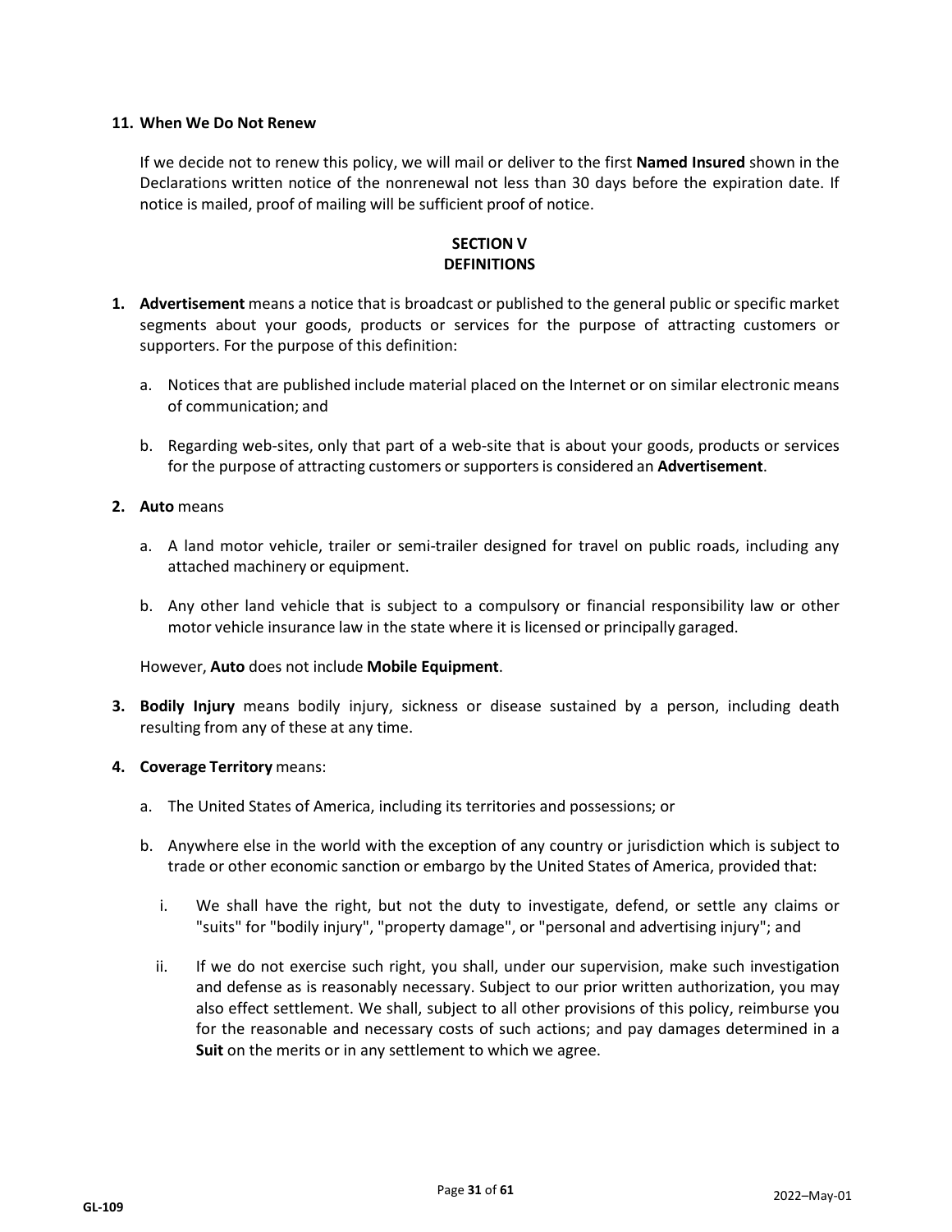**11. When We Do Not Renew**

If we decide not to renew this policy, we will mail or deliver to the first **Named Insured** shown in the Declarations written notice of the nonrenewal not less than 30 days before the expiration date. If notice is mailed, proof of mailing will be sufficient proof of notice.

## SECTION V
## DEFINITIONS

1. **Advertisement** means a notice that is broadcast or published to the general public or specific market segments about your goods, products or services for the purpose of attracting customers or supporters. For the purpose of this definition:

   a. Notices that are published include material placed on the Internet or on similar electronic means of communication; and

   b. Regarding web-sites, only that part of a web-site that is about your goods, products or services for the purpose of attracting customers or supporters is considered an **Advertisement**.

2. **Auto** means

   a. A land motor vehicle, trailer or semi-trailer designed for travel on public roads, including any attached machinery or equipment.

   b. Any other land vehicle that is subject to a compulsory or financial responsibility law or other motor vehicle insurance law in the state where it is licensed or principally garaged.

   However, **Auto** does not include **Mobile Equipment**.

3. **Bodily Injury** means bodily injury, sickness or disease sustained by a person, including death resulting from any of these at any time.

4. **Coverage Territory** means:

   a. The United States of America, including its territories and possessions; or

   b. Anywhere else in the world with the exception of any country or jurisdiction which is subject to trade or other economic sanction or embargo by the United States of America, provided that:

      i. We shall have the right, but not the duty to investigate, defend, or settle any claims or "suits" for "bodily injury", "property damage", or "personal and advertising injury"; and

      ii. If we do not exercise such right, you shall, under our supervision, make such investigation and defense as is reasonably necessary. Subject to our prior written authorization, you may also effect settlement. We shall, subject to all other provisions of this policy, reimburse you for the reasonable and necessary costs of such actions; and pay damages determined in a **Suit** on the merits or in any settlement to which we agree.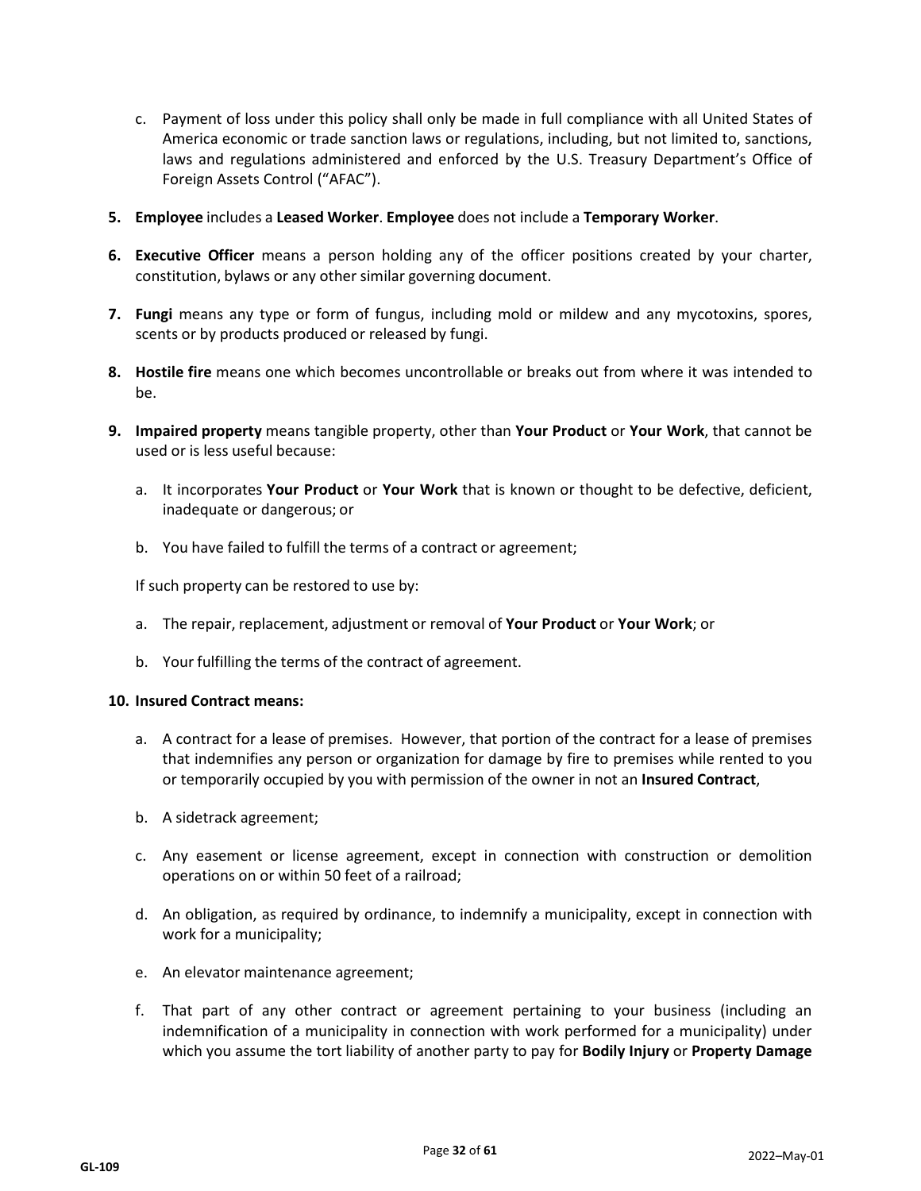c. Payment of loss under this policy shall only be made in full compliance with all United States of America economic or trade sanction laws or regulations, including, but not limited to, sanctions, laws and regulations administered and enforced by the U.S. Treasury Department's Office of Foreign Assets Control ("AFAC").

5. **Employee** includes a **Leased Worker**. **Employee** does not include a **Temporary Worker**.

6. **Executive Officer** means a person holding any of the officer positions created by your charter, constitution, bylaws or any other similar governing document.

7. **Fungi** means any type or form of fungus, including mold or mildew and any mycotoxins, spores, scents or by products produced or released by fungi.

8. **Hostile fire** means one which becomes uncontrollable or breaks out from where it was intended to be.

9. **Impaired property** means tangible property, other than **Your Product** or **Your Work**, that cannot be used or is less useful because:

   a. It incorporates **Your Product** or **Your Work** that is known or thought to be defective, deficient, inadequate or dangerous; or

   b. You have failed to fulfill the terms of a contract or agreement;

   If such property can be restored to use by:

   a. The repair, replacement, adjustment or removal of **Your Product** or **Your Work**; or

   b. Your fulfilling the terms of the contract of agreement.

10. **Insured Contract means:**

    a. A contract for a lease of premises. However, that portion of the contract for a lease of premises that indemnifies any person or organization for damage by fire to premises while rented to you or temporarily occupied by you with permission of the owner in not an **Insured Contract**,

    b. A sidetrack agreement;

    c. Any easement or license agreement, except in connection with construction or demolition operations on or within 50 feet of a railroad;

    d. An obligation, as required by ordinance, to indemnify a municipality, except in connection with work for a municipality;

    e. An elevator maintenance agreement;

    f. That part of any other contract or agreement pertaining to your business (including an indemnification of a municipality in connection with work performed for a municipality) under which you assume the tort liability of another party to pay for **Bodily Injury** or **Property Damage**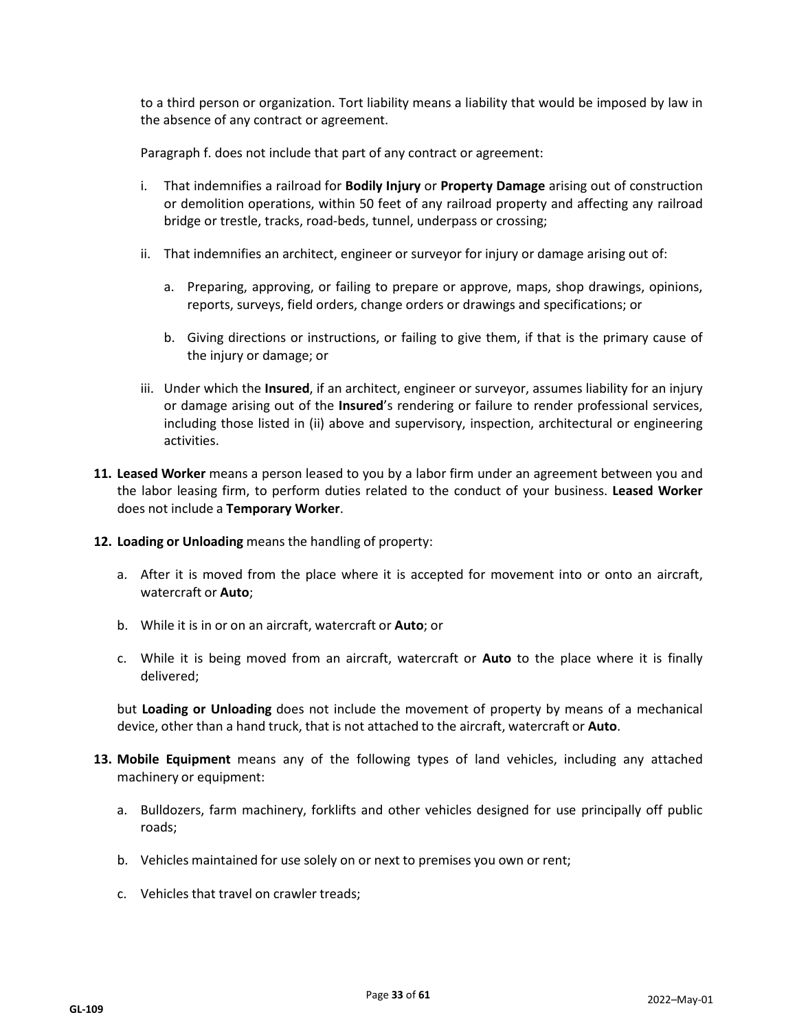to a third person or organization. Tort liability means a liability that would be imposed by law in the absence of any contract or agreement.

Paragraph f. does not include that part of any contract or agreement:

i. That indemnifies a railroad for **Bodily Injury** or **Property Damage** arising out of construction or demolition operations, within 50 feet of any railroad property and affecting any railroad bridge or trestle, tracks, road-beds, tunnel, underpass or crossing;

ii. That indemnifies an architect, engineer or surveyor for injury or damage arising out of:

   a. Preparing, approving, or failing to prepare or approve, maps, shop drawings, opinions, reports, surveys, field orders, change orders or drawings and specifications; or

   b. Giving directions or instructions, or failing to give them, if that is the primary cause of the injury or damage; or

iii. Under which the **Insured**, if an architect, engineer or surveyor, assumes liability for an injury or damage arising out of the **Insured**'s rendering or failure to render professional services, including those listed in (ii) above and supervisory, inspection, architectural or engineering activities.

**11. Leased Worker** means a person leased to you by a labor firm under an agreement between you and the labor leasing firm, to perform duties related to the conduct of your business. **Leased Worker** does not include a **Temporary Worker**.

**12. Loading or Unloading** means the handling of property:

a. After it is moved from the place where it is accepted for movement into or onto an aircraft, watercraft or **Auto**;

b. While it is in or on an aircraft, watercraft or **Auto**; or

c. While it is being moved from an aircraft, watercraft or **Auto** to the place where it is finally delivered;

but **Loading or Unloading** does not include the movement of property by means of a mechanical device, other than a hand truck, that is not attached to the aircraft, watercraft or **Auto**.

**13. Mobile Equipment** means any of the following types of land vehicles, including any attached machinery or equipment:

a. Bulldozers, farm machinery, forklifts and other vehicles designed for use principally off public roads;

b. Vehicles maintained for use solely on or next to premises you own or rent;

c. Vehicles that travel on crawler treads;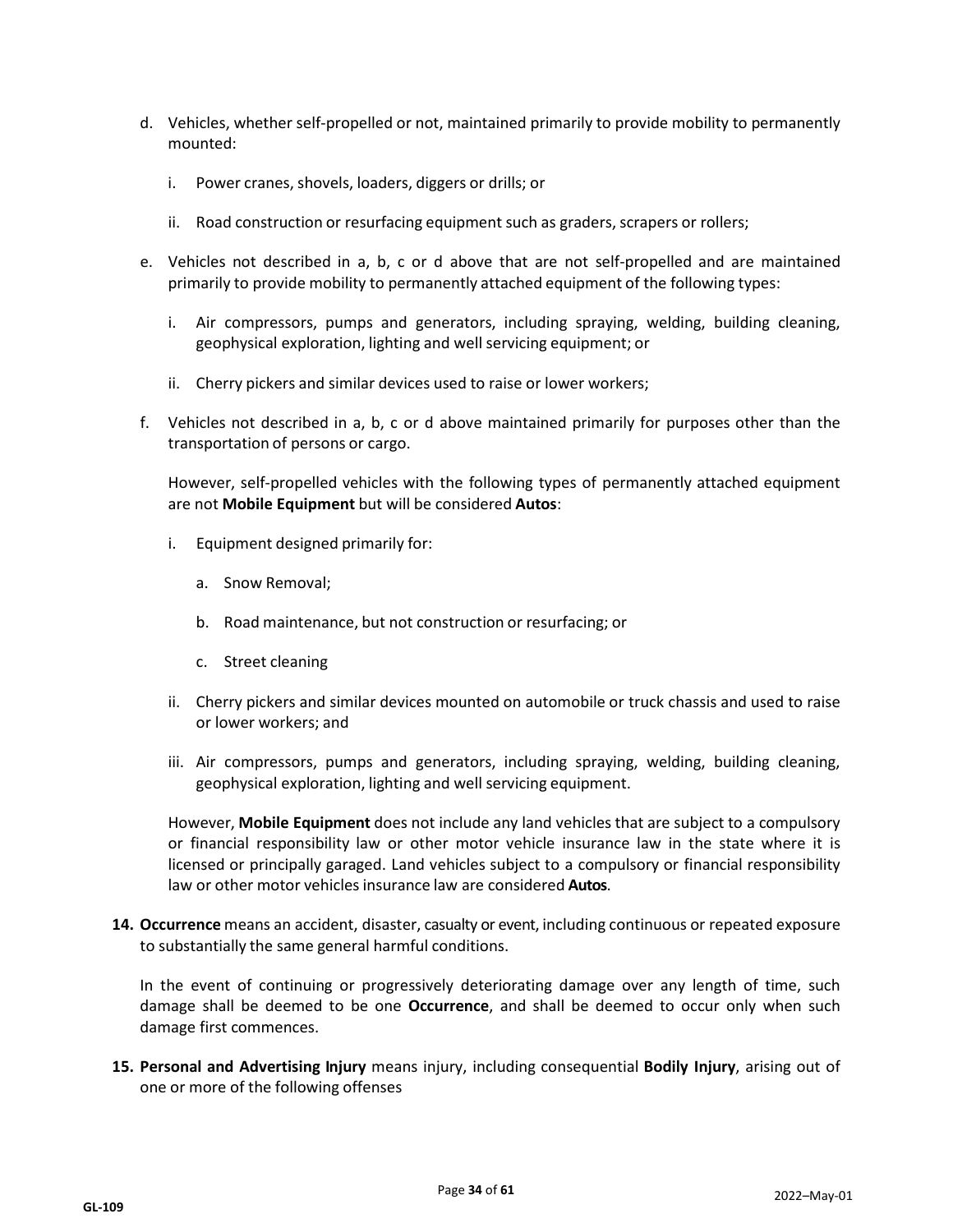d. Vehicles, whether self-propelled or not, maintained primarily to provide mobility to permanently mounted:

   i. Power cranes, shovels, loaders, diggers or drills; or

   ii. Road construction or resurfacing equipment such as graders, scrapers or rollers;

e. Vehicles not described in a, b, c or d above that are not self-propelled and are maintained primarily to provide mobility to permanently attached equipment of the following types:

   i. Air compressors, pumps and generators, including spraying, welding, building cleaning, geophysical exploration, lighting and well servicing equipment; or

   ii. Cherry pickers and similar devices used to raise or lower workers;

f. Vehicles not described in a, b, c or d above maintained primarily for purposes other than the transportation of persons or cargo.

   However, self-propelled vehicles with the following types of permanently attached equipment are not **Mobile Equipment** but will be considered **Autos**:

   i. Equipment designed primarily for:

      a. Snow Removal;

      b. Road maintenance, but not construction or resurfacing; or

      c. Street cleaning

   ii. Cherry pickers and similar devices mounted on automobile or truck chassis and used to raise or lower workers; and

   iii. Air compressors, pumps and generators, including spraying, welding, building cleaning, geophysical exploration, lighting and well servicing equipment.

   However, **Mobile Equipment** does not include any land vehicles that are subject to a compulsory or financial responsibility law or other motor vehicle insurance law in the state where it is licensed or principally garaged. Land vehicles subject to a compulsory or financial responsibility law or other motor vehicles insurance law are considered **Autos**.

**14. Occurrence** means an accident, disaster, casualty or event, including continuous or repeated exposure to substantially the same general harmful conditions.

In the event of continuing or progressively deteriorating damage over any length of time, such damage shall be deemed to be one **Occurrence**, and shall be deemed to occur only when such damage first commences.

**15. Personal and Advertising Injury** means injury, including consequential **Bodily Injury**, arising out of one or more of the following offenses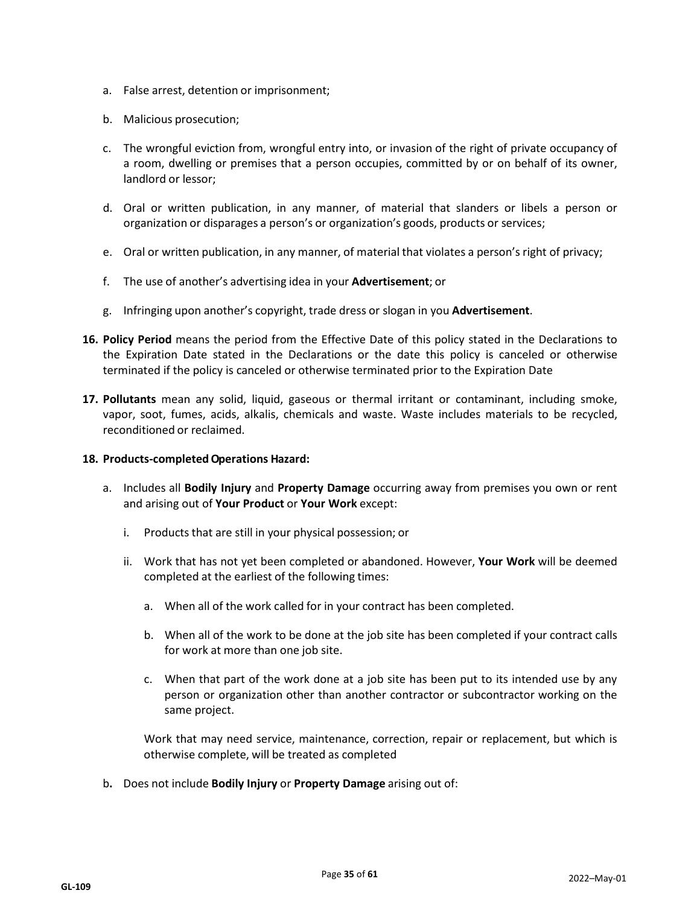a. False arrest, detention or imprisonment;

b. Malicious prosecution;

c. The wrongful eviction from, wrongful entry into, or invasion of the right of private occupancy of a room, dwelling or premises that a person occupies, committed by or on behalf of its owner, landlord or lessor;

d. Oral or written publication, in any manner, of material that slanders or libels a person or organization or disparages a person's or organization's goods, products or services;

e. Oral or written publication, in any manner, of material that violates a person's right of privacy;

f. The use of another's advertising idea in your **Advertisement**; or

g. Infringing upon another's copyright, trade dress or slogan in you **Advertisement**.

**16. Policy Period** means the period from the Effective Date of this policy stated in the Declarations to the Expiration Date stated in the Declarations or the date this policy is canceled or otherwise terminated if the policy is canceled or otherwise terminated prior to the Expiration Date

**17. Pollutants** mean any solid, liquid, gaseous or thermal irritant or contaminant, including smoke, vapor, soot, fumes, acids, alkalis, chemicals and waste. Waste includes materials to be recycled, reconditioned or reclaimed.

**18. Products-completed Operations Hazard:**

a. Includes all **Bodily Injury** and **Property Damage** occurring away from premises you own or rent and arising out of **Your Product** or **Your Work** except:

   i. Products that are still in your physical possession; or

   ii. Work that has not yet been completed or abandoned. However, **Your Work** will be deemed completed at the earliest of the following times:

      a. When all of the work called for in your contract has been completed.

      b. When all of the work to be done at the job site has been completed if your contract calls for work at more than one job site.

      c. When that part of the work done at a job site has been put to its intended use by any person or organization other than another contractor or subcontractor working on the same project.

   Work that may need service, maintenance, correction, repair or replacement, but which is otherwise complete, will be treated as completed

b**.** Does not include **Bodily Injury** or **Property Damage** arising out of: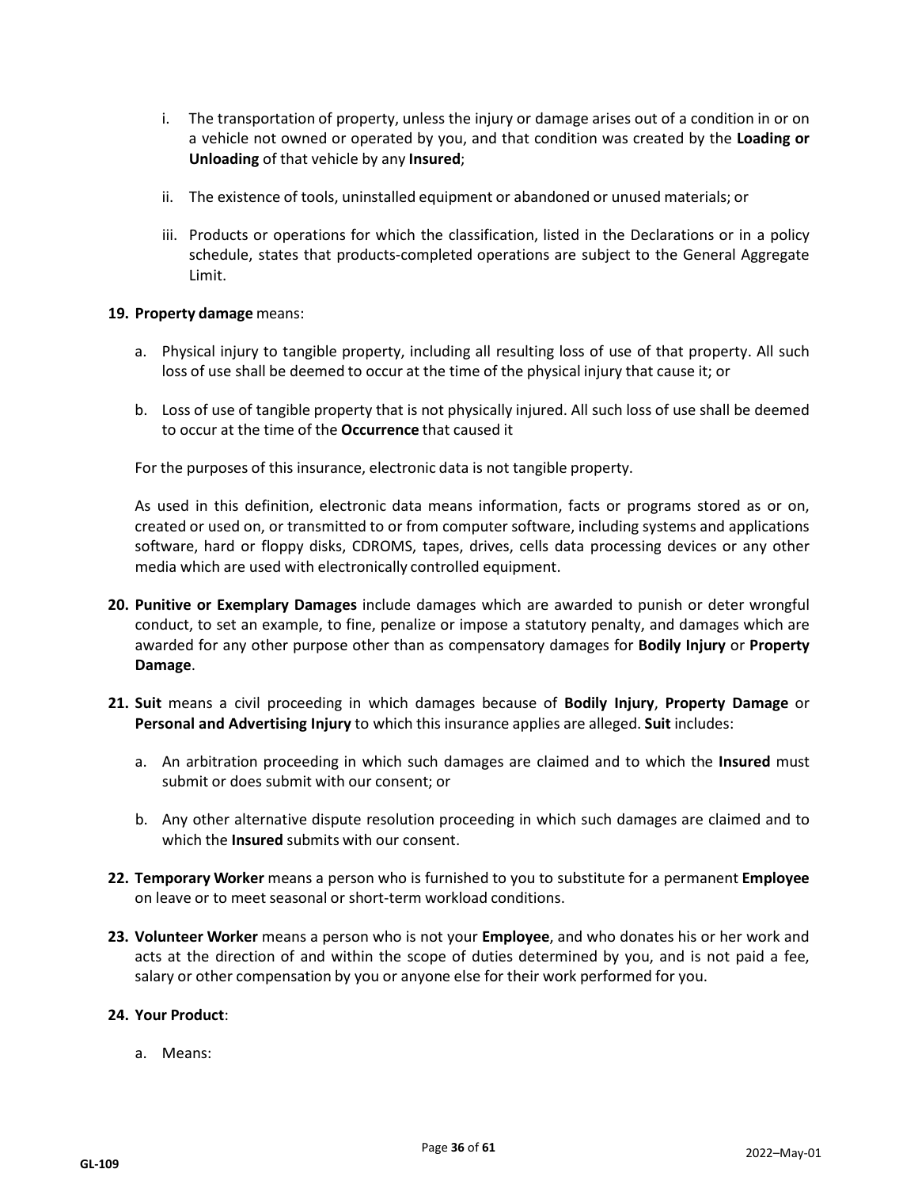i. The transportation of property, unless the injury or damage arises out of a condition in or on a vehicle not owned or operated by you, and that condition was created by the **Loading or Unloading** of that vehicle by any **Insured**;

ii. The existence of tools, uninstalled equipment or abandoned or unused materials; or

iii. Products or operations for which the classification, listed in the Declarations or in a policy schedule, states that products-completed operations are subject to the General Aggregate Limit.

**19. Property damage** means:

a. Physical injury to tangible property, including all resulting loss of use of that property. All such loss of use shall be deemed to occur at the time of the physical injury that cause it; or

b. Loss of use of tangible property that is not physically injured. All such loss of use shall be deemed to occur at the time of the **Occurrence** that caused it

For the purposes of this insurance, electronic data is not tangible property.

As used in this definition, electronic data means information, facts or programs stored as or on, created or used on, or transmitted to or from computer software, including systems and applications software, hard or floppy disks, CDROMS, tapes, drives, cells data processing devices or any other media which are used with electronically controlled equipment.

**20. Punitive or Exemplary Damages** include damages which are awarded to punish or deter wrongful conduct, to set an example, to fine, penalize or impose a statutory penalty, and damages which are awarded for any other purpose other than as compensatory damages for **Bodily Injury** or **Property Damage**.

**21. Suit** means a civil proceeding in which damages because of **Bodily Injury**, **Property Damage** or **Personal and Advertising Injury** to which this insurance applies are alleged. **Suit** includes:

a. An arbitration proceeding in which such damages are claimed and to which the **Insured** must submit or does submit with our consent; or

b. Any other alternative dispute resolution proceeding in which such damages are claimed and to which the **Insured** submits with our consent.

**22. Temporary Worker** means a person who is furnished to you to substitute for a permanent **Employee** on leave or to meet seasonal or short-term workload conditions.

**23. Volunteer Worker** means a person who is not your **Employee**, and who donates his or her work and acts at the direction of and within the scope of duties determined by you, and is not paid a fee, salary or other compensation by you or anyone else for their work performed for you.

**24. Your Product**:

a. Means: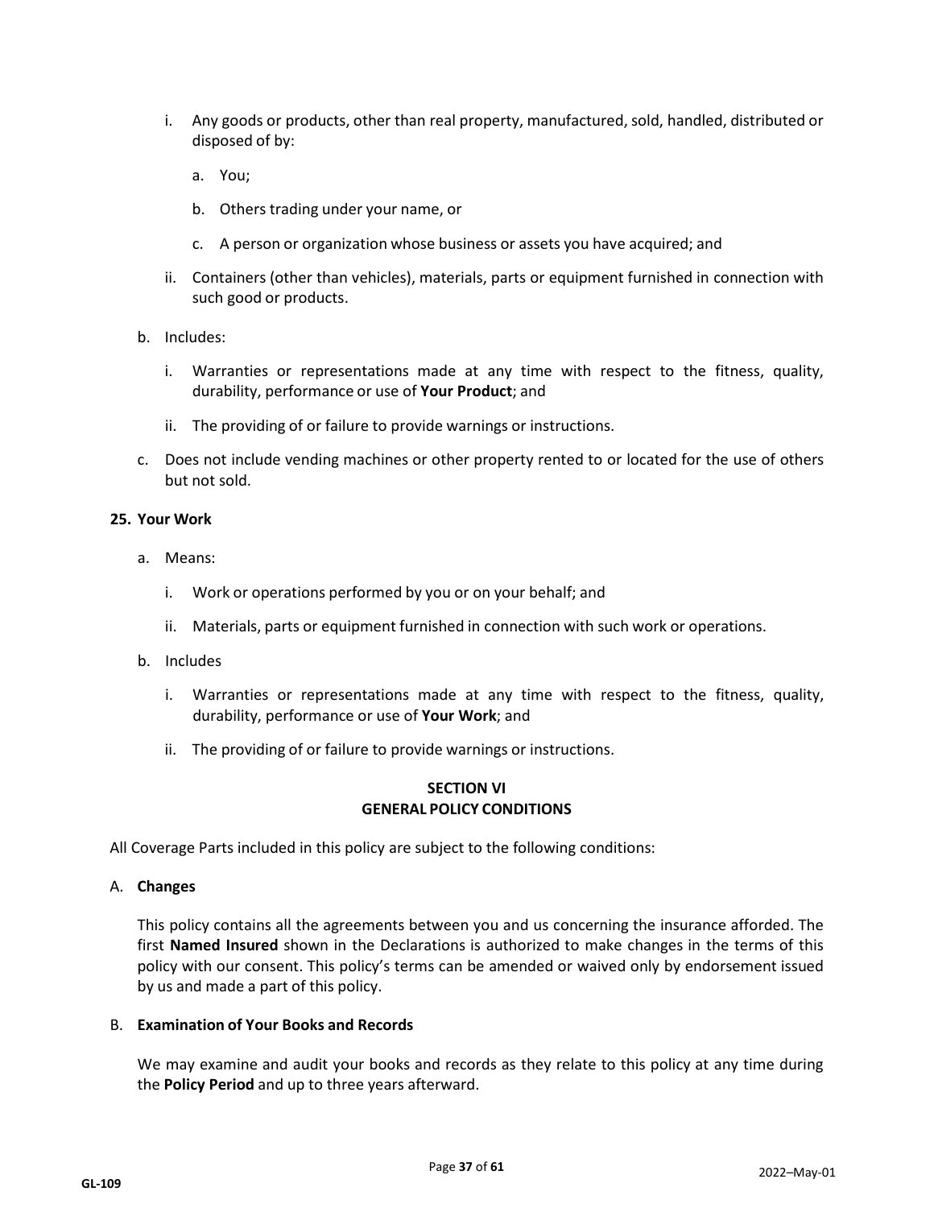i. Any goods or products, other than real property, manufactured, sold, handled, distributed or disposed of by:

   a. You;

   b. Others trading under your name, or

   c. A person or organization whose business or assets you have acquired; and

ii. Containers (other than vehicles), materials, parts or equipment furnished in connection with such good or products.

b. Includes:

   i. Warranties or representations made at any time with respect to the fitness, quality, durability, performance or use of **Your Product**; and

   ii. The providing of or failure to provide warnings or instructions.

c. Does not include vending machines or other property rented to or located for the use of others but not sold.

**25. Your Work**

a. Means:

   i. Work or operations performed by you or on your behalf; and

   ii. Materials, parts or equipment furnished in connection with such work or operations.

b. Includes

   i. Warranties or representations made at any time with respect to the fitness, quality, durability, performance or use of **Your Work**; and

   ii. The providing of or failure to provide warnings or instructions.

## SECTION VI
## GENERAL POLICY CONDITIONS

All Coverage Parts included in this policy are subject to the following conditions:

A. **Changes**

This policy contains all the agreements between you and us concerning the insurance afforded. The first **Named Insured** shown in the Declarations is authorized to make changes in the terms of this policy with our consent. This policy's terms can be amended or waived only by endorsement issued by us and made a part of this policy.

B. **Examination of Your Books and Records**

We may examine and audit your books and records as they relate to this policy at any time during the **Policy Period** and up to three years afterward.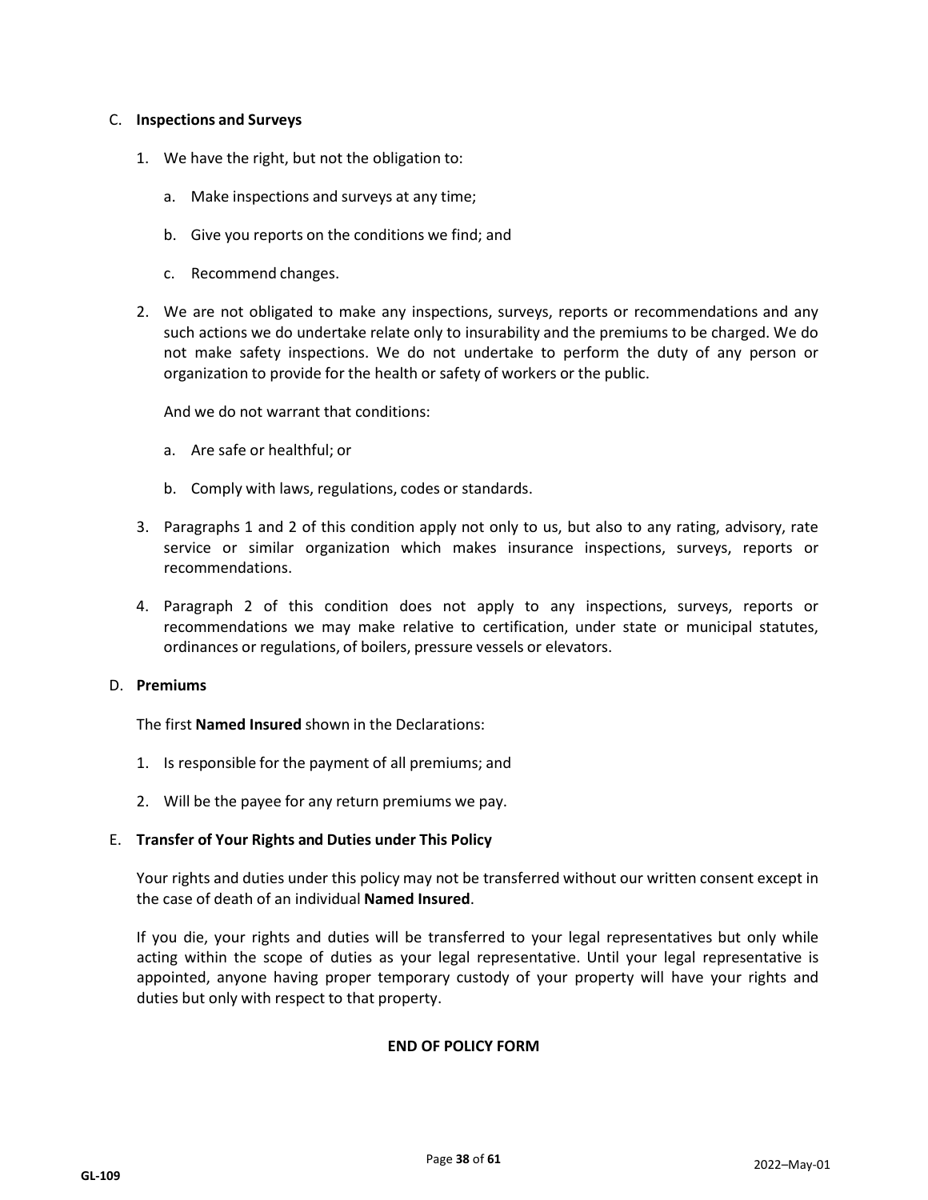C. **Inspections and Surveys**

1. We have the right, but not the obligation to:

   a. Make inspections and surveys at any time;

   b. Give you reports on the conditions we find; and

   c. Recommend changes.

2. We are not obligated to make any inspections, surveys, reports or recommendations and any such actions we do undertake relate only to insurability and the premiums to be charged. We do not make safety inspections. We do not undertake to perform the duty of any person or organization to provide for the health or safety of workers or the public.

   And we do not warrant that conditions:

   a. Are safe or healthful; or

   b. Comply with laws, regulations, codes or standards.

3. Paragraphs 1 and 2 of this condition apply not only to us, but also to any rating, advisory, rate service or similar organization which makes insurance inspections, surveys, reports or recommendations.

4. Paragraph 2 of this condition does not apply to any inspections, surveys, reports or recommendations we may make relative to certification, under state or municipal statutes, ordinances or regulations, of boilers, pressure vessels or elevators.

D. **Premiums**

The first **Named Insured** shown in the Declarations:

1. Is responsible for the payment of all premiums; and

2. Will be the payee for any return premiums we pay.

E. **Transfer of Your Rights and Duties under This Policy**

Your rights and duties under this policy may not be transferred without our written consent except in the case of death of an individual **Named Insured**.

If you die, your rights and duties will be transferred to your legal representatives but only while acting within the scope of duties as your legal representative. Until your legal representative is appointed, anyone having proper temporary custody of your property will have your rights and duties but only with respect to that property.

**END OF POLICY FORM**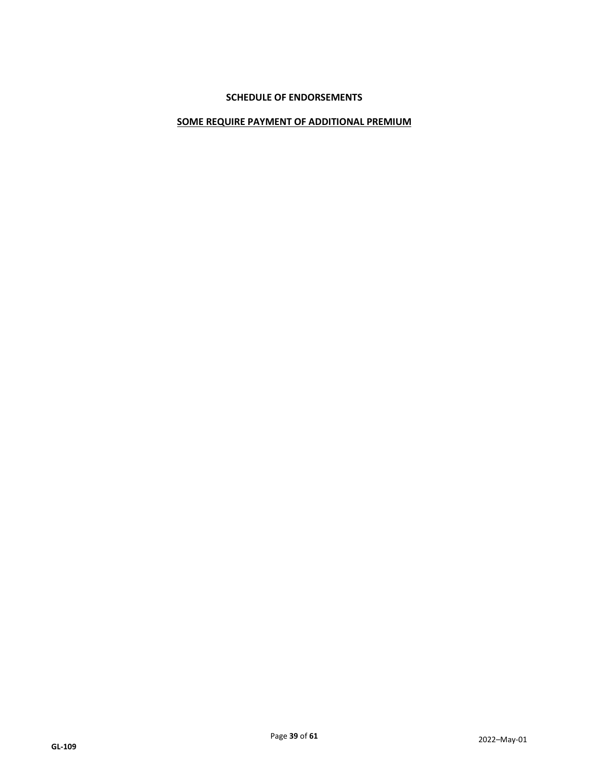**SCHEDULE OF ENDORSEMENTS**

**<u>SOME REQUIRE PAYMENT OF ADDITIONAL PREMIUM</u>**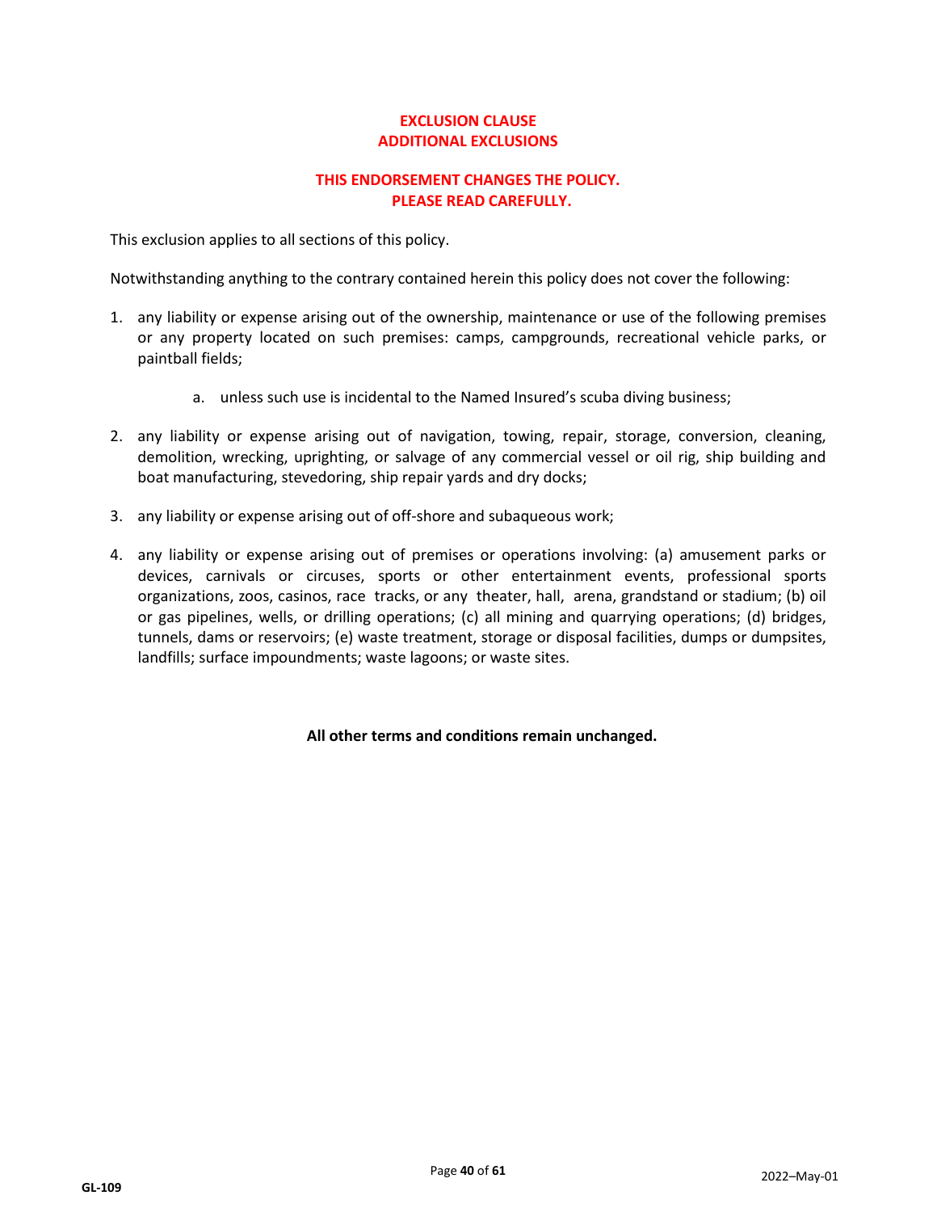## EXCLUSION CLAUSE
## ADDITIONAL EXCLUSIONS

**THIS ENDORSEMENT CHANGES THE POLICY.**
**PLEASE READ CAREFULLY.**

This exclusion applies to all sections of this policy.

Notwithstanding anything to the contrary contained herein this policy does not cover the following:

1. any liability or expense arising out of the ownership, maintenance or use of the following premises or any property located on such premises: camps, campgrounds, recreational vehicle parks, or paintball fields;

    a. unless such use is incidental to the Named Insured's scuba diving business;

2. any liability or expense arising out of navigation, towing, repair, storage, conversion, cleaning, demolition, wrecking, uprighting, or salvage of any commercial vessel or oil rig, ship building and boat manufacturing, stevedoring, ship repair yards and dry docks;

3. any liability or expense arising out of off-shore and subaqueous work;

4. any liability or expense arising out of premises or operations involving: (a) amusement parks or devices, carnivals or circuses, sports or other entertainment events, professional sports organizations, zoos, casinos, race tracks, or any theater, hall, arena, grandstand or stadium; (b) oil or gas pipelines, wells, or drilling operations; (c) all mining and quarrying operations; (d) bridges, tunnels, dams or reservoirs; (e) waste treatment, storage or disposal facilities, dumps or dumpsites, landfills; surface impoundments; waste lagoons; or waste sites.

**All other terms and conditions remain unchanged.**

**GL-109** 2022–May-01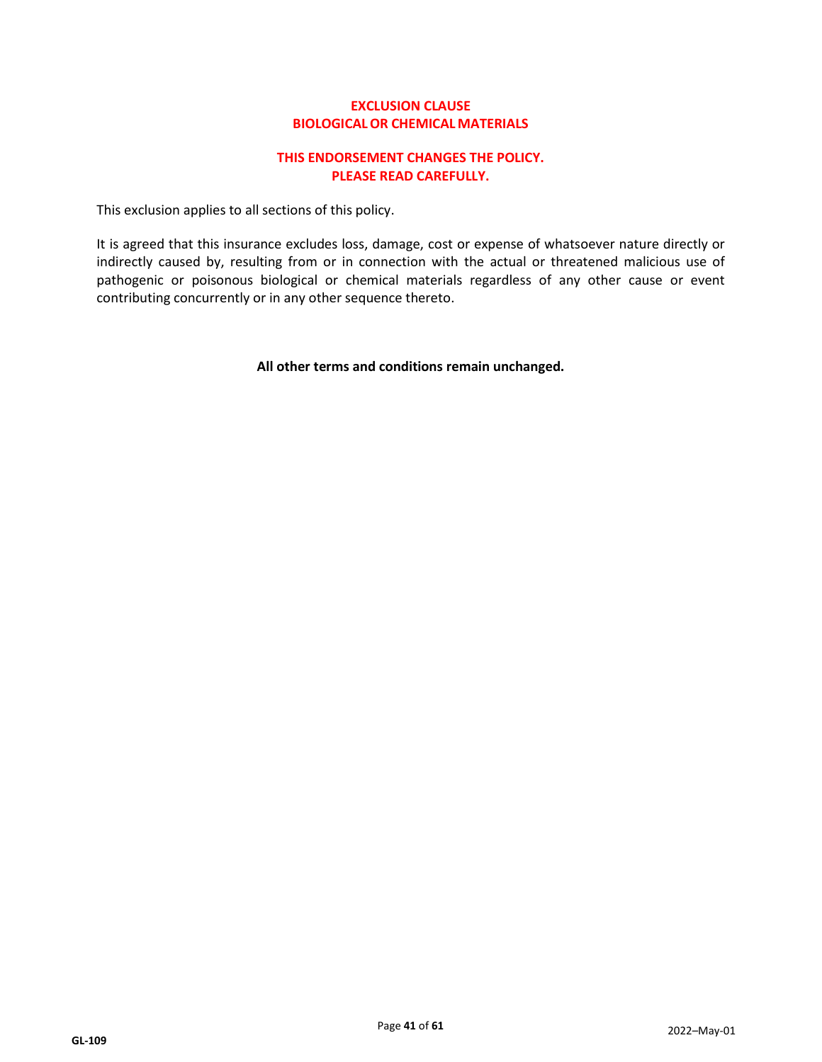# EXCLUSION CLAUSE
# BIOLOGICAL OR CHEMICAL MATERIALS

**THIS ENDORSEMENT CHANGES THE POLICY.**
**PLEASE READ CAREFULLY.**

This exclusion applies to all sections of this policy.

It is agreed that this insurance excludes loss, damage, cost or expense of whatsoever nature directly or indirectly caused by, resulting from or in connection with the actual or threatened malicious use of pathogenic or poisonous biological or chemical materials regardless of any other cause or event contributing concurrently or in any other sequence thereto.

**All other terms and conditions remain unchanged.**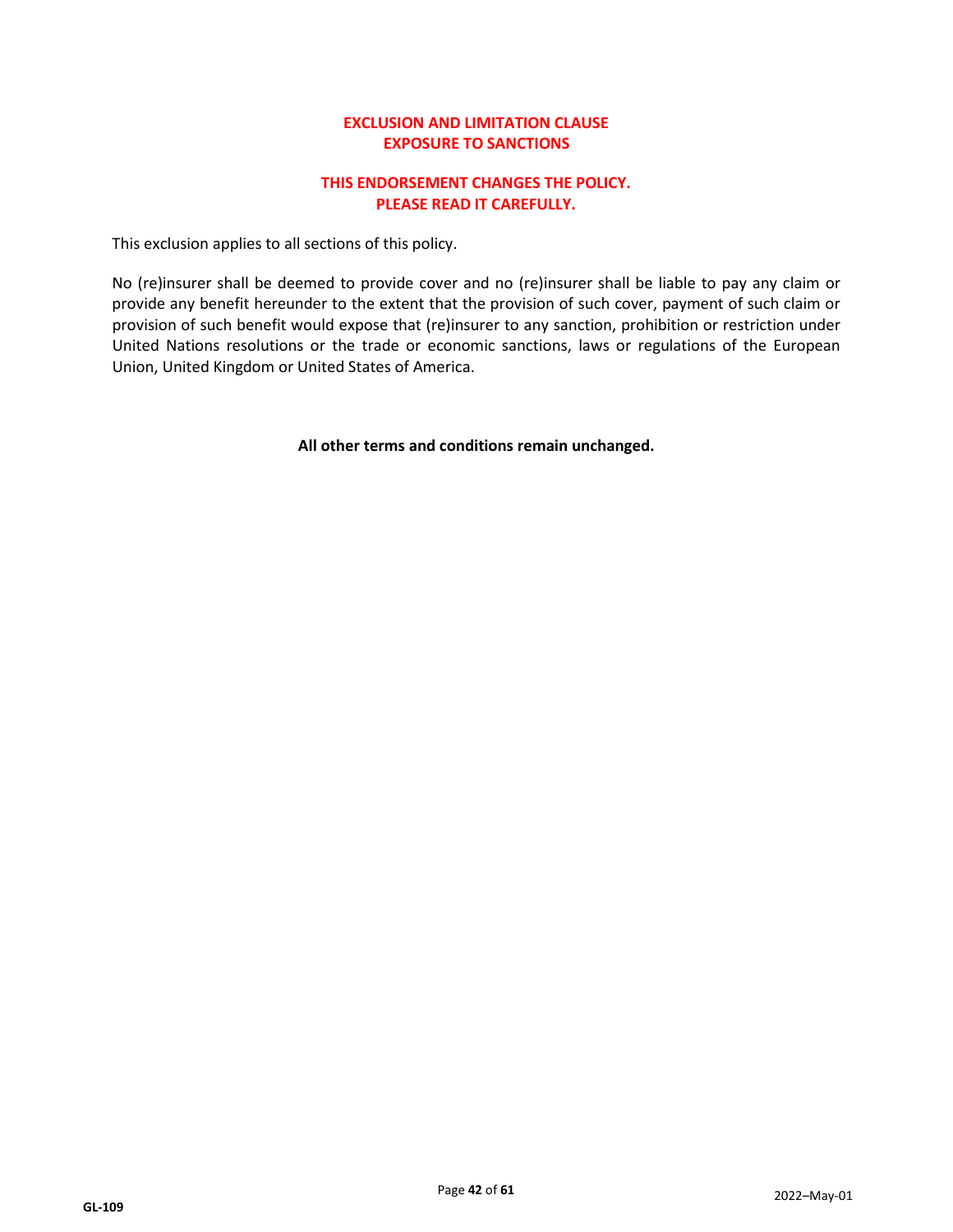# EXCLUSION AND LIMITATION CLAUSE
# EXPOSURE TO SANCTIONS

**THIS ENDORSEMENT CHANGES THE POLICY.**
**PLEASE READ IT CAREFULLY.**

This exclusion applies to all sections of this policy.

No (re)insurer shall be deemed to provide cover and no (re)insurer shall be liable to pay any claim or provide any benefit hereunder to the extent that the provision of such cover, payment of such claim or provision of such benefit would expose that (re)insurer to any sanction, prohibition or restriction under United Nations resolutions or the trade or economic sanctions, laws or regulations of the European Union, United Kingdom or United States of America.

**All other terms and conditions remain unchanged.**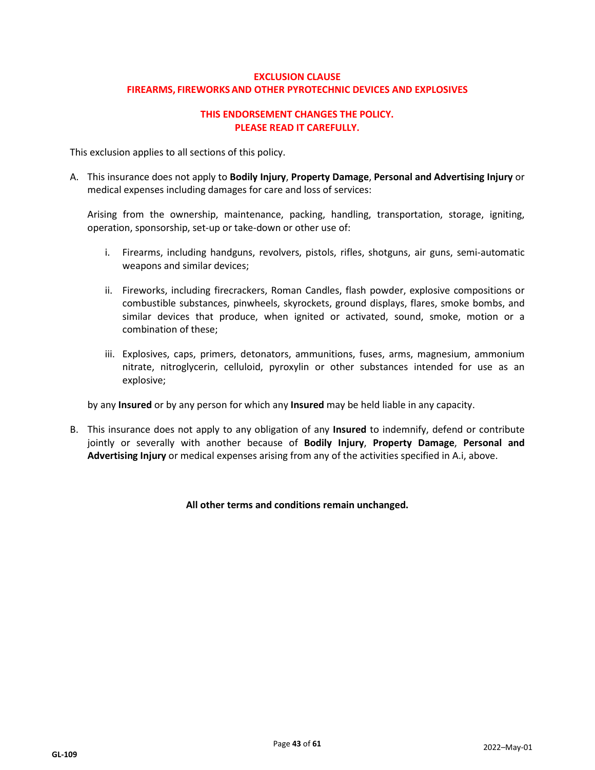## EXCLUSION CLAUSE
## FIREARMS, FIREWORKS AND OTHER PYROTECHNIC DEVICES AND EXPLOSIVES

**THIS ENDORSEMENT CHANGES THE POLICY.**
**PLEASE READ IT CAREFULLY.**

This exclusion applies to all sections of this policy.

A. This insurance does not apply to **Bodily Injury**, **Property Damage**, **Personal and Advertising Injury** or medical expenses including damages for care and loss of services:

   Arising from the ownership, maintenance, packing, handling, transportation, storage, igniting, operation, sponsorship, set-up or take-down or other use of:

   i. Firearms, including handguns, revolvers, pistols, rifles, shotguns, air guns, semi-automatic weapons and similar devices;

   ii. Fireworks, including firecrackers, Roman Candles, flash powder, explosive compositions or combustible substances, pinwheels, skyrockets, ground displays, flares, smoke bombs, and similar devices that produce, when ignited or activated, sound, smoke, motion or a combination of these;

   iii. Explosives, caps, primers, detonators, ammunitions, fuses, arms, magnesium, ammonium nitrate, nitroglycerin, celluloid, pyroxylin or other substances intended for use as an explosive;

   by any **Insured** or by any person for which any **Insured** may be held liable in any capacity.

B. This insurance does not apply to any obligation of any **Insured** to indemnify, defend or contribute jointly or severally with another because of **Bodily Injury**, **Property Damage**, **Personal and Advertising Injury** or medical expenses arising from any of the activities specified in A.i, above.

**All other terms and conditions remain unchanged.**

GL-109

2022–May-01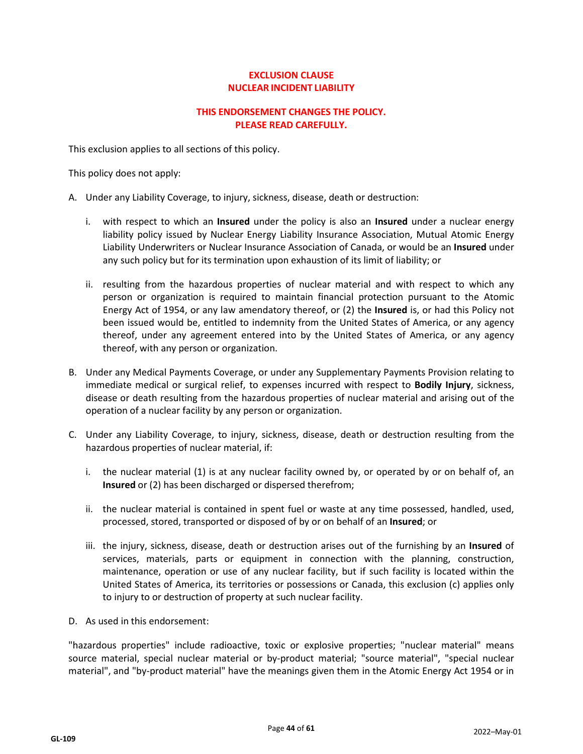## EXCLUSION CLAUSE
## NUCLEAR INCIDENT LIABILITY

**THIS ENDORSEMENT CHANGES THE POLICY.**
**PLEASE READ CAREFULLY.**

This exclusion applies to all sections of this policy.

This policy does not apply:

A. Under any Liability Coverage, to injury, sickness, disease, death or destruction:

   i. with respect to which an **Insured** under the policy is also an **Insured** under a nuclear energy liability policy issued by Nuclear Energy Liability Insurance Association, Mutual Atomic Energy Liability Underwriters or Nuclear Insurance Association of Canada, or would be an **Insured** under any such policy but for its termination upon exhaustion of its limit of liability; or

   ii. resulting from the hazardous properties of nuclear material and with respect to which any person or organization is required to maintain financial protection pursuant to the Atomic Energy Act of 1954, or any law amendatory thereof, or (2) the **Insured** is, or had this Policy not been issued would be, entitled to indemnity from the United States of America, or any agency thereof, under any agreement entered into by the United States of America, or any agency thereof, with any person or organization.

B. Under any Medical Payments Coverage, or under any Supplementary Payments Provision relating to immediate medical or surgical relief, to expenses incurred with respect to **Bodily Injury**, sickness, disease or death resulting from the hazardous properties of nuclear material and arising out of the operation of a nuclear facility by any person or organization.

C. Under any Liability Coverage, to injury, sickness, disease, death or destruction resulting from the hazardous properties of nuclear material, if:

   i. the nuclear material (1) is at any nuclear facility owned by, or operated by or on behalf of, an **Insured** or (2) has been discharged or dispersed therefrom;

   ii. the nuclear material is contained in spent fuel or waste at any time possessed, handled, used, processed, stored, transported or disposed of by or on behalf of an **Insured**; or

   iii. the injury, sickness, disease, death or destruction arises out of the furnishing by an **Insured** of services, materials, parts or equipment in connection with the planning, construction, maintenance, operation or use of any nuclear facility, but if such facility is located within the United States of America, its territories or possessions or Canada, this exclusion (c) applies only to injury to or destruction of property at such nuclear facility.

D. As used in this endorsement:

"hazardous properties" include radioactive, toxic or explosive properties; "nuclear material" means source material, special nuclear material or by-product material; "source material", "special nuclear material", and "by-product material" have the meanings given them in the Atomic Energy Act 1954 or in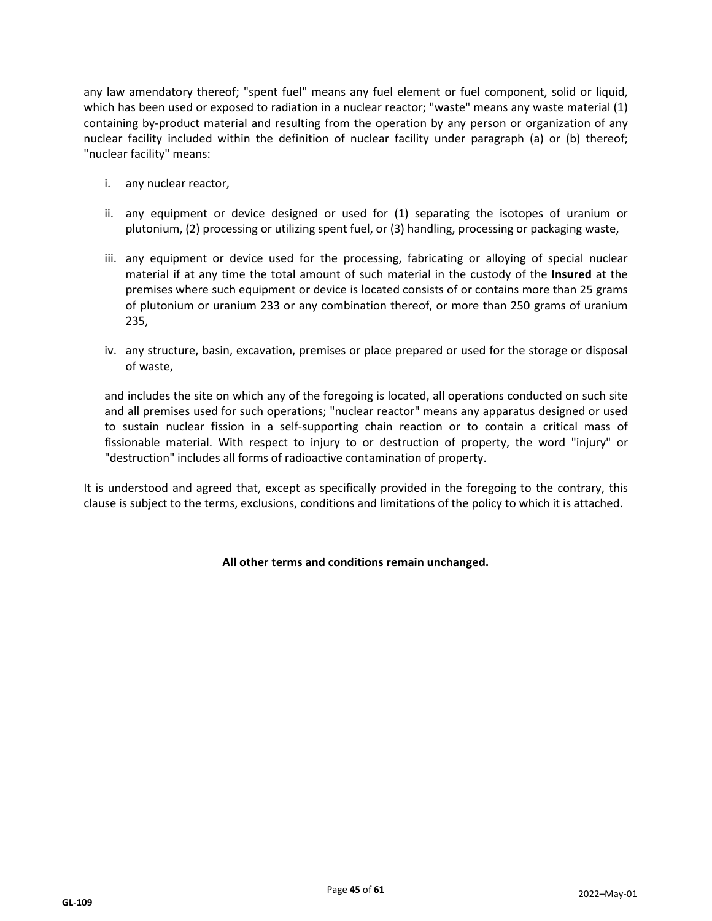any law amendatory thereof; "spent fuel" means any fuel element or fuel component, solid or liquid, which has been used or exposed to radiation in a nuclear reactor; "waste" means any waste material (1) containing by-product material and resulting from the operation by any person or organization of any nuclear facility included within the definition of nuclear facility under paragraph (a) or (b) thereof; "nuclear facility" means:

i. any nuclear reactor,

ii. any equipment or device designed or used for (1) separating the isotopes of uranium or plutonium, (2) processing or utilizing spent fuel, or (3) handling, processing or packaging waste,

iii. any equipment or device used for the processing, fabricating or alloying of special nuclear material if at any time the total amount of such material in the custody of the **Insured** at the premises where such equipment or device is located consists of or contains more than 25 grams of plutonium or uranium 233 or any combination thereof, or more than 250 grams of uranium 235,

iv. any structure, basin, excavation, premises or place prepared or used for the storage or disposal of waste,

and includes the site on which any of the foregoing is located, all operations conducted on such site and all premises used for such operations; "nuclear reactor" means any apparatus designed or used to sustain nuclear fission in a self-supporting chain reaction or to contain a critical mass of fissionable material. With respect to injury to or destruction of property, the word "injury" or "destruction" includes all forms of radioactive contamination of property.

It is understood and agreed that, except as specifically provided in the foregoing to the contrary, this clause is subject to the terms, exclusions, conditions and limitations of the policy to which it is attached.

**All other terms and conditions remain unchanged.**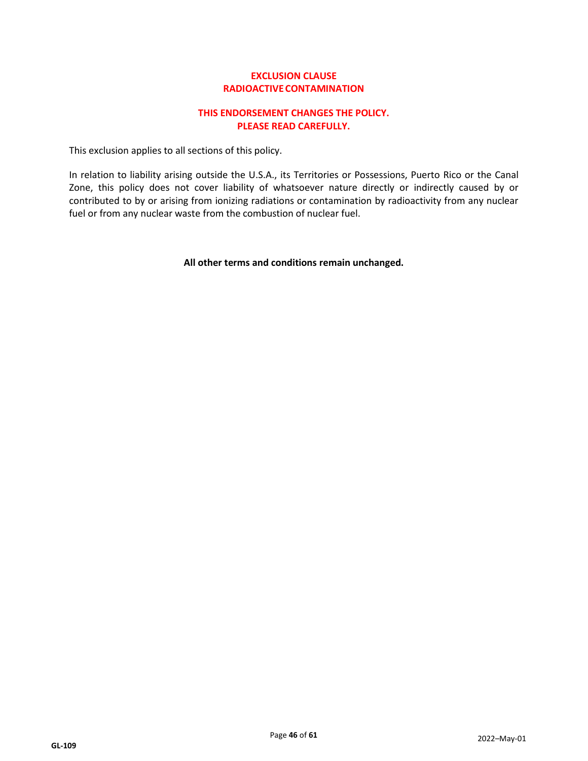# EXCLUSION CLAUSE
# RADIOACTIVE CONTAMINATION

**THIS ENDORSEMENT CHANGES THE POLICY.**
**PLEASE READ CAREFULLY.**

This exclusion applies to all sections of this policy.

In relation to liability arising outside the U.S.A., its Territories or Possessions, Puerto Rico or the Canal Zone, this policy does not cover liability of whatsoever nature directly or indirectly caused by or contributed to by or arising from ionizing radiations or contamination by radioactivity from any nuclear fuel or from any nuclear waste from the combustion of nuclear fuel.

**All other terms and conditions remain unchanged.**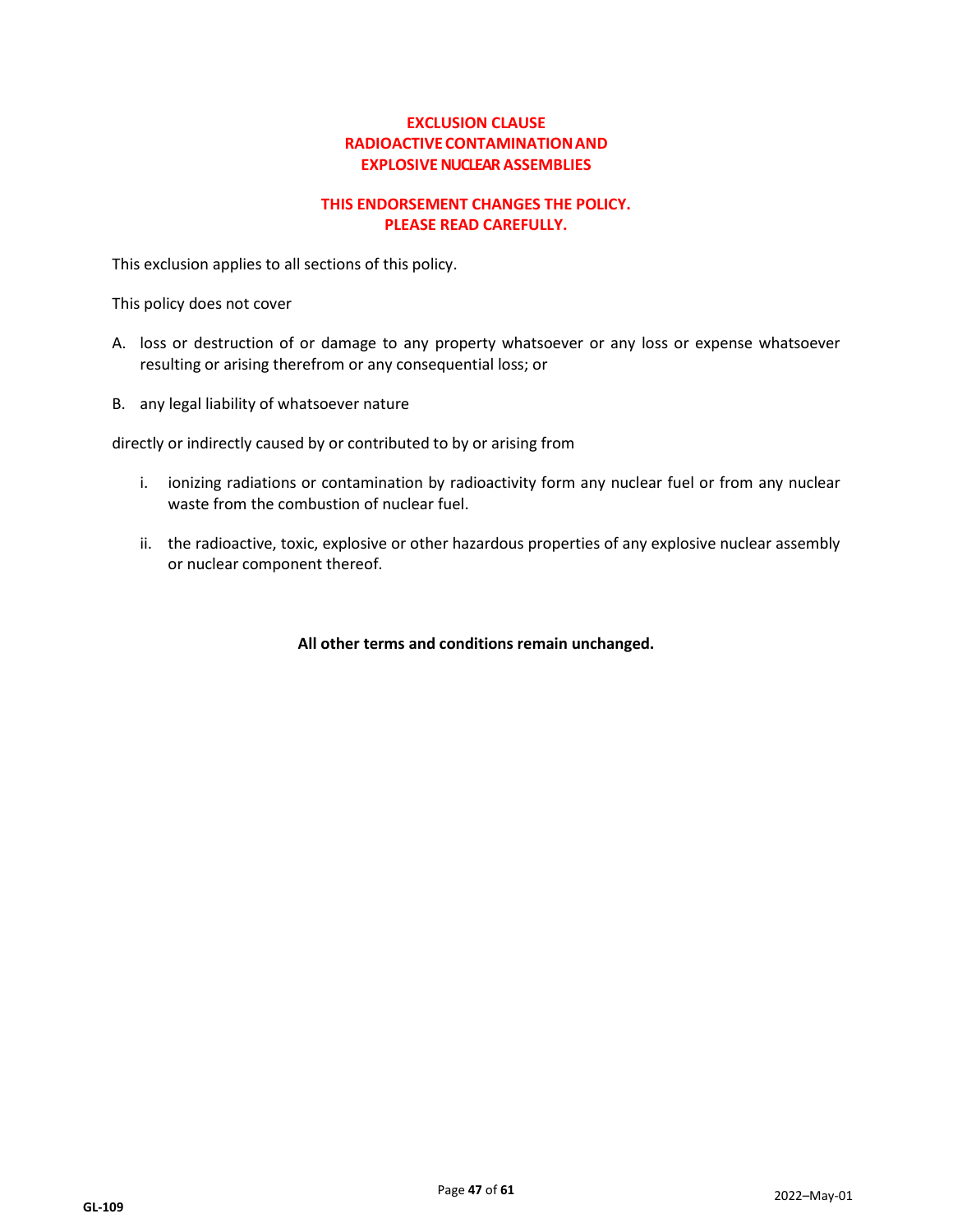# EXCLUSION CLAUSE
# RADIOACTIVE CONTAMINATION AND
# EXPLOSIVE NUCLEAR ASSEMBLIES

**THIS ENDORSEMENT CHANGES THE POLICY.**
**PLEASE READ CAREFULLY.**

This exclusion applies to all sections of this policy.

This policy does not cover

A. loss or destruction of or damage to any property whatsoever or any loss or expense whatsoever resulting or arising therefrom or any consequential loss; or

B. any legal liability of whatsoever nature

directly or indirectly caused by or contributed to by or arising from

i. ionizing radiations or contamination by radioactivity form any nuclear fuel or from any nuclear waste from the combustion of nuclear fuel.

ii. the radioactive, toxic, explosive or other hazardous properties of any explosive nuclear assembly or nuclear component thereof.

**All other terms and conditions remain unchanged.**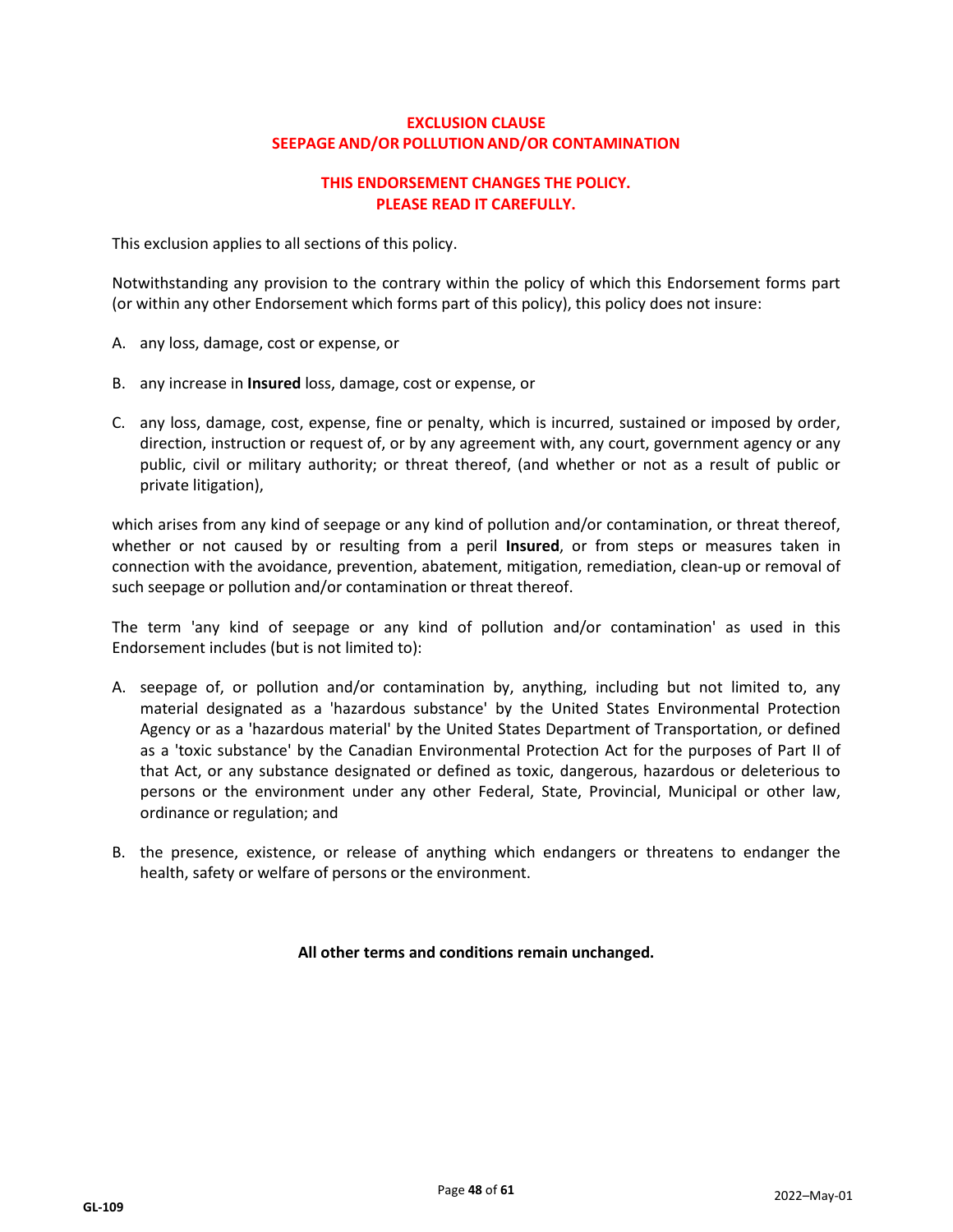## EXCLUSION CLAUSE
## SEEPAGE AND/OR POLLUTION AND/OR CONTAMINATION

**THIS ENDORSEMENT CHANGES THE POLICY.**
**PLEASE READ IT CAREFULLY.**

This exclusion applies to all sections of this policy.

Notwithstanding any provision to the contrary within the policy of which this Endorsement forms part (or within any other Endorsement which forms part of this policy), this policy does not insure:

A. any loss, damage, cost or expense, or

B. any increase in **Insured** loss, damage, cost or expense, or

C. any loss, damage, cost, expense, fine or penalty, which is incurred, sustained or imposed by order, direction, instruction or request of, or by any agreement with, any court, government agency or any public, civil or military authority; or threat thereof, (and whether or not as a result of public or private litigation),

which arises from any kind of seepage or any kind of pollution and/or contamination, or threat thereof, whether or not caused by or resulting from a peril **Insured**, or from steps or measures taken in connection with the avoidance, prevention, abatement, mitigation, remediation, clean-up or removal of such seepage or pollution and/or contamination or threat thereof.

The term 'any kind of seepage or any kind of pollution and/or contamination' as used in this Endorsement includes (but is not limited to):

A. seepage of, or pollution and/or contamination by, anything, including but not limited to, any material designated as a 'hazardous substance' by the United States Environmental Protection Agency or as a 'hazardous material' by the United States Department of Transportation, or defined as a 'toxic substance' by the Canadian Environmental Protection Act for the purposes of Part II of that Act, or any substance designated or defined as toxic, dangerous, hazardous or deleterious to persons or the environment under any other Federal, State, Provincial, Municipal or other law, ordinance or regulation; and

B. the presence, existence, or release of anything which endangers or threatens to endanger the health, safety or welfare of persons or the environment.

**All other terms and conditions remain unchanged.**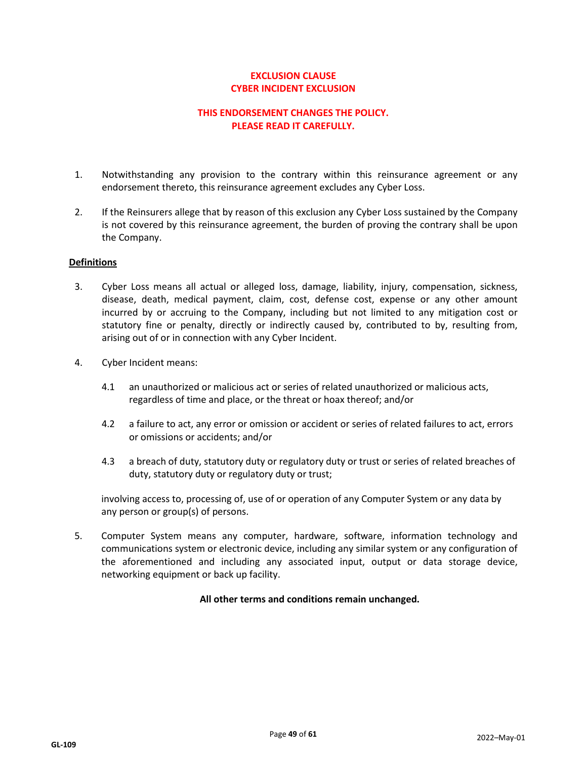**EXCLUSION CLAUSE**
**CYBER INCIDENT EXCLUSION**

**THIS ENDORSEMENT CHANGES THE POLICY.**
**PLEASE READ IT CAREFULLY.**

1. Notwithstanding any provision to the contrary within this reinsurance agreement or any endorsement thereto, this reinsurance agreement excludes any Cyber Loss.

2. If the Reinsurers allege that by reason of this exclusion any Cyber Loss sustained by the Company is not covered by this reinsurance agreement, the burden of proving the contrary shall be upon the Company.

**Definitions**

3. Cyber Loss means all actual or alleged loss, damage, liability, injury, compensation, sickness, disease, death, medical payment, claim, cost, defense cost, expense or any other amount incurred by or accruing to the Company, including but not limited to any mitigation cost or statutory fine or penalty, directly or indirectly caused by, contributed to by, resulting from, arising out of or in connection with any Cyber Incident.

4. Cyber Incident means:

   4.1 an unauthorized or malicious act or series of related unauthorized or malicious acts, regardless of time and place, or the threat or hoax thereof; and/or

   4.2 a failure to act, any error or omission or accident or series of related failures to act, errors or omissions or accidents; and/or

   4.3 a breach of duty, statutory duty or regulatory duty or trust or series of related breaches of duty, statutory duty or regulatory duty or trust;

   involving access to, processing of, use of or operation of any Computer System or any data by any person or group(s) of persons.

5. Computer System means any computer, hardware, software, information technology and communications system or electronic device, including any similar system or any configuration of the aforementioned and including any associated input, output or data storage device, networking equipment or back up facility.

**All other terms and conditions remain unchanged.**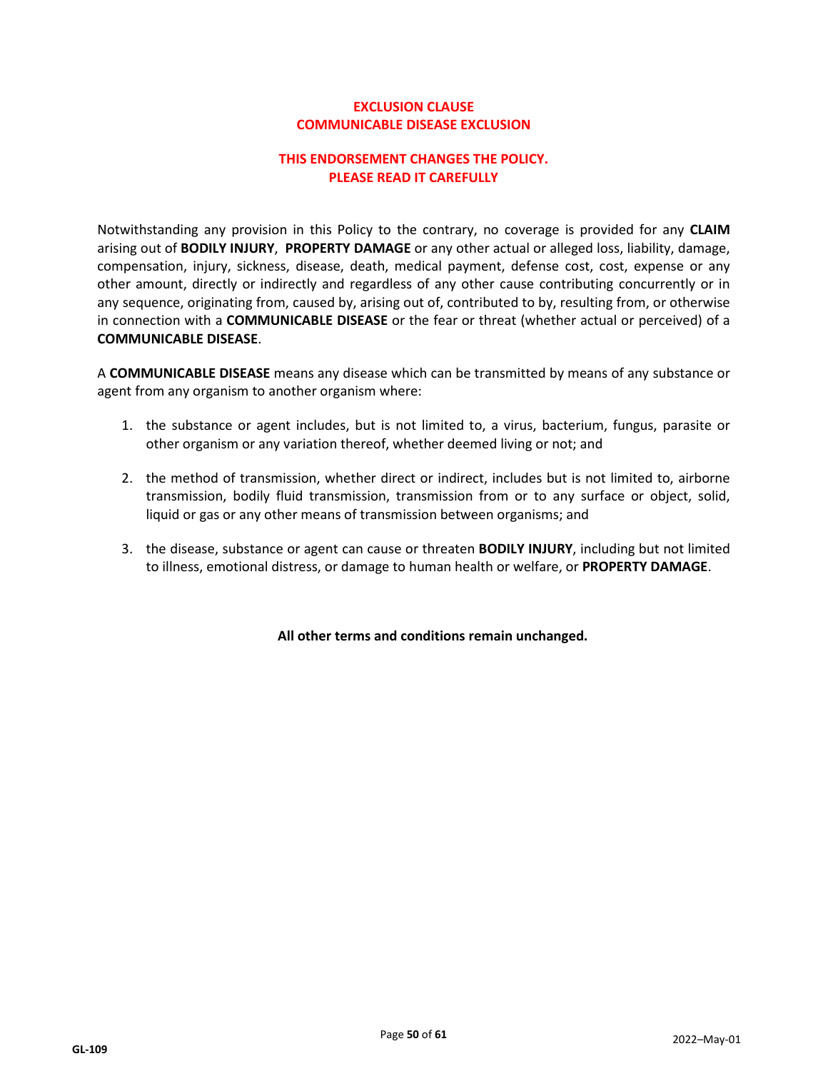## EXCLUSION CLAUSE
## COMMUNICABLE DISEASE EXCLUSION

**THIS ENDORSEMENT CHANGES THE POLICY.**
**PLEASE READ IT CAREFULLY**

Notwithstanding any provision in this Policy to the contrary, no coverage is provided for any **CLAIM** arising out of **BODILY INJURY**, **PROPERTY DAMAGE** or any other actual or alleged loss, liability, damage, compensation, injury, sickness, disease, death, medical payment, defense cost, cost, expense or any other amount, directly or indirectly and regardless of any other cause contributing concurrently or in any sequence, originating from, caused by, arising out of, contributed to by, resulting from, or otherwise in connection with a **COMMUNICABLE DISEASE** or the fear or threat (whether actual or perceived) of a **COMMUNICABLE DISEASE**.

A **COMMUNICABLE DISEASE** means any disease which can be transmitted by means of any substance or agent from any organism to another organism where:

1. the substance or agent includes, but is not limited to, a virus, bacterium, fungus, parasite or other organism or any variation thereof, whether deemed living or not; and
2. the method of transmission, whether direct or indirect, includes but is not limited to, airborne transmission, bodily fluid transmission, transmission from or to any surface or object, solid, liquid or gas or any other means of transmission between organisms; and
3. the disease, substance or agent can cause or threaten **BODILY INJURY**, including but not limited to illness, emotional distress, or damage to human health or welfare, or **PROPERTY DAMAGE**.

**All other terms and conditions remain unchanged.**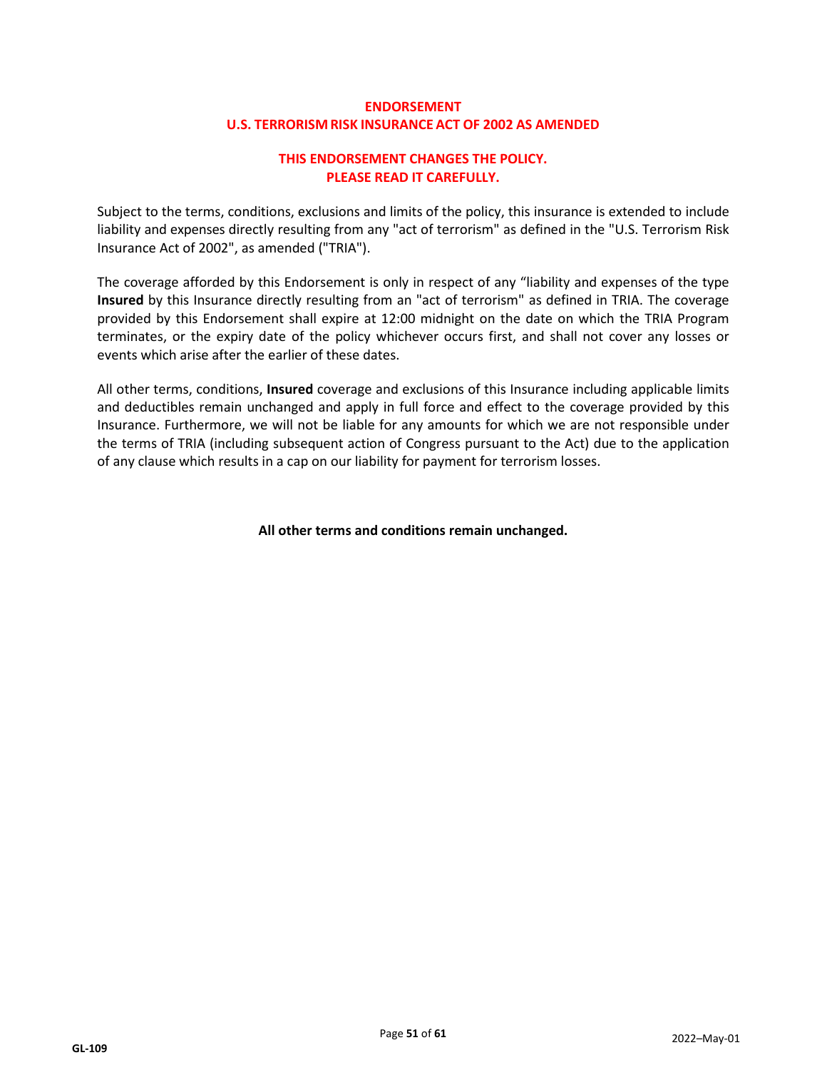# ENDORSEMENT
# U.S. TERRORISM RISK INSURANCE ACT OF 2002 AS AMENDED

## THIS ENDORSEMENT CHANGES THE POLICY.
## PLEASE READ IT CAREFULLY.

Subject to the terms, conditions, exclusions and limits of the policy, this insurance is extended to include liability and expenses directly resulting from any "act of terrorism" as defined in the "U.S. Terrorism Risk Insurance Act of 2002", as amended ("TRIA").

The coverage afforded by this Endorsement is only in respect of any "liability and expenses of the type **Insured** by this Insurance directly resulting from an "act of terrorism" as defined in TRIA. The coverage provided by this Endorsement shall expire at 12:00 midnight on the date on which the TRIA Program terminates, or the expiry date of the policy whichever occurs first, and shall not cover any losses or events which arise after the earlier of these dates.

All other terms, conditions, **Insured** coverage and exclusions of this Insurance including applicable limits and deductibles remain unchanged and apply in full force and effect to the coverage provided by this Insurance. Furthermore, we will not be liable for any amounts for which we are not responsible under the terms of TRIA (including subsequent action of Congress pursuant to the Act) due to the application of any clause which results in a cap on our liability for payment for terrorism losses.

**All other terms and conditions remain unchanged.**

GL-109 2022–May-01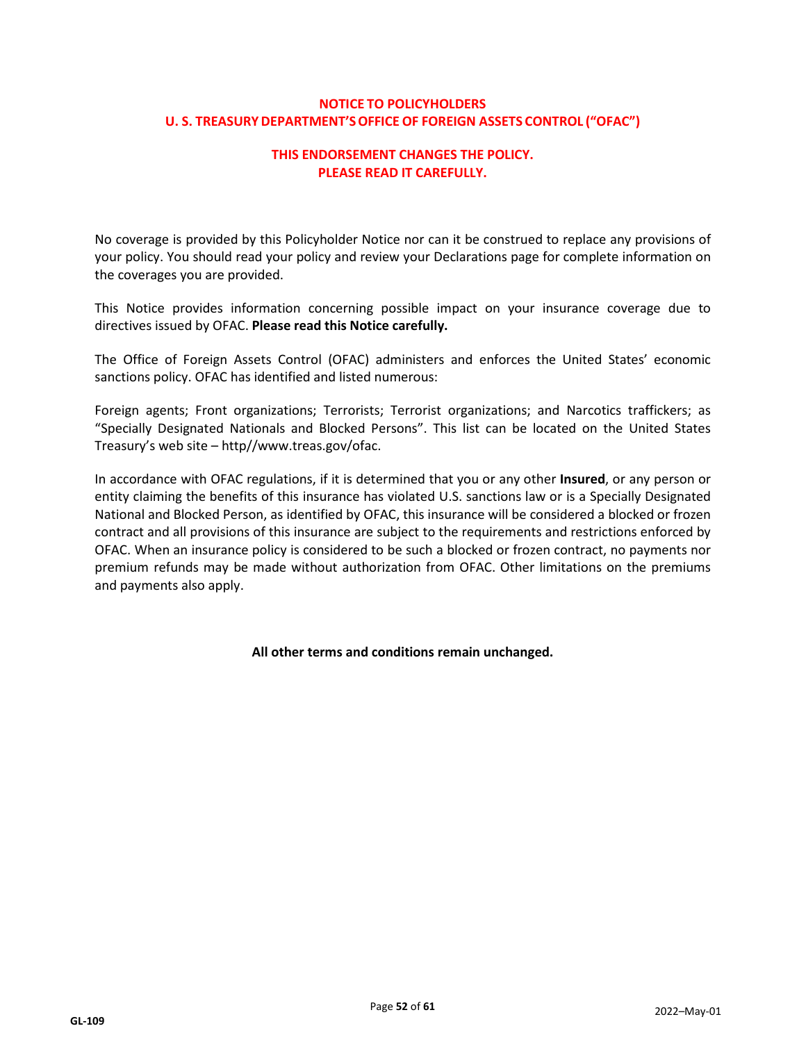## NOTICE TO POLICYHOLDERS
## U. S. TREASURY DEPARTMENT'S OFFICE OF FOREIGN ASSETS CONTROL ("OFAC")

### THIS ENDORSEMENT CHANGES THE POLICY.
### PLEASE READ IT CAREFULLY.

No coverage is provided by this Policyholder Notice nor can it be construed to replace any provisions of your policy. You should read your policy and review your Declarations page for complete information on the coverages you are provided.

This Notice provides information concerning possible impact on your insurance coverage due to directives issued by OFAC. **Please read this Notice carefully.**

The Office of Foreign Assets Control (OFAC) administers and enforces the United States' economic sanctions policy. OFAC has identified and listed numerous:

Foreign agents; Front organizations; Terrorists; Terrorist organizations; and Narcotics traffickers; as "Specially Designated Nationals and Blocked Persons". This list can be located on the United States Treasury's web site – http//www.treas.gov/ofac.

In accordance with OFAC regulations, if it is determined that you or any other **Insured**, or any person or entity claiming the benefits of this insurance has violated U.S. sanctions law or is a Specially Designated National and Blocked Person, as identified by OFAC, this insurance will be considered a blocked or frozen contract and all provisions of this insurance are subject to the requirements and restrictions enforced by OFAC. When an insurance policy is considered to be such a blocked or frozen contract, no payments nor premium refunds may be made without authorization from OFAC. Other limitations on the premiums and payments also apply.

**All other terms and conditions remain unchanged.**

GL-109 2022–May-01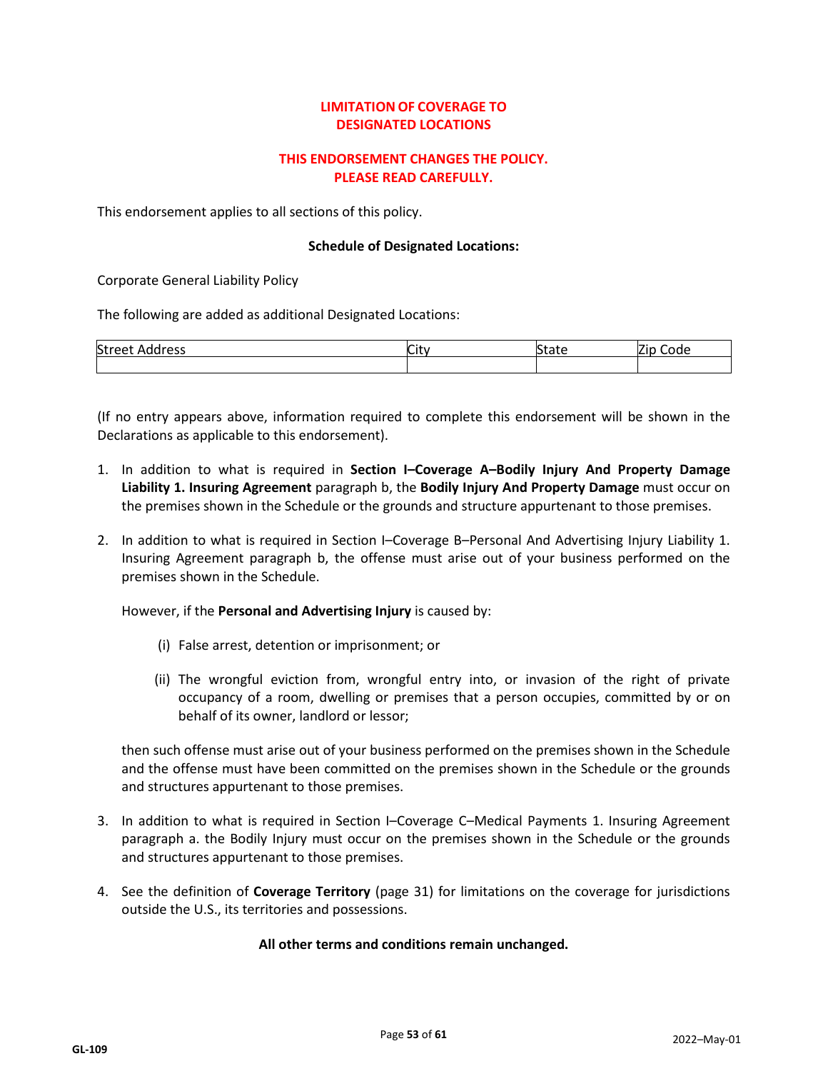# LIMITATION OF COVERAGE TO DESIGNATED LOCATIONS

**THIS ENDORSEMENT CHANGES THE POLICY. PLEASE READ CAREFULLY.**

This endorsement applies to all sections of this policy.

**Schedule of Designated Locations:**

Corporate General Liability Policy

The following are added as additional Designated Locations:

| Street Address | City | State | Zip Code |
|---|---|---|---|
| | | | |

(If no entry appears above, information required to complete this endorsement will be shown in the Declarations as applicable to this endorsement).

1. In addition to what is required in **Section I–Coverage A–Bodily Injury And Property Damage Liability 1. Insuring Agreement** paragraph b, the **Bodily Injury And Property Damage** must occur on the premises shown in the Schedule or the grounds and structure appurtenant to those premises.

2. In addition to what is required in Section I–Coverage B–Personal And Advertising Injury Liability 1. Insuring Agreement paragraph b, the offense must arise out of your business performed on the premises shown in the Schedule.

   However, if the **Personal and Advertising Injury** is caused by:

   (i) False arrest, detention or imprisonment; or

   (ii) The wrongful eviction from, wrongful entry into, or invasion of the right of private occupancy of a room, dwelling or premises that a person occupies, committed by or on behalf of its owner, landlord or lessor;

   then such offense must arise out of your business performed on the premises shown in the Schedule and the offense must have been committed on the premises shown in the Schedule or the grounds and structures appurtenant to those premises.

3. In addition to what is required in Section I–Coverage C–Medical Payments 1. Insuring Agreement paragraph a. the Bodily Injury must occur on the premises shown in the Schedule or the grounds and structures appurtenant to those premises.

4. See the definition of **Coverage Territory** (page 31) for limitations on the coverage for jurisdictions outside the U.S., its territories and possessions.

**All other terms and conditions remain unchanged.**

GL-109 2022–May-01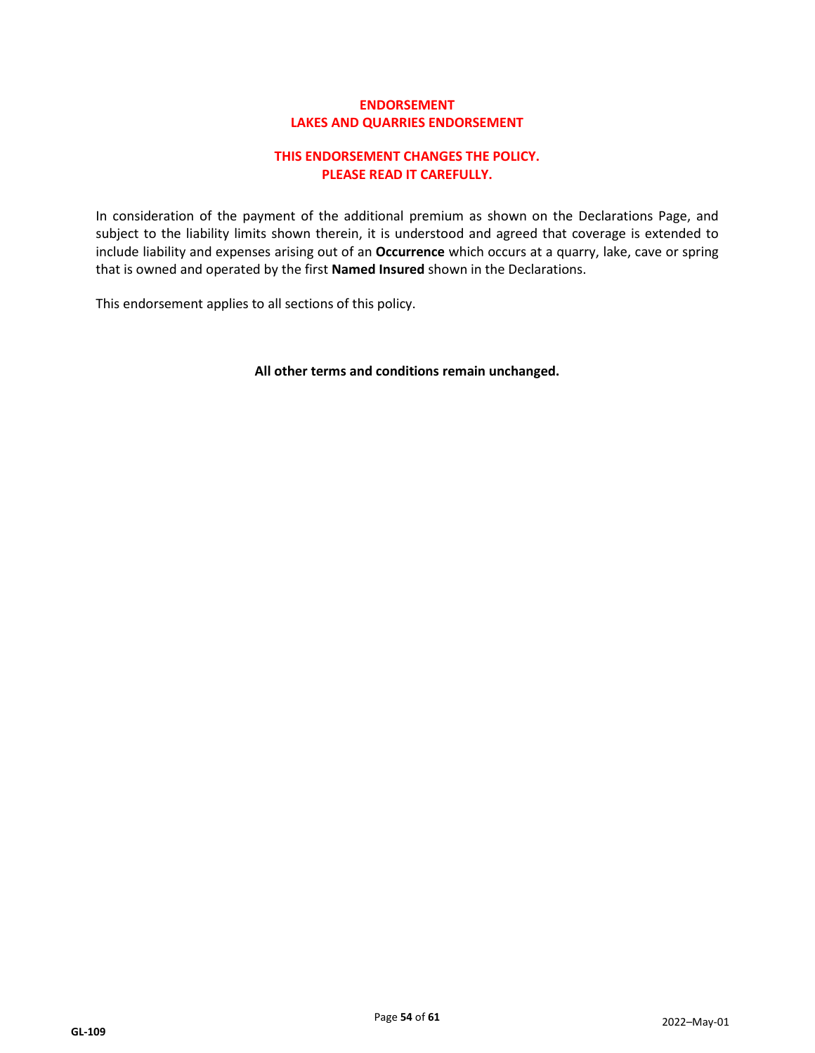# ENDORSEMENT
# LAKES AND QUARRIES ENDORSEMENT

**THIS ENDORSEMENT CHANGES THE POLICY.**
**PLEASE READ IT CAREFULLY.**

In consideration of the payment of the additional premium as shown on the Declarations Page, and subject to the liability limits shown therein, it is understood and agreed that coverage is extended to include liability and expenses arising out of an **Occurrence** which occurs at a quarry, lake, cave or spring that is owned and operated by the first **Named Insured** shown in the Declarations.

This endorsement applies to all sections of this policy.

**All other terms and conditions remain unchanged.**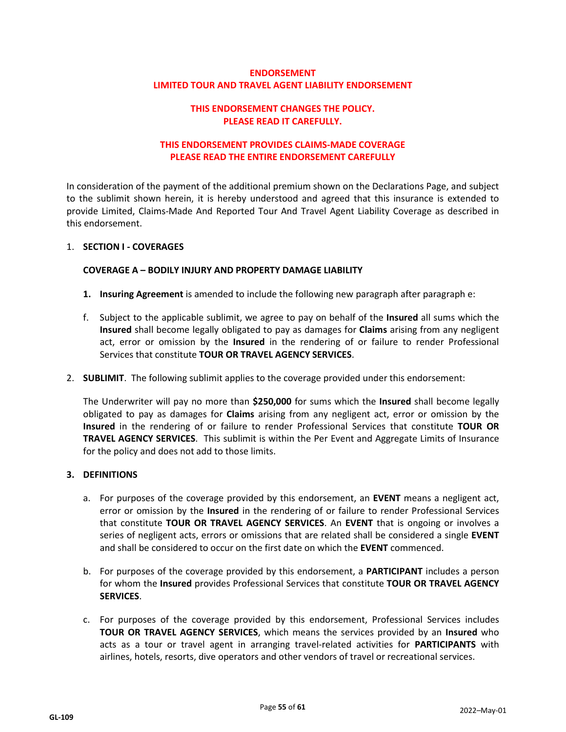## ENDORSEMENT
## LIMITED TOUR AND TRAVEL AGENT LIABILITY ENDORSEMENT

**THIS ENDORSEMENT CHANGES THE POLICY.**
**PLEASE READ IT CAREFULLY.**

**THIS ENDORSEMENT PROVIDES CLAIMS-MADE COVERAGE**
**PLEASE READ THE ENTIRE ENDORSEMENT CAREFULLY**

In consideration of the payment of the additional premium shown on the Declarations Page, and subject to the sublimit shown herein, it is hereby understood and agreed that this insurance is extended to provide Limited, Claims-Made And Reported Tour And Travel Agent Liability Coverage as described in this endorsement.

1. **SECTION I - COVERAGES**

   **COVERAGE A – BODILY INJURY AND PROPERTY DAMAGE LIABILITY**

   **1. Insuring Agreement** is amended to include the following new paragraph after paragraph e:

   f. Subject to the applicable sublimit, we agree to pay on behalf of the **Insured** all sums which the **Insured** shall become legally obligated to pay as damages for **Claims** arising from any negligent act, error or omission by the **Insured** in the rendering of or failure to render Professional Services that constitute **TOUR OR TRAVEL AGENCY SERVICES**.

2. **SUBLIMIT**. The following sublimit applies to the coverage provided under this endorsement:

   The Underwriter will pay no more than **$250,000** for sums which the **Insured** shall become legally obligated to pay as damages for **Claims** arising from any negligent act, error or omission by the **Insured** in the rendering of or failure to render Professional Services that constitute **TOUR OR TRAVEL AGENCY SERVICES**. This sublimit is within the Per Event and Aggregate Limits of Insurance for the policy and does not add to those limits.

3. **DEFINITIONS**

   a. For purposes of the coverage provided by this endorsement, an **EVENT** means a negligent act, error or omission by the **Insured** in the rendering of or failure to render Professional Services that constitute **TOUR OR TRAVEL AGENCY SERVICES**. An **EVENT** that is ongoing or involves a series of negligent acts, errors or omissions that are related shall be considered a single **EVENT** and shall be considered to occur on the first date on which the **EVENT** commenced.

   b. For purposes of the coverage provided by this endorsement, a **PARTICIPANT** includes a person for whom the **Insured** provides Professional Services that constitute **TOUR OR TRAVEL AGENCY SERVICES**.

   c. For purposes of the coverage provided by this endorsement, Professional Services includes **TOUR OR TRAVEL AGENCY SERVICES**, which means the services provided by an **Insured** who acts as a tour or travel agent in arranging travel-related activities for **PARTICIPANTS** with airlines, hotels, resorts, dive operators and other vendors of travel or recreational services.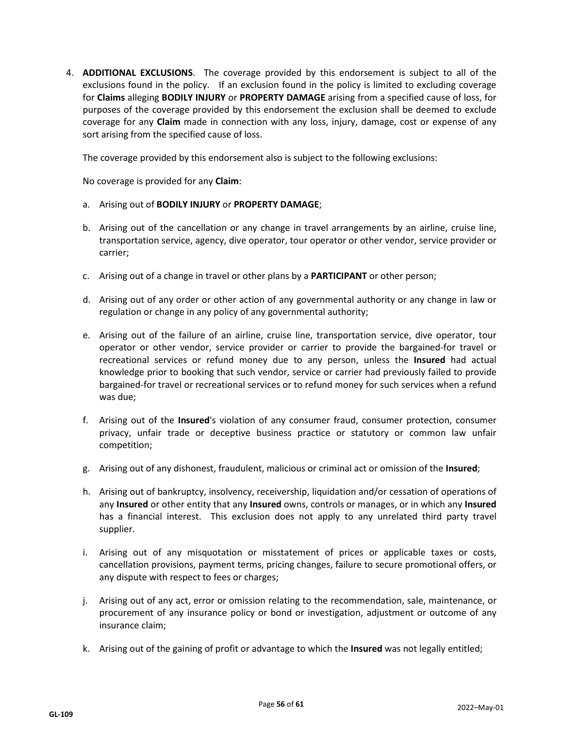4. **ADDITIONAL EXCLUSIONS**. The coverage provided by this endorsement is subject to all of the exclusions found in the policy. If an exclusion found in the policy is limited to excluding coverage for **Claims** alleging **BODILY INJURY** or **PROPERTY DAMAGE** arising from a specified cause of loss, for purposes of the coverage provided by this endorsement the exclusion shall be deemed to exclude coverage for any **Claim** made in connection with any loss, injury, damage, cost or expense of any sort arising from the specified cause of loss.

   The coverage provided by this endorsement also is subject to the following exclusions:

   No coverage is provided for any **Claim**:

   a. Arising out of **BODILY INJURY** or **PROPERTY DAMAGE**;

   b. Arising out of the cancellation or any change in travel arrangements by an airline, cruise line, transportation service, agency, dive operator, tour operator or other vendor, service provider or carrier;

   c. Arising out of a change in travel or other plans by a **PARTICIPANT** or other person;

   d. Arising out of any order or other action of any governmental authority or any change in law or regulation or change in any policy of any governmental authority;

   e. Arising out of the failure of an airline, cruise line, transportation service, dive operator, tour operator or other vendor, service provider or carrier to provide the bargained-for travel or recreational services or refund money due to any person, unless the **Insured** had actual knowledge prior to booking that such vendor, service or carrier had previously failed to provide bargained-for travel or recreational services or to refund money for such services when a refund was due;

   f. Arising out of the **Insured**'s violation of any consumer fraud, consumer protection, consumer privacy, unfair trade or deceptive business practice or statutory or common law unfair competition;

   g. Arising out of any dishonest, fraudulent, malicious or criminal act or omission of the **Insured**;

   h. Arising out of bankruptcy, insolvency, receivership, liquidation and/or cessation of operations of any **Insured** or other entity that any **Insured** owns, controls or manages, or in which any **Insured** has a financial interest. This exclusion does not apply to any unrelated third party travel supplier.

   i. Arising out of any misquotation or misstatement of prices or applicable taxes or costs, cancellation provisions, payment terms, pricing changes, failure to secure promotional offers, or any dispute with respect to fees or charges;

   j. Arising out of any act, error or omission relating to the recommendation, sale, maintenance, or procurement of any insurance policy or bond or investigation, adjustment or outcome of any insurance claim;

   k. Arising out of the gaining of profit or advantage to which the **Insured** was not legally entitled;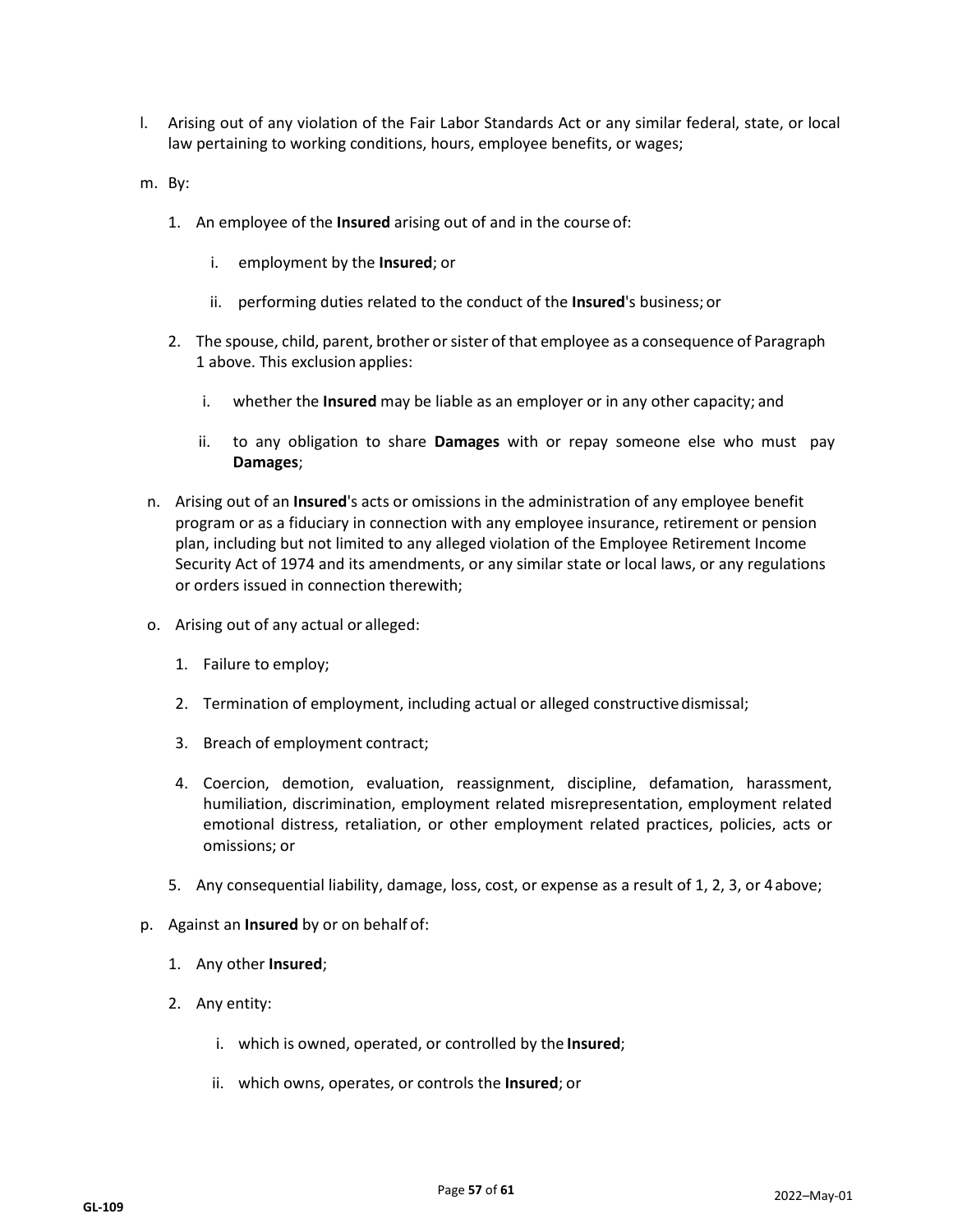l. Arising out of any violation of the Fair Labor Standards Act or any similar federal, state, or local law pertaining to working conditions, hours, employee benefits, or wages;

m. By:

   1. An employee of the **Insured** arising out of and in the course of:

      i. employment by the **Insured**; or

      ii. performing duties related to the conduct of the **Insured**'s business; or

   2. The spouse, child, parent, brother or sister of that employee as a consequence of Paragraph 1 above. This exclusion applies:

      i. whether the **Insured** may be liable as an employer or in any other capacity; and

      ii. to any obligation to share **Damages** with or repay someone else who must pay **Damages**;

n. Arising out of an **Insured**'s acts or omissions in the administration of any employee benefit program or as a fiduciary in connection with any employee insurance, retirement or pension plan, including but not limited to any alleged violation of the Employee Retirement Income Security Act of 1974 and its amendments, or any similar state or local laws, or any regulations or orders issued in connection therewith;

o. Arising out of any actual or alleged:

   1. Failure to employ;

   2. Termination of employment, including actual or alleged constructive dismissal;

   3. Breach of employment contract;

   4. Coercion, demotion, evaluation, reassignment, discipline, defamation, harassment, humiliation, discrimination, employment related misrepresentation, employment related emotional distress, retaliation, or other employment related practices, policies, acts or omissions; or

   5. Any consequential liability, damage, loss, cost, or expense as a result of 1, 2, 3, or 4 above;

p. Against an **Insured** by or on behalf of:

   1. Any other **Insured**;

   2. Any entity:

      i. which is owned, operated, or controlled by the **Insured**;

      ii. which owns, operates, or controls the **Insured**; or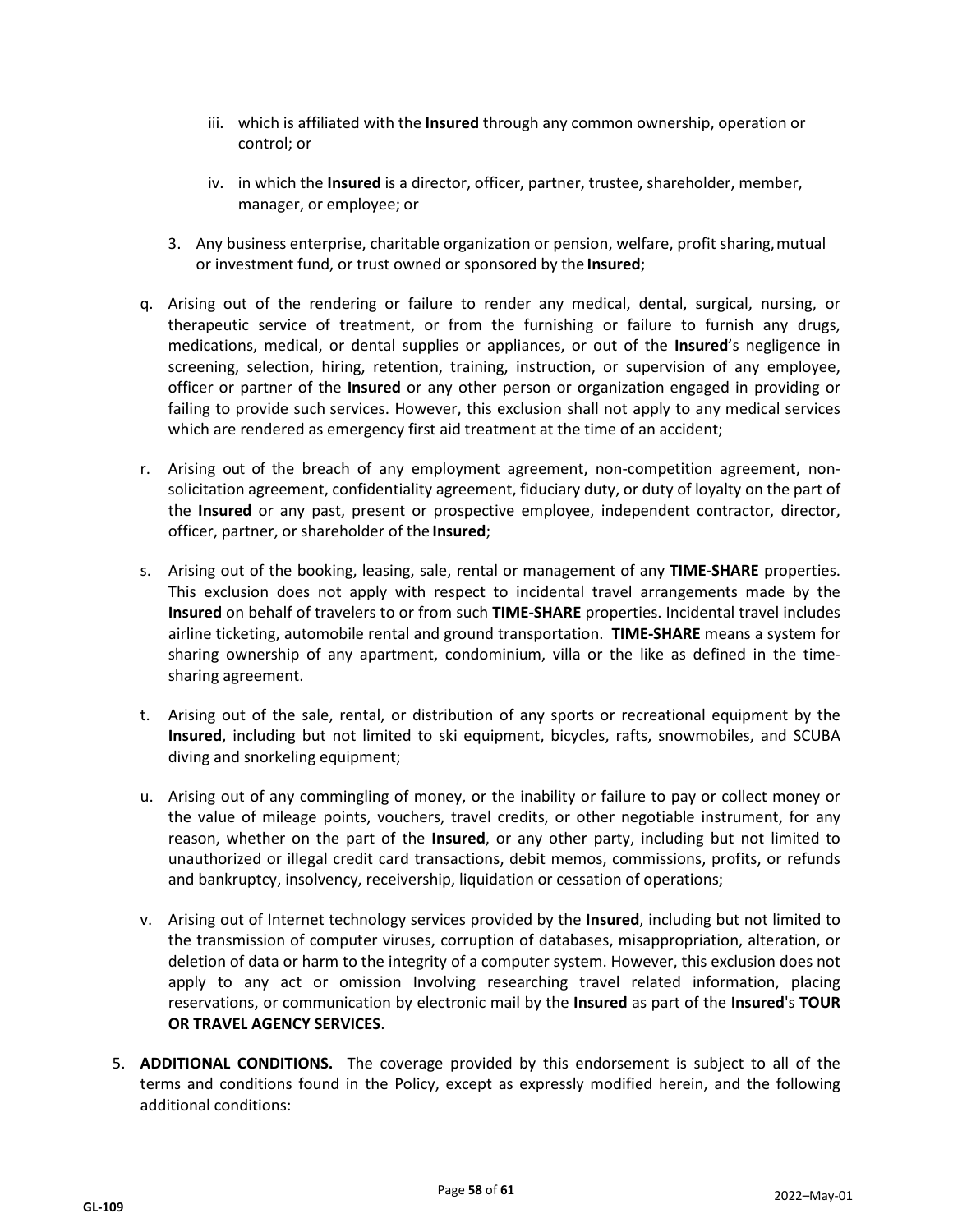iii. which is affiliated with the **Insured** through any common ownership, operation or control; or

iv. in which the **Insured** is a director, officer, partner, trustee, shareholder, member, manager, or employee; or

3. Any business enterprise, charitable organization or pension, welfare, profit sharing, mutual or investment fund, or trust owned or sponsored by the **Insured**;

q. Arising out of the rendering or failure to render any medical, dental, surgical, nursing, or therapeutic service of treatment, or from the furnishing or failure to furnish any drugs, medications, medical, or dental supplies or appliances, or out of the **Insured**'s negligence in screening, selection, hiring, retention, training, instruction, or supervision of any employee, officer or partner of the **Insured** or any other person or organization engaged in providing or failing to provide such services. However, this exclusion shall not apply to any medical services which are rendered as emergency first aid treatment at the time of an accident;

r. Arising out of the breach of any employment agreement, non-competition agreement, non-solicitation agreement, confidentiality agreement, fiduciary duty, or duty of loyalty on the part of the **Insured** or any past, present or prospective employee, independent contractor, director, officer, partner, or shareholder of the **Insured**;

s. Arising out of the booking, leasing, sale, rental or management of any **TIME-SHARE** properties. This exclusion does not apply with respect to incidental travel arrangements made by the **Insured** on behalf of travelers to or from such **TIME-SHARE** properties. Incidental travel includes airline ticketing, automobile rental and ground transportation. **TIME-SHARE** means a system for sharing ownership of any apartment, condominium, villa or the like as defined in the time-sharing agreement.

t. Arising out of the sale, rental, or distribution of any sports or recreational equipment by the **Insured**, including but not limited to ski equipment, bicycles, rafts, snowmobiles, and SCUBA diving and snorkeling equipment;

u. Arising out of any commingling of money, or the inability or failure to pay or collect money or the value of mileage points, vouchers, travel credits, or other negotiable instrument, for any reason, whether on the part of the **Insured**, or any other party, including but not limited to unauthorized or illegal credit card transactions, debit memos, commissions, profits, or refunds and bankruptcy, insolvency, receivership, liquidation or cessation of operations;

v. Arising out of Internet technology services provided by the **Insured**, including but not limited to the transmission of computer viruses, corruption of databases, misappropriation, alteration, or deletion of data or harm to the integrity of a computer system. However, this exclusion does not apply to any act or omission Involving researching travel related information, placing reservations, or communication by electronic mail by the **Insured** as part of the **Insured**'s **TOUR OR TRAVEL AGENCY SERVICES**.

5. **ADDITIONAL CONDITIONS.** The coverage provided by this endorsement is subject to all of the terms and conditions found in the Policy, except as expressly modified herein, and the following additional conditions: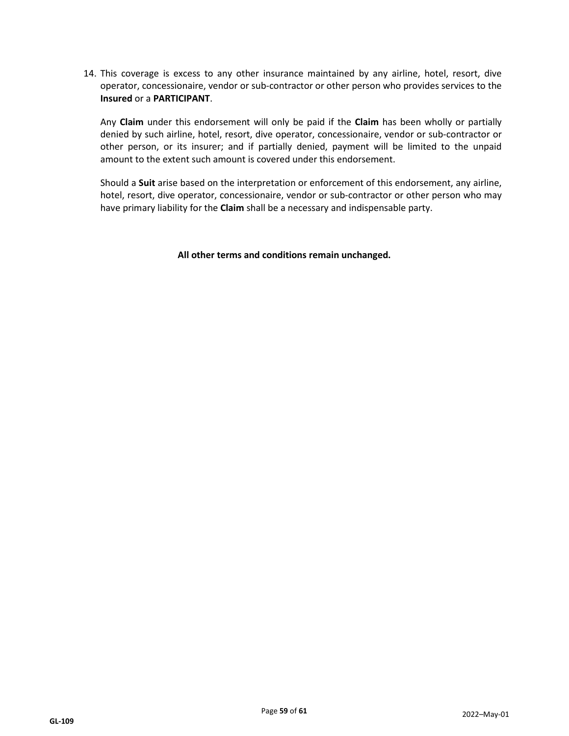14. This coverage is excess to any other insurance maintained by any airline, hotel, resort, dive operator, concessionaire, vendor or sub-contractor or other person who provides services to the **Insured** or a **PARTICIPANT**.

    Any **Claim** under this endorsement will only be paid if the **Claim** has been wholly or partially denied by such airline, hotel, resort, dive operator, concessionaire, vendor or sub-contractor or other person, or its insurer; and if partially denied, payment will be limited to the unpaid amount to the extent such amount is covered under this endorsement.

    Should a **Suit** arise based on the interpretation or enforcement of this endorsement, any airline, hotel, resort, dive operator, concessionaire, vendor or sub-contractor or other person who may have primary liability for the **Claim** shall be a necessary and indispensable party.

**All other terms and conditions remain unchanged.**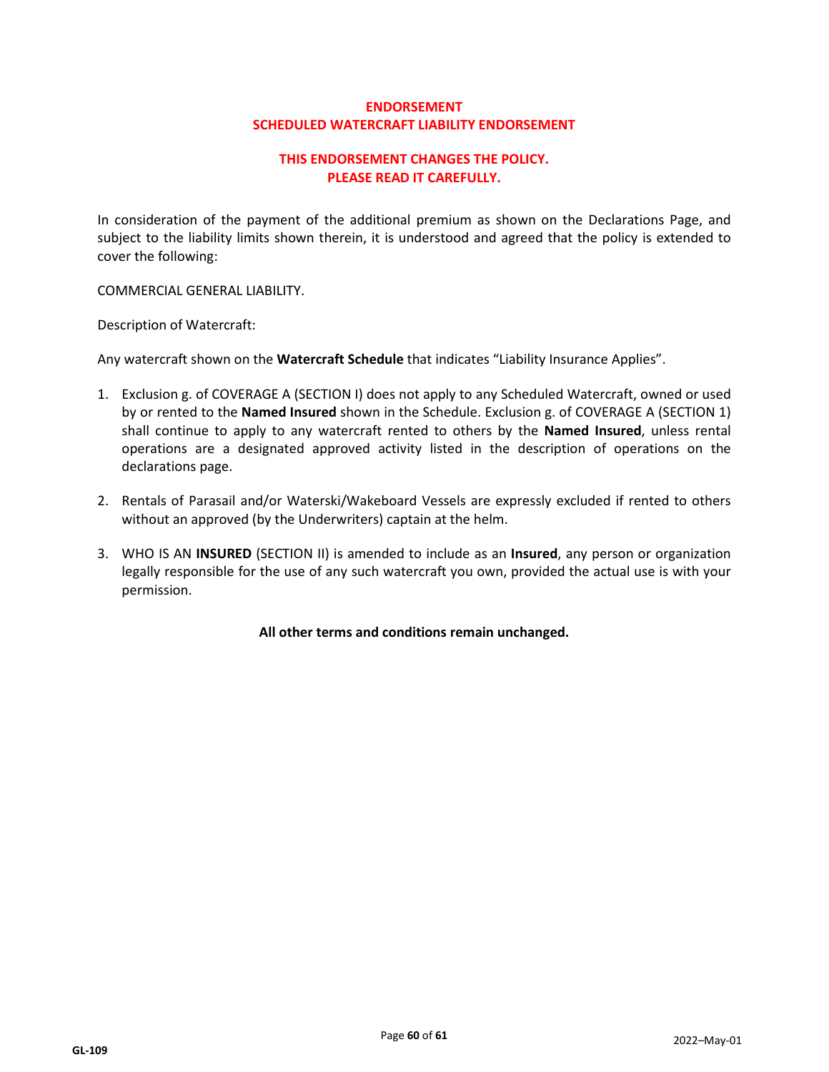# ENDORSEMENT
# SCHEDULED WATERCRAFT LIABILITY ENDORSEMENT

**THIS ENDORSEMENT CHANGES THE POLICY.**
**PLEASE READ IT CAREFULLY.**

In consideration of the payment of the additional premium as shown on the Declarations Page, and subject to the liability limits shown therein, it is understood and agreed that the policy is extended to cover the following:

COMMERCIAL GENERAL LIABILITY.

Description of Watercraft:

Any watercraft shown on the **Watercraft Schedule** that indicates "Liability Insurance Applies".

1. Exclusion g. of COVERAGE A (SECTION I) does not apply to any Scheduled Watercraft, owned or used by or rented to the **Named Insured** shown in the Schedule. Exclusion g. of COVERAGE A (SECTION 1) shall continue to apply to any watercraft rented to others by the **Named Insured**, unless rental operations are a designated approved activity listed in the description of operations on the declarations page.

2. Rentals of Parasail and/or Waterski/Wakeboard Vessels are expressly excluded if rented to others without an approved (by the Underwriters) captain at the helm.

3. WHO IS AN **INSURED** (SECTION II) is amended to include as an **Insured**, any person or organization legally responsible for the use of any such watercraft you own, provided the actual use is with your permission.

**All other terms and conditions remain unchanged.**

GL-109 2022–May-01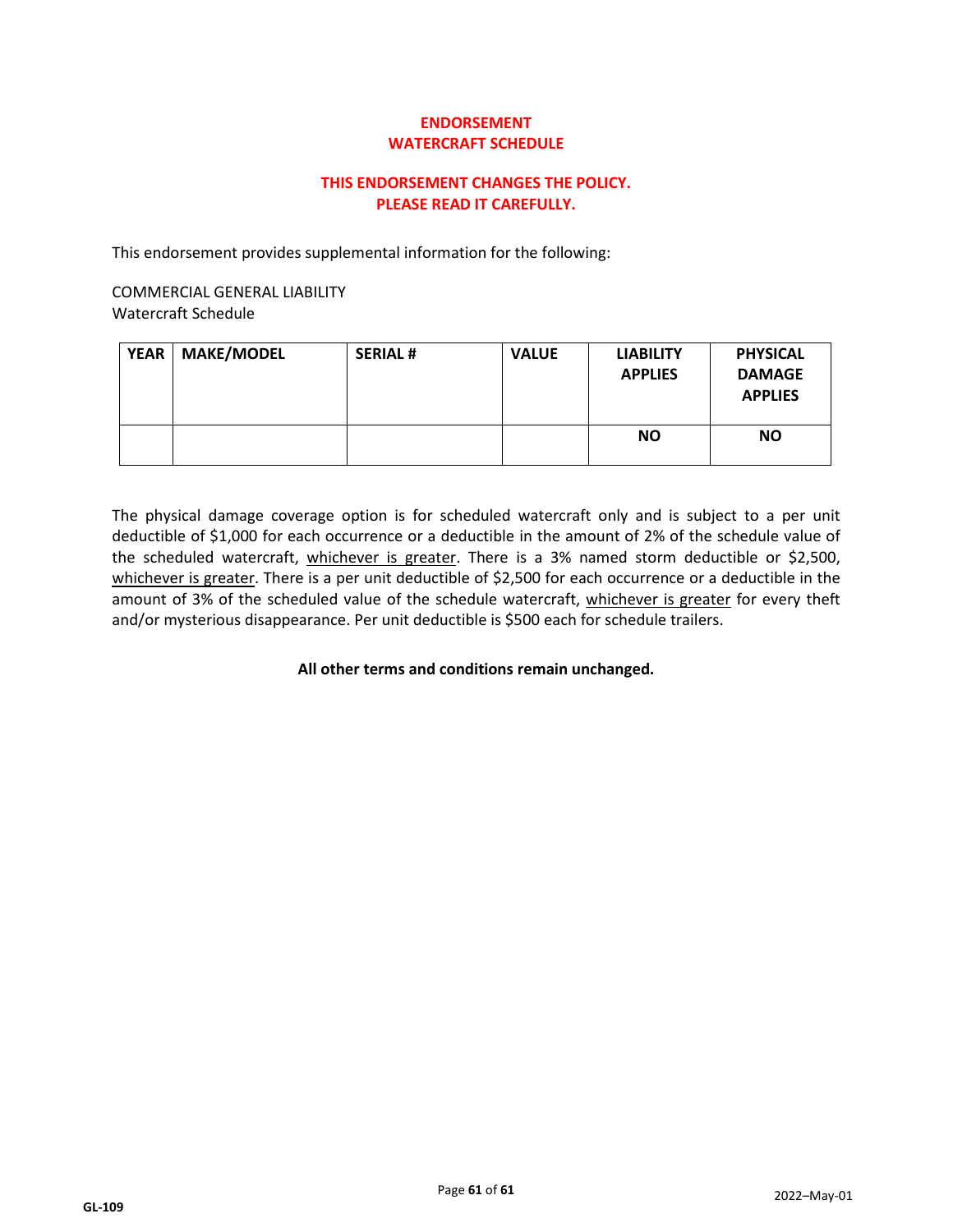# ENDORSEMENT
# WATERCRAFT SCHEDULE

**THIS ENDORSEMENT CHANGES THE POLICY.**
**PLEASE READ IT CAREFULLY.**

This endorsement provides supplemental information for the following:

COMMERCIAL GENERAL LIABILITY
Watercraft Schedule

| YEAR | MAKE/MODEL | SERIAL # | VALUE | LIABILITY APPLIES | PHYSICAL DAMAGE APPLIES |
|---|---|---|---|---|---|
| | | | | **NO** | **NO** |

The physical damage coverage option is for scheduled watercraft only and is subject to a per unit deductible of $1,000 for each occurrence or a deductible in the amount of 2% of the schedule value of the scheduled watercraft, <u>whichever is greater</u>. There is a 3% named storm deductible or $2,500, <u>whichever is greater</u>. There is a per unit deductible of $2,500 for each occurrence or a deductible in the amount of 3% of the scheduled value of the schedule watercraft, <u>whichever is greater</u> for every theft and/or mysterious disappearance. Per unit deductible is $500 each for schedule trailers.

**All other terms and conditions remain unchanged.**

GL-109 2022–May-01